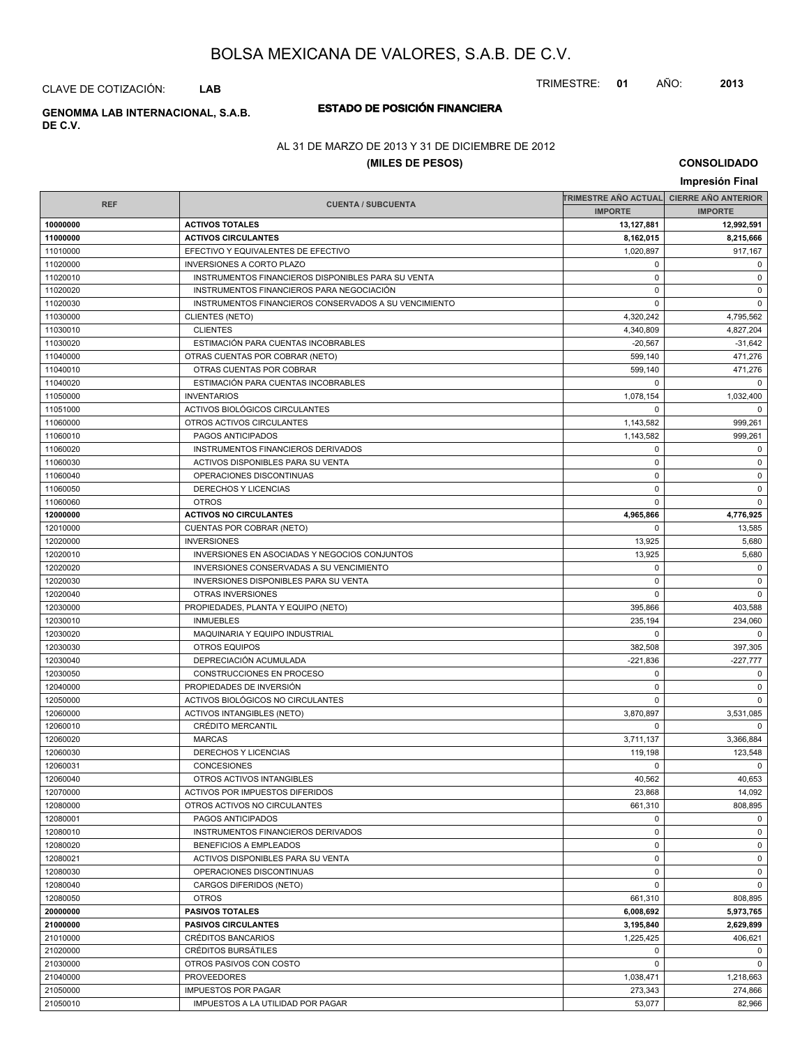# BOLSA MEXICANA DE VALORES, S.A.B. DE C.V.

CLAVE DE COTIZACIÓN: **LAB**

TRIMESTRE: **01** AÑO: **2013**

**GENOMMA LAB INTERNACIONAL, S.A.B. DE C.V.**

## ESTADO DE POSICIÓN FINANCIERA

AL 31 DE MARZO DE 2013 Y 31 DE DICIEMBRE DE 2012

**(MILES DE PESOS)**

**CONSOLIDADO**

**Impresión Final**

| REF | CUENTA / SUBCUENTA | TRIMESTRE AÑO ACTUAL | CIERRE AÑO ANTERIOR |
|---|---|---|---|
| | | IMPORTE | IMPORTE |
| **10000000** | **ACTIVOS TOTALES** | **13,127,881** | **12,992,591** |
| **11000000** | **ACTIVOS CIRCULANTES** | **8,162,015** | **8,215,666** |
| 11010000 | EFECTIVO Y EQUIVALENTES DE EFECTIVO | 1,020,897 | 917,167 |
| 11020000 | INVERSIONES A CORTO PLAZO | 0 | 0 |
| 11020010 | INSTRUMENTOS FINANCIEROS DISPONIBLES PARA SU VENTA | 0 | 0 |
| 11020020 | INSTRUMENTOS FINANCIEROS PARA NEGOCIACIÓN | 0 | 0 |
| 11020030 | INSTRUMENTOS FINANCIEROS CONSERVADOS A SU VENCIMIENTO | 0 | 0 |
| 11030000 | CLIENTES (NETO) | 4,320,242 | 4,795,562 |
| 11030010 | CLIENTES | 4,340,809 | 4,827,204 |
| 11030020 | ESTIMACIÓN PARA CUENTAS INCOBRABLES | -20,567 | -31,642 |
| 11040000 | OTRAS CUENTAS POR COBRAR (NETO) | 599,140 | 471,276 |
| 11040010 | OTRAS CUENTAS POR COBRAR | 599,140 | 471,276 |
| 11040020 | ESTIMACIÓN PARA CUENTAS INCOBRABLES | 0 | 0 |
| 11050000 | INVENTARIOS | 1,078,154 | 1,032,400 |
| 11051000 | ACTIVOS BIOLÓGICOS CIRCULANTES | 0 | 0 |
| 11060000 | OTROS ACTIVOS CIRCULANTES | 1,143,582 | 999,261 |
| 11060010 | PAGOS ANTICIPADOS | 1,143,582 | 999,261 |
| 11060020 | INSTRUMENTOS FINANCIEROS DERIVADOS | 0 | 0 |
| 11060030 | ACTIVOS DISPONIBLES PARA SU VENTA | 0 | 0 |
| 11060040 | OPERACIONES DISCONTINUAS | 0 | 0 |
| 11060050 | DERECHOS Y LICENCIAS | 0 | 0 |
| 11060060 | OTROS | 0 | 0 |
| **12000000** | **ACTIVOS NO CIRCULANTES** | **4,965,866** | **4,776,925** |
| 12010000 | CUENTAS POR COBRAR (NETO) | 0 | 13,585 |
| 12020000 | INVERSIONES | 13,925 | 5,680 |
| 12020010 | INVERSIONES EN ASOCIADAS Y NEGOCIOS CONJUNTOS | 13,925 | 5,680 |
| 12020020 | INVERSIONES CONSERVADAS A SU VENCIMIENTO | 0 | 0 |
| 12020030 | INVERSIONES DISPONIBLES PARA SU VENTA | 0 | 0 |
| 12020040 | OTRAS INVERSIONES | 0 | 0 |
| 12030000 | PROPIEDADES, PLANTA Y EQUIPO (NETO) | 395,866 | 403,588 |
| 12030010 | INMUEBLES | 235,194 | 234,060 |
| 12030020 | MAQUINARIA Y EQUIPO INDUSTRIAL | 0 | 0 |
| 12030030 | OTROS EQUIPOS | 382,508 | 397,305 |
| 12030040 | DEPRECIACIÓN ACUMULADA | -221,836 | -227,777 |
| 12030050 | CONSTRUCCIONES EN PROCESO | 0 | 0 |
| 12040000 | PROPIEDADES DE INVERSIÓN | 0 | 0 |
| 12050000 | ACTIVOS BIOLÓGICOS NO CIRCULANTES | 0 | 0 |
| 12060000 | ACTIVOS INTANGIBLES (NETO) | 3,870,897 | 3,531,085 |
| 12060010 | CRÉDITO MERCANTIL | 0 | 0 |
| 12060020 | MARCAS | 3,711,137 | 3,366,884 |
| 12060030 | DERECHOS Y LICENCIAS | 119,198 | 123,548 |
| 12060031 | CONCESIONES | 0 | 0 |
| 12060040 | OTROS ACTIVOS INTANGIBLES | 40,562 | 40,653 |
| 12070000 | ACTIVOS POR IMPUESTOS DIFERIDOS | 23,868 | 14,092 |
| 12080000 | OTROS ACTIVOS NO CIRCULANTES | 661,310 | 808,895 |
| 12080001 | PAGOS ANTICIPADOS | 0 | 0 |
| 12080010 | INSTRUMENTOS FINANCIEROS DERIVADOS | 0 | 0 |
| 12080020 | BENEFICIOS A EMPLEADOS | 0 | 0 |
| 12080021 | ACTIVOS DISPONIBLES PARA SU VENTA | 0 | 0 |
| 12080030 | OPERACIONES DISCONTINUAS | 0 | 0 |
| 12080040 | CARGOS DIFERIDOS (NETO) | 0 | 0 |
| 12080050 | OTROS | 661,310 | 808,895 |
| **20000000** | **PASIVOS TOTALES** | **6,008,692** | **5,973,765** |
| **21000000** | **PASIVOS CIRCULANTES** | **3,195,840** | **2,629,899** |
| 21010000 | CRÉDITOS BANCARIOS | 1,225,425 | 406,621 |
| 21020000 | CRÉDITOS BURSÁTILES | 0 | 0 |
| 21030000 | OTROS PASIVOS CON COSTO | 0 | 0 |
| 21040000 | PROVEEDORES | 1,038,471 | 1,218,663 |
| 21050000 | IMPUESTOS POR PAGAR | 273,343 | 274,866 |
| 21050010 | IMPUESTOS A LA UTILIDAD POR PAGAR | 53,077 | 82,966 |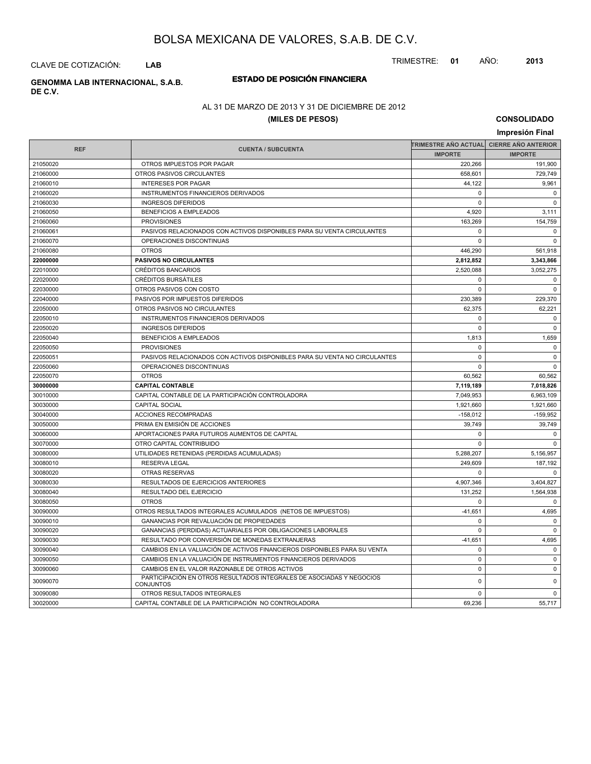# BOLSA MEXICANA DE VALORES, S.A.B. DE C.V.

CLAVE DE COTIZACIÓN: **LAB**

TRIMESTRE: **01** AÑO: **2013**

**GENOMMA LAB INTERNACIONAL, S.A.B. DE C.V.**

## ESTADO DE POSICIÓN FINANCIERA

AL 31 DE MARZO DE 2013 Y 31 DE DICIEMBRE DE 2012

**(MILES DE PESOS)**

**CONSOLIDADO**

**Impresión Final**

| REF | CUENTA / SUBCUENTA | TRIMESTRE AÑO ACTUAL | CIERRE AÑO ANTERIOR |
|---|---|---|---|
| | | IMPORTE | IMPORTE |
| 21050020 | OTROS IMPUESTOS POR PAGAR | 220,266 | 191,900 |
| 21060000 | OTROS PASIVOS CIRCULANTES | 658,601 | 729,749 |
| 21060010 | INTERESES POR PAGAR | 44,122 | 9,961 |
| 21060020 | INSTRUMENTOS FINANCIEROS DERIVADOS | 0 | 0 |
| 21060030 | INGRESOS DIFERIDOS | 0 | 0 |
| 21060050 | BENEFICIOS A EMPLEADOS | 4,920 | 3,111 |
| 21060060 | PROVISIONES | 163,269 | 154,759 |
| 21060061 | PASIVOS RELACIONADOS CON ACTIVOS DISPONIBLES PARA SU VENTA CIRCULANTES | 0 | 0 |
| 21060070 | OPERACIONES DISCONTINUAS | 0 | 0 |
| 21060080 | OTROS | 446,290 | 561,918 |
| **22000000** | **PASIVOS NO CIRCULANTES** | **2,812,852** | **3,343,866** |
| 22010000 | CRÉDITOS BANCARIOS | 2,520,088 | 3,052,275 |
| 22020000 | CRÉDITOS BURSÁTILES | 0 | 0 |
| 22030000 | OTROS PASIVOS CON COSTO | 0 | 0 |
| 22040000 | PASIVOS POR IMPUESTOS DIFERIDOS | 230,389 | 229,370 |
| 22050000 | OTROS PASIVOS NO CIRCULANTES | 62,375 | 62,221 |
| 22050010 | INSTRUMENTOS FINANCIEROS DERIVADOS | 0 | 0 |
| 22050020 | INGRESOS DIFERIDOS | 0 | 0 |
| 22050040 | BENEFICIOS A EMPLEADOS | 1,813 | 1,659 |
| 22050050 | PROVISIONES | 0 | 0 |
| 22050051 | PASIVOS RELACIONADOS CON ACTIVOS DISPONIBLES PARA SU VENTA NO CIRCULANTES | 0 | 0 |
| 22050060 | OPERACIONES DISCONTINUAS | 0 | 0 |
| 22050070 | OTROS | 60,562 | 60,562 |
| **30000000** | **CAPITAL CONTABLE** | **7,119,189** | **7,018,826** |
| 30010000 | CAPITAL CONTABLE DE LA PARTICIPACIÓN CONTROLADORA | 7,049,953 | 6,963,109 |
| 30030000 | CAPITAL SOCIAL | 1,921,660 | 1,921,660 |
| 30040000 | ACCIONES RECOMPRADAS | -158,012 | -159,952 |
| 30050000 | PRIMA EN EMISIÓN DE ACCIONES | 39,749 | 39,749 |
| 30060000 | APORTACIONES PARA FUTUROS AUMENTOS DE CAPITAL | 0 | 0 |
| 30070000 | OTRO CAPITAL CONTRIBUIDO | 0 | 0 |
| 30080000 | UTILIDADES RETENIDAS (PERDIDAS ACUMULADAS) | 5,288,207 | 5,156,957 |
| 30080010 | RESERVA LEGAL | 249,609 | 187,192 |
| 30080020 | OTRAS RESERVAS | 0 | 0 |
| 30080030 | RESULTADOS DE EJERCICIOS ANTERIORES | 4,907,346 | 3,404,827 |
| 30080040 | RESULTADO DEL EJERCICIO | 131,252 | 1,564,938 |
| 30080050 | OTROS | 0 | 0 |
| 30090000 | OTROS RESULTADOS INTEGRALES ACUMULADOS (NETOS DE IMPUESTOS) | -41,651 | 4,695 |
| 30090010 | GANANCIAS POR REVALUACIÓN DE PROPIEDADES | 0 | 0 |
| 30090020 | GANANCIAS (PERDIDAS) ACTUARIALES POR OBLIGACIONES LABORALES | 0 | 0 |
| 30090030 | RESULTADO POR CONVERSIÓN DE MONEDAS EXTRANJERAS | -41,651 | 4,695 |
| 30090040 | CAMBIOS EN LA VALUACIÓN DE ACTIVOS FINANCIEROS DISPONIBLES PARA SU VENTA | 0 | 0 |
| 30090050 | CAMBIOS EN LA VALUACIÓN DE INSTRUMENTOS FINANCIEROS DERIVADOS | 0 | 0 |
| 30090060 | CAMBIOS EN EL VALOR RAZONABLE DE OTROS ACTIVOS | 0 | 0 |
| 30090070 | PARTICIPACIÓN EN OTROS RESULTADOS INTEGRALES DE ASOCIADAS Y NEGOCIOS CONJUNTOS | 0 | 0 |
| 30090080 | OTROS RESULTADOS INTEGRALES | 0 | 0 |
| 30020000 | CAPITAL CONTABLE DE LA PARTICIPACIÓN NO CONTROLADORA | 69,236 | 55,717 |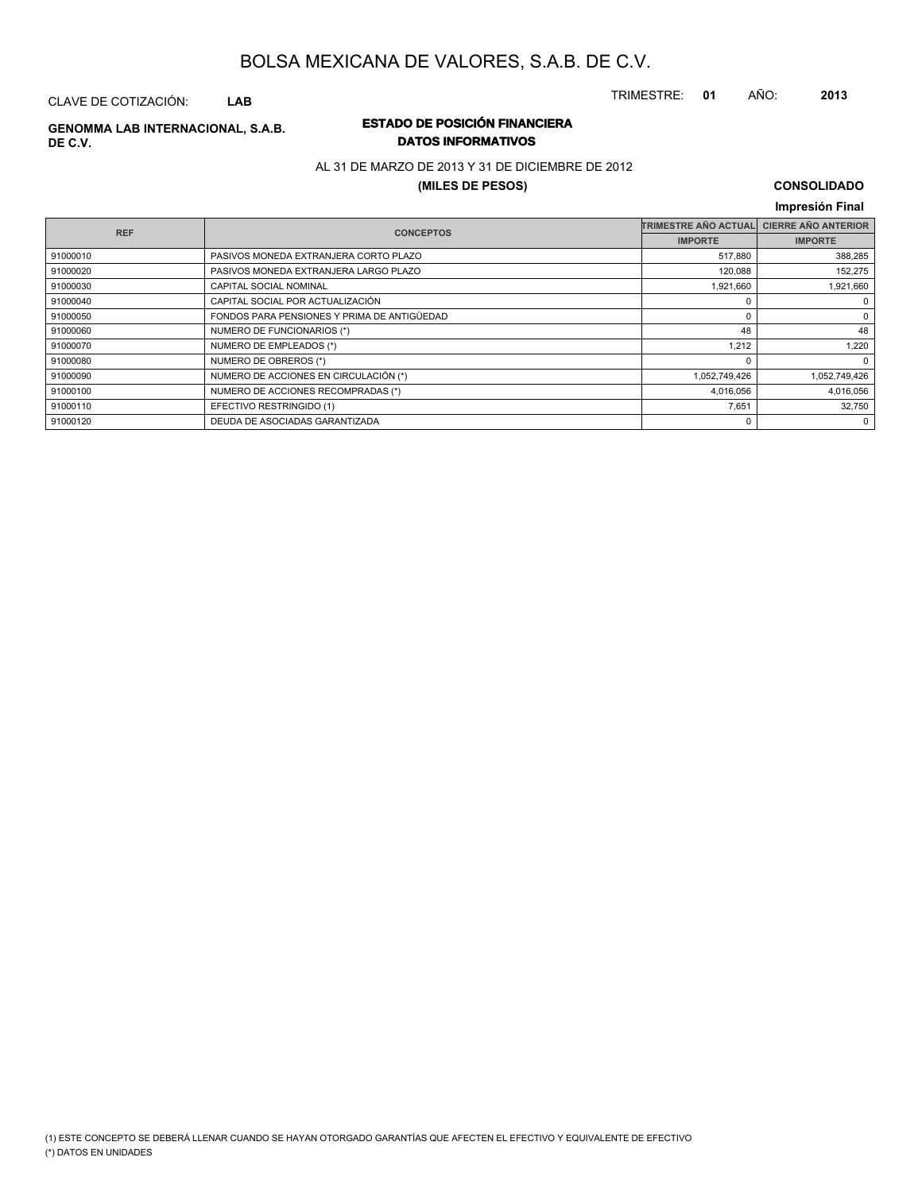# BOLSA MEXICANA DE VALORES, S.A.B. DE C.V.

CLAVE DE COTIZACIÓN: **LAB**

TRIMESTRE: **01** AÑO: **2013**

**GENOMMA LAB INTERNACIONAL, S.A.B. DE C.V.**

## ESTADO DE POSICIÓN FINANCIERA
### DATOS INFORMATIVOS

AL 31 DE MARZO DE 2013 Y 31 DE DICIEMBRE DE 2012

**(MILES DE PESOS)**

**CONSOLIDADO**

**Impresión Final**

| REF | CONCEPTOS | TRIMESTRE AÑO ACTUAL | CIERRE AÑO ANTERIOR |
|---|---|---|---|
| | | IMPORTE | IMPORTE |
| 91000010 | PASIVOS MONEDA EXTRANJERA CORTO PLAZO | 517,880 | 388,285 |
| 91000020 | PASIVOS MONEDA EXTRANJERA LARGO PLAZO | 120,088 | 152,275 |
| 91000030 | CAPITAL SOCIAL NOMINAL | 1,921,660 | 1,921,660 |
| 91000040 | CAPITAL SOCIAL POR ACTUALIZACIÓN | 0 | 0 |
| 91000050 | FONDOS PARA PENSIONES Y PRIMA DE ANTIGÜEDAD | 0 | 0 |
| 91000060 | NUMERO DE FUNCIONARIOS (*) | 48 | 48 |
| 91000070 | NUMERO DE EMPLEADOS (*) | 1,212 | 1,220 |
| 91000080 | NUMERO DE OBREROS (*) | 0 | 0 |
| 91000090 | NUMERO DE ACCIONES EN CIRCULACIÓN (*) | 1,052,749,426 | 1,052,749,426 |
| 91000100 | NUMERO DE ACCIONES RECOMPRADAS (*) | 4,016,056 | 4,016,056 |
| 91000110 | EFECTIVO RESTRINGIDO (1) | 7,651 | 32,750 |
| 91000120 | DEUDA DE ASOCIADAS GARANTIZADA | 0 | 0 |

(1) ESTE CONCEPTO SE DEBERÁ LLENAR CUANDO SE HAYAN OTORGADO GARANTÍAS QUE AFECTEN EL EFECTIVO Y EQUIVALENTE DE EFECTIVO

(*) DATOS EN UNIDADES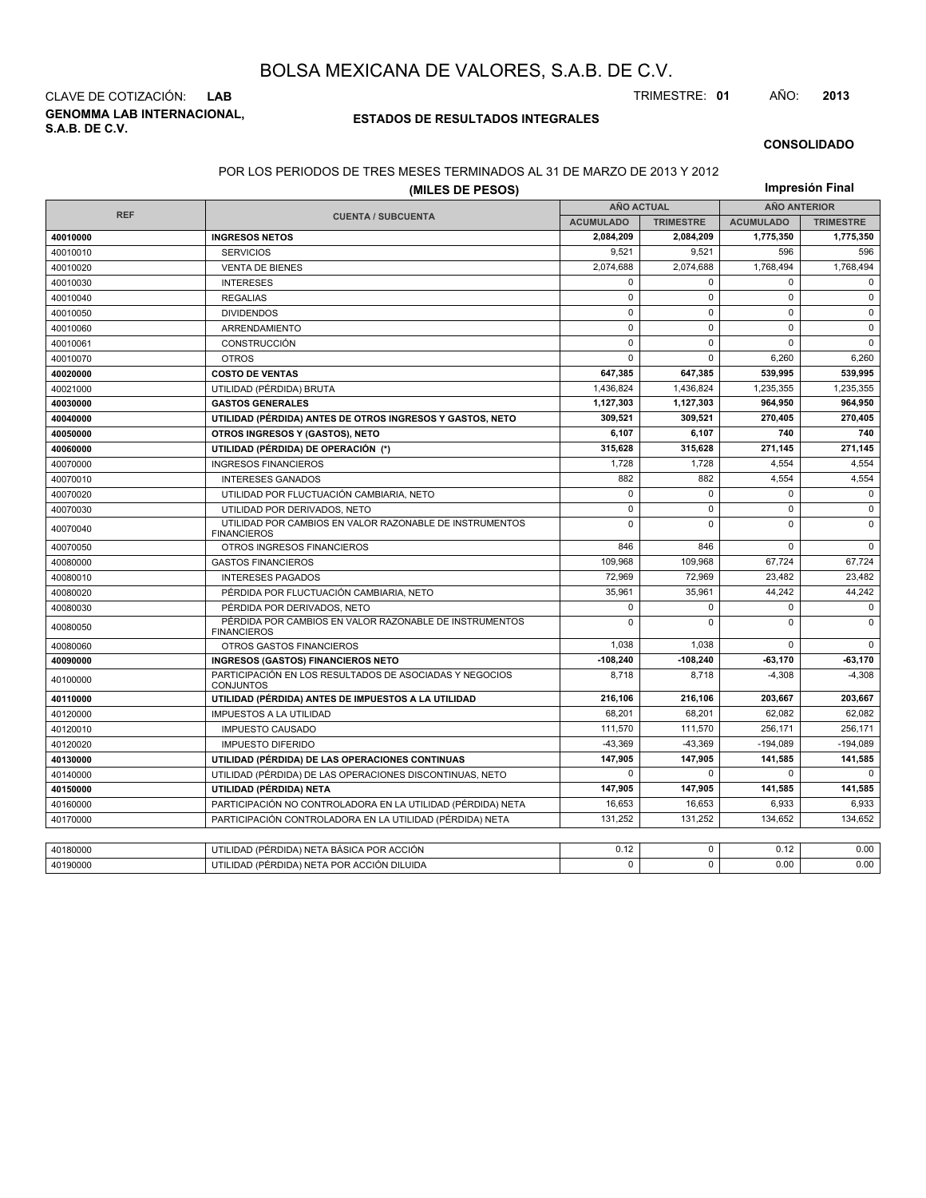# BOLSA MEXICANA DE VALORES, S.A.B. DE C.V.

CLAVE DE COTIZACIÓN: **LAB**

TRIMESTRE: **01** AÑO: **2013**

**GENOMMA LAB INTERNACIONAL, S.A.B. DE C.V.**

**ESTADOS DE RESULTADOS INTEGRALES**

**CONSOLIDADO**

POR LOS PERIODOS DE TRES MESES TERMINADOS AL 31 DE MARZO DE 2013 Y 2012

**(MILES DE PESOS)**

**Impresión Final**

| REF | CUENTA / SUBCUENTA | AÑO ACTUAL | | AÑO ANTERIOR | |
|---|---|---|---|---|---|
| | | ACUMULADO | TRIMESTRE | ACUMULADO | TRIMESTRE |
| **40010000** | **INGRESOS NETOS** | **2,084,209** | **2,084,209** | **1,775,350** | **1,775,350** |
| 40010010 | SERVICIOS | 9,521 | 9,521 | 596 | 596 |
| 40010020 | VENTA DE BIENES | 2,074,688 | 2,074,688 | 1,768,494 | 1,768,494 |
| 40010030 | INTERESES | 0 | 0 | 0 | 0 |
| 40010040 | REGALIAS | 0 | 0 | 0 | 0 |
| 40010050 | DIVIDENDOS | 0 | 0 | 0 | 0 |
| 40010060 | ARRENDAMIENTO | 0 | 0 | 0 | 0 |
| 40010061 | CONSTRUCCIÓN | 0 | 0 | 0 | 0 |
| 40010070 | OTROS | 0 | 0 | 6,260 | 6,260 |
| **40020000** | **COSTO DE VENTAS** | **647,385** | **647,385** | **539,995** | **539,995** |
| 40021000 | UTILIDAD (PÉRDIDA) BRUTA | 1,436,824 | 1,436,824 | 1,235,355 | 1,235,355 |
| **40030000** | **GASTOS GENERALES** | **1,127,303** | **1,127,303** | **964,950** | **964,950** |
| **40040000** | **UTILIDAD (PÉRDIDA) ANTES DE OTROS INGRESOS Y GASTOS, NETO** | **309,521** | **309,521** | **270,405** | **270,405** |
| **40050000** | **OTROS INGRESOS Y (GASTOS), NETO** | **6,107** | **6,107** | **740** | **740** |
| **40060000** | **UTILIDAD (PÉRDIDA) DE OPERACIÓN (*)** | **315,628** | **315,628** | **271,145** | **271,145** |
| 40070000 | INGRESOS FINANCIEROS | 1,728 | 1,728 | 4,554 | 4,554 |
| 40070010 | INTERESES GANADOS | 882 | 882 | 4,554 | 4,554 |
| 40070020 | UTILIDAD POR FLUCTUACIÓN CAMBIARIA, NETO | 0 | 0 | 0 | 0 |
| 40070030 | UTILIDAD POR DERIVADOS, NETO | 0 | 0 | 0 | 0 |
| 40070040 | UTILIDAD POR CAMBIOS EN VALOR RAZONABLE DE INSTRUMENTOS FINANCIEROS | 0 | 0 | 0 | 0 |
| 40070050 | OTROS INGRESOS FINANCIEROS | 846 | 846 | 0 | 0 |
| 40080000 | GASTOS FINANCIEROS | 109,968 | 109,968 | 67,724 | 67,724 |
| 40080010 | INTERESES PAGADOS | 72,969 | 72,969 | 23,482 | 23,482 |
| 40080020 | PÉRDIDA POR FLUCTUACIÓN CAMBIARIA, NETO | 35,961 | 35,961 | 44,242 | 44,242 |
| 40080030 | PÉRDIDA POR DERIVADOS, NETO | 0 | 0 | 0 | 0 |
| 40080050 | PÉRDIDA POR CAMBIOS EN VALOR RAZONABLE DE INSTRUMENTOS FINANCIEROS | 0 | 0 | 0 | 0 |
| 40080060 | OTROS GASTOS FINANCIEROS | 1,038 | 1,038 | 0 | 0 |
| **40090000** | **INGRESOS (GASTOS) FINANCIEROS NETO** | **-108,240** | **-108,240** | **-63,170** | **-63,170** |
| 40100000 | PARTICIPACIÓN EN LOS RESULTADOS DE ASOCIADAS Y NEGOCIOS CONJUNTOS | 8,718 | 8,718 | -4,308 | -4,308 |
| **40110000** | **UTILIDAD (PÉRDIDA) ANTES DE IMPUESTOS A LA UTILIDAD** | **216,106** | **216,106** | **203,667** | **203,667** |
| 40120000 | IMPUESTOS A LA UTILIDAD | 68,201 | 68,201 | 62,082 | 62,082 |
| 40120010 | IMPUESTO CAUSADO | 111,570 | 111,570 | 256,171 | 256,171 |
| 40120020 | IMPUESTO DIFERIDO | -43,369 | -43,369 | -194,089 | -194,089 |
| **40130000** | **UTILIDAD (PÉRDIDA) DE LAS OPERACIONES CONTINUAS** | **147,905** | **147,905** | **141,585** | **141,585** |
| 40140000 | UTILIDAD (PÉRDIDA) DE LAS OPERACIONES DISCONTINUAS, NETO | 0 | 0 | 0 | 0 |
| **40150000** | **UTILIDAD (PÉRDIDA) NETA** | **147,905** | **147,905** | **141,585** | **141,585** |
| 40160000 | PARTICIPACIÓN NO CONTROLADORA EN LA UTILIDAD (PÉRDIDA) NETA | 16,653 | 16,653 | 6,933 | 6,933 |
| 40170000 | PARTICIPACIÓN CONTROLADORA EN LA UTILIDAD (PÉRDIDA) NETA | 131,252 | 131,252 | 134,652 | 134,652 |

| | | | | | |
|---|---|---|---|---|---|
| 40180000 | UTILIDAD (PÉRDIDA) NETA BÁSICA POR ACCIÓN | 0.12 | 0 | 0.12 | 0.00 |
| 40190000 | UTILIDAD (PÉRDIDA) NETA POR ACCIÓN DILUIDA | 0 | 0 | 0.00 | 0.00 |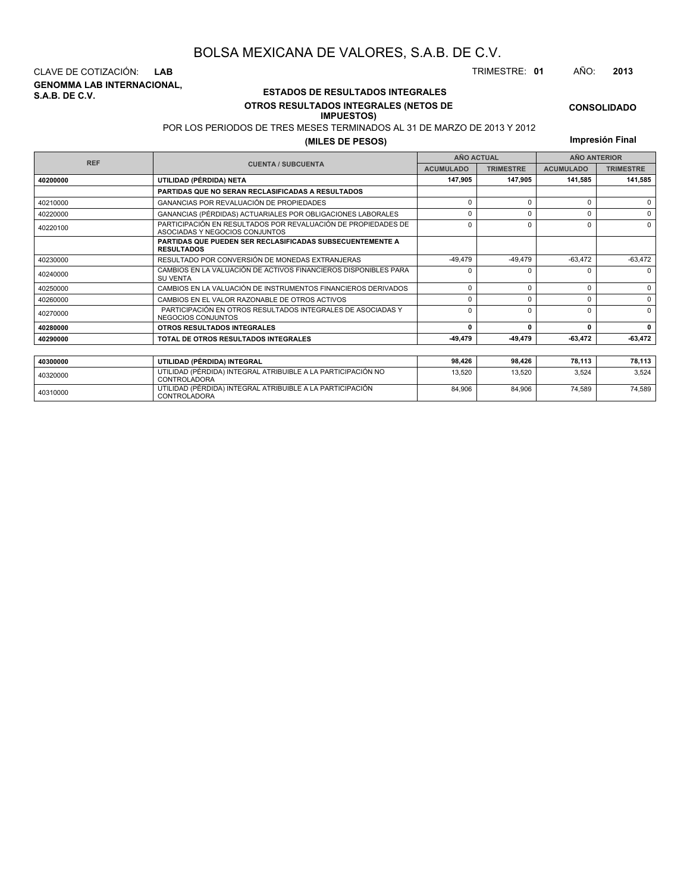# BOLSA MEXICANA DE VALORES, S.A.B. DE C.V.

CLAVE DE COTIZACIÓN: **LAB**

TRIMESTRE: **01** AÑO: **2013**

**GENOMMA LAB INTERNACIONAL, S.A.B. DE C.V.**

## ESTADOS DE RESULTADOS INTEGRALES

### OTROS RESULTADOS INTEGRALES (NETOS DE IMPUESTOS)

**CONSOLIDADO**

POR LOS PERIODOS DE TRES MESES TERMINADOS AL 31 DE MARZO DE 2013 Y 2012

**(MILES DE PESOS)**

**Impresión Final**

| REF | CUENTA / SUBCUENTA | AÑO ACTUAL | | AÑO ANTERIOR | |
|---|---|---|---|---|---|
| | | ACUMULADO | TRIMESTRE | ACUMULADO | TRIMESTRE |
| **40200000** | **UTILIDAD (PÉRDIDA) NETA** | **147,905** | **147,905** | **141,585** | **141,585** |
| | **PARTIDAS QUE NO SERAN RECLASIFICADAS A RESULTADOS** | | | | |
| 40210000 | GANANCIAS POR REVALUACIÓN DE PROPIEDADES | 0 | 0 | 0 | 0 |
| 40220000 | GANANCIAS (PÉRDIDAS) ACTUARIALES POR OBLIGACIONES LABORALES | 0 | 0 | 0 | 0 |
| 40220100 | PARTICIPACIÓN EN RESULTADOS POR REVALUACIÓN DE PROPIEDADES DE ASOCIADAS Y NEGOCIOS CONJUNTOS | 0 | 0 | 0 | 0 |
| | **PARTIDAS QUE PUEDEN SER RECLASIFICADAS SUBSECUENTEMENTE A RESULTADOS** | | | | |
| 40230000 | RESULTADO POR CONVERSIÓN DE MONEDAS EXTRANJERAS | -49,479 | -49,479 | -63,472 | -63,472 |
| 40240000 | CAMBIOS EN LA VALUACIÓN DE ACTIVOS FINANCIEROS DISPONIBLES PARA SU VENTA | 0 | 0 | 0 | 0 |
| 40250000 | CAMBIOS EN LA VALUACIÓN DE INSTRUMENTOS FINANCIEROS DERIVADOS | 0 | 0 | 0 | 0 |
| 40260000 | CAMBIOS EN EL VALOR RAZONABLE DE OTROS ACTIVOS | 0 | 0 | 0 | 0 |
| 40270000 | PARTICIPACIÓN EN OTROS RESULTADOS INTEGRALES DE ASOCIADAS Y NEGOCIOS CONJUNTOS | 0 | 0 | 0 | 0 |
| **40280000** | **OTROS RESULTADOS INTEGRALES** | **0** | **0** | **0** | **0** |
| **40290000** | **TOTAL DE OTROS RESULTADOS INTEGRALES** | **-49,479** | **-49,479** | **-63,472** | **-63,472** |
| **40300000** | **UTILIDAD (PÉRDIDA) INTEGRAL** | **98,426** | **98,426** | **78,113** | **78,113** |
| 40320000 | UTILIDAD (PÉRDIDA) INTEGRAL ATRIBUIBLE A LA PARTICIPACIÓN NO CONTROLADORA | 13,520 | 13,520 | 3,524 | 3,524 |
| 40310000 | UTILIDAD (PÉRDIDA) INTEGRAL ATRIBUIBLE A LA PARTICIPACIÓN CONTROLADORA | 84,906 | 84,906 | 74,589 | 74,589 |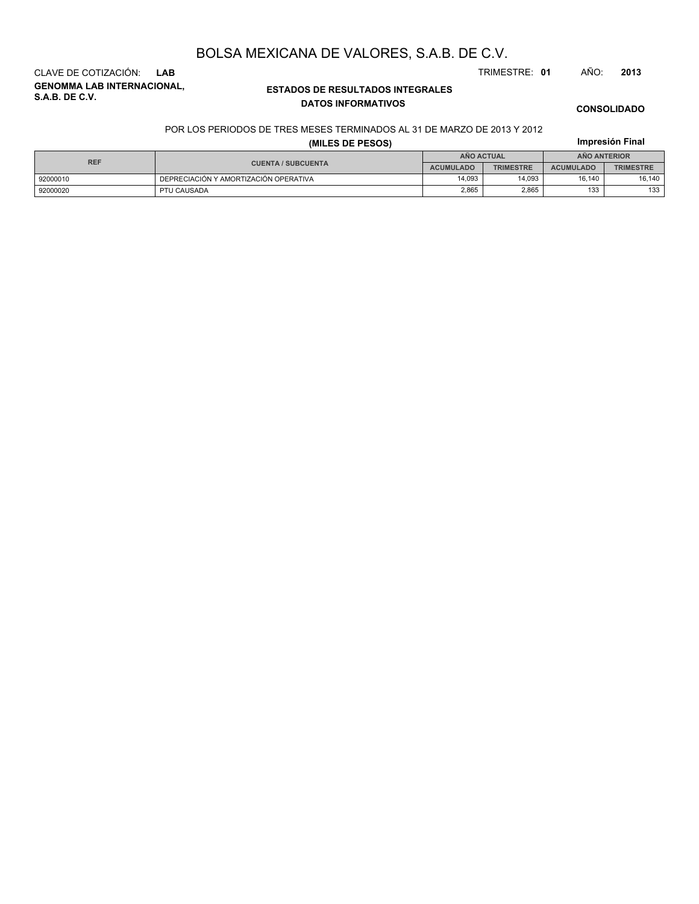# BOLSA MEXICANA DE VALORES, S.A.B. DE C.V.

CLAVE DE COTIZACIÓN: **LAB**

TRIMESTRE: **01** AÑO: **2013**

**GENOMMA LAB INTERNACIONAL, S.A.B. DE C.V.**

## ESTADOS DE RESULTADOS INTEGRALES
### DATOS INFORMATIVOS

**CONSOLIDADO**

POR LOS PERIODOS DE TRES MESES TERMINADOS AL 31 DE MARZO DE 2013 Y 2012

**(MILES DE PESOS)**

**Impresión Final**

| REF | CUENTA / SUBCUENTA | AÑO ACTUAL | | AÑO ANTERIOR | |
|---|---|---|---|---|---|
| | | ACUMULADO | TRIMESTRE | ACUMULADO | TRIMESTRE |
| 92000010 | DEPRECIACIÓN Y AMORTIZACIÓN OPERATIVA | 14,093 | 14,093 | 16,140 | 16,140 |
| 92000020 | PTU CAUSADA | 2,865 | 2,865 | 133 | 133 |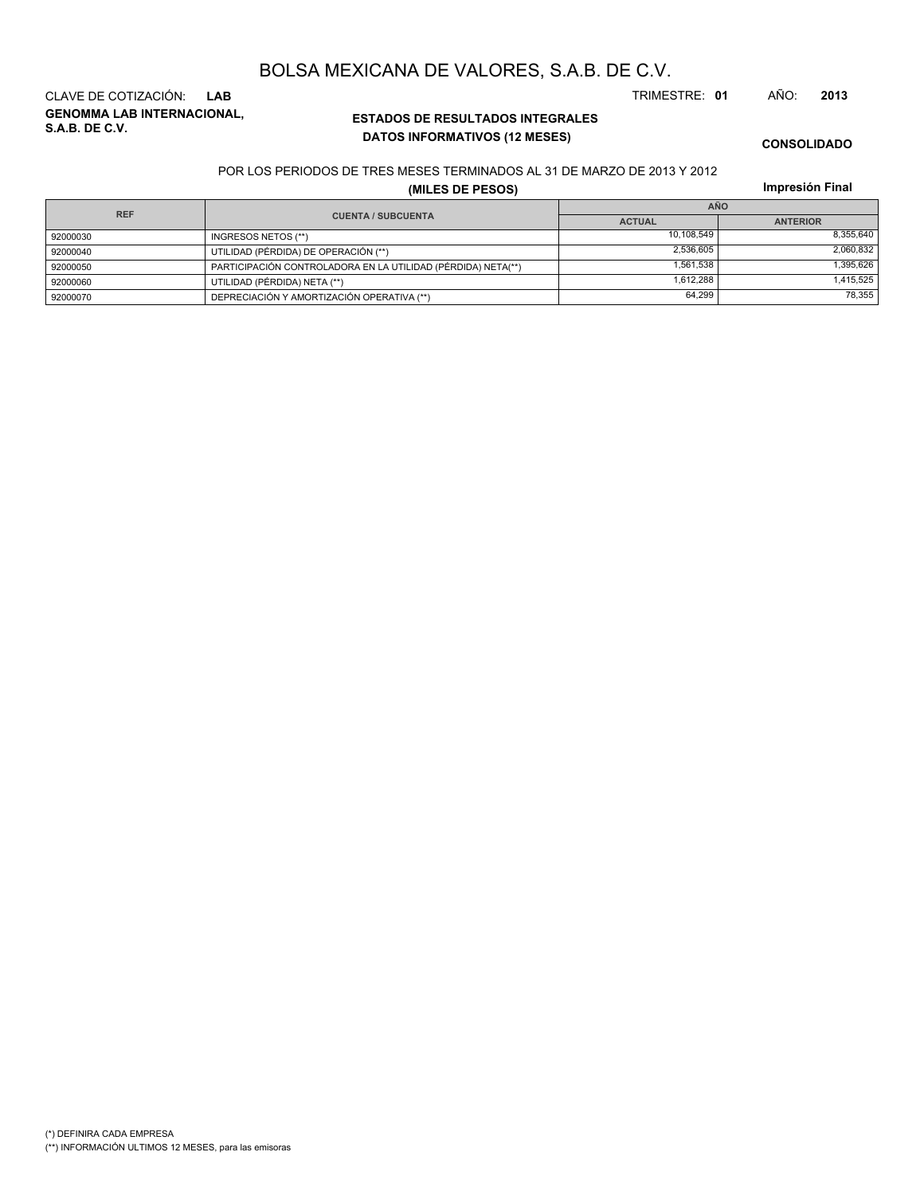# BOLSA MEXICANA DE VALORES, S.A.B. DE C.V.

CLAVE DE COTIZACIÓN: **LAB**

TRIMESTRE: **01** AÑO: **2013**

**GENOMMA LAB INTERNACIONAL, S.A.B. DE C.V.**

**ESTADOS DE RESULTADOS INTEGRALES**
**DATOS INFORMATIVOS (12 MESES)**

**CONSOLIDADO**

POR LOS PERIODOS DE TRES MESES TERMINADOS AL 31 DE MARZO DE 2013 Y 2012

**(MILES DE PESOS)**

**Impresión Final**

| REF | CUENTA / SUBCUENTA | AÑO | |
|---|---|---|---|
| | | ACTUAL | ANTERIOR |
| 92000030 | INGRESOS NETOS (**) | 10,108,549 | 8,355,640 |
| 92000040 | UTILIDAD (PÉRDIDA) DE OPERACIÓN (**) | 2,536,605 | 2,060,832 |
| 92000050 | PARTICIPACIÓN CONTROLADORA EN LA UTILIDAD (PÉRDIDA) NETA(**) | 1,561,538 | 1,395,626 |
| 92000060 | UTILIDAD (PÉRDIDA) NETA (**) | 1,612,288 | 1,415,525 |
| 92000070 | DEPRECIACIÓN Y AMORTIZACIÓN OPERATIVA (**) | 64,299 | 78,355 |

(*) DEFINIRA CADA EMPRESA

(**) INFORMACIÓN ULTIMOS 12 MESES, para las emisoras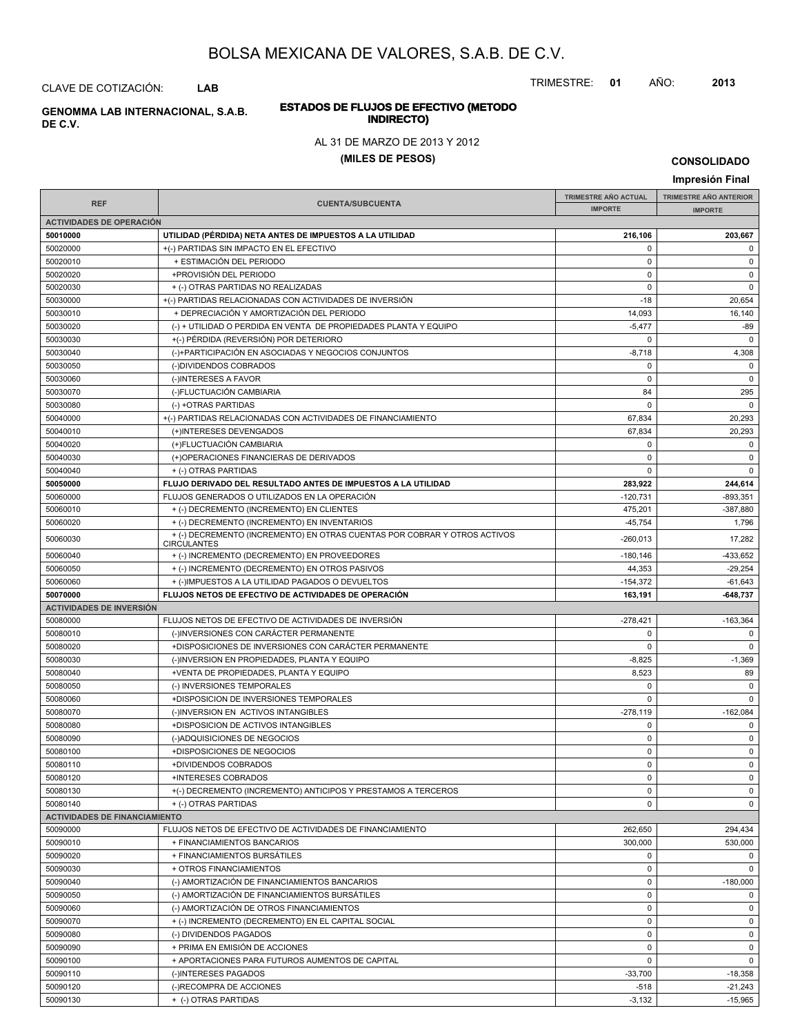# BOLSA MEXICANA DE VALORES, S.A.B. DE C.V.

CLAVE DE COTIZACIÓN: **LAB**

TRIMESTRE: **01** AÑO: **2013**

**GENOMMA LAB INTERNACIONAL, S.A.B. DE C.V.**

## ESTADOS DE FLUJOS DE EFECTIVO (METODO INDIRECTO)

AL 31 DE MARZO DE 2013 Y 2012

**(MILES DE PESOS)**

**CONSOLIDADO**

**Impresión Final**

| REF | CUENTA/SUBCUENTA | TRIMESTRE AÑO ACTUAL | TRIMESTRE AÑO ANTERIOR |
|---|---|---|---|
| | | IMPORTE | IMPORTE |
| **ACTIVIDADES DE OPERACIÓN** | | | |
| **50010000** | **UTILIDAD (PÉRDIDA) NETA ANTES DE IMPUESTOS A LA UTILIDAD** | **216,106** | **203,667** |
| 50020000 | +(-) PARTIDAS SIN IMPACTO EN EL EFECTIVO | 0 | 0 |
| 50020010 | + ESTIMACIÓN DEL PERIODO | 0 | 0 |
| 50020020 | +PROVISIÓN DEL PERIODO | 0 | 0 |
| 50020030 | + (-) OTRAS PARTIDAS NO REALIZADAS | 0 | 0 |
| 50030000 | +(-) PARTIDAS RELACIONADAS CON ACTIVIDADES DE INVERSIÓN | -18 | 20,654 |
| 50030010 | + DEPRECIACIÓN Y AMORTIZACIÓN DEL PERIODO | 14,093 | 16,140 |
| 50030020 | (-) + UTILIDAD O PERDIDA EN VENTA DE PROPIEDADES PLANTA Y EQUIPO | -5,477 | -89 |
| 50030030 | +(-) PÉRDIDA (REVERSIÓN) POR DETERIORO | 0 | 0 |
| 50030040 | (-)+PARTICIPACIÓN EN ASOCIADAS Y NEGOCIOS CONJUNTOS | -8,718 | 4,308 |
| 50030050 | (-)DIVIDENDOS COBRADOS | 0 | 0 |
| 50030060 | (-)INTERESES A FAVOR | 0 | 0 |
| 50030070 | (-)FLUCTUACIÓN CAMBIARIA | 84 | 295 |
| 50030080 | (-) +OTRAS PARTIDAS | 0 | 0 |
| 50040000 | +(-) PARTIDAS RELACIONADAS CON ACTIVIDADES DE FINANCIAMIENTO | 67,834 | 20,293 |
| 50040010 | (+)INTERESES DEVENGADOS | 67,834 | 20,293 |
| 50040020 | (+)FLUCTUACIÓN CAMBIARIA | 0 | 0 |
| 50040030 | (+)OPERACIONES FINANCIERAS DE DERIVADOS | 0 | 0 |
| 50040040 | + (-) OTRAS PARTIDAS | 0 | 0 |
| **50050000** | **FLUJO DERIVADO DEL RESULTADO ANTES DE IMPUESTOS A LA UTILIDAD** | **283,922** | **244,614** |
| 50060000 | FLUJOS GENERADOS O UTILIZADOS EN LA OPERACIÓN | -120,731 | -893,351 |
| 50060010 | + (-) DECREMENTO (INCREMENTO) EN CLIENTES | 475,201 | -387,880 |
| 50060020 | + (-) DECREMENTO (INCREMENTO) EN INVENTARIOS | -45,754 | 1,796 |
| 50060030 | + (-) DECREMENTO (INCREMENTO) EN OTRAS CUENTAS POR COBRAR Y OTROS ACTIVOS CIRCULANTES | -260,013 | 17,282 |
| 50060040 | + (-) INCREMENTO (DECREMENTO) EN PROVEEDORES | -180,146 | -433,652 |
| 50060050 | + (-) INCREMENTO (DECREMENTO) EN OTROS PASIVOS | 44,353 | -29,254 |
| 50060060 | + (-)IMPUESTOS A LA UTILIDAD PAGADOS O DEVUELTOS | -154,372 | -61,643 |
| **50070000** | **FLUJOS NETOS DE EFECTIVO DE ACTIVIDADES DE OPERACIÓN** | **163,191** | **-648,737** |
| **ACTIVIDADES DE INVERSIÓN** | | | |
| 50080000 | FLUJOS NETOS DE EFECTIVO DE ACTIVIDADES DE INVERSIÓN | -278,421 | -163,364 |
| 50080010 | (-)INVERSIONES CON CARÁCTER PERMANENTE | 0 | 0 |
| 50080020 | +DISPOSICIONES DE INVERSIONES CON CARÁCTER PERMANENTE | 0 | 0 |
| 50080030 | (-)INVERSION EN PROPIEDADES, PLANTA Y EQUIPO | -8,825 | -1,369 |
| 50080040 | +VENTA DE PROPIEDADES, PLANTA Y EQUIPO | 8,523 | 89 |
| 50080050 | (-) INVERSIONES TEMPORALES | 0 | 0 |
| 50080060 | +DISPOSICION DE INVERSIONES TEMPORALES | 0 | 0 |
| 50080070 | (-)INVERSION EN ACTIVOS INTANGIBLES | -278,119 | -162,084 |
| 50080080 | +DISPOSICION DE ACTIVOS INTANGIBLES | 0 | 0 |
| 50080090 | (-)ADQUISICIONES DE NEGOCIOS | 0 | 0 |
| 50080100 | +DISPOSICIONES DE NEGOCIOS | 0 | 0 |
| 50080110 | +DIVIDENDOS COBRADOS | 0 | 0 |
| 50080120 | +INTERESES COBRADOS | 0 | 0 |
| 50080130 | +(-) DECREMENTO (INCREMENTO) ANTICIPOS Y PRESTAMOS A TERCEROS | 0 | 0 |
| 50080140 | + (-) OTRAS PARTIDAS | 0 | 0 |
| **ACTIVIDADES DE FINANCIAMIENTO** | | | |
| 50090000 | FLUJOS NETOS DE EFECTIVO DE ACTIVIDADES DE FINANCIAMIENTO | 262,650 | 294,434 |
| 50090010 | + FINANCIAMIENTOS BANCARIOS | 300,000 | 530,000 |
| 50090020 | + FINANCIAMIENTOS BURSÁTILES | 0 | 0 |
| 50090030 | + OTROS FINANCIAMIENTOS | 0 | 0 |
| 50090040 | (-) AMORTIZACIÓN DE FINANCIAMIENTOS BANCARIOS | 0 | -180,000 |
| 50090050 | (-) AMORTIZACIÓN DE FINANCIAMIENTOS BURSÁTILES | 0 | 0 |
| 50090060 | (-) AMORTIZACIÓN DE OTROS FINANCIAMIENTOS | 0 | 0 |
| 50090070 | + (-) INCREMENTO (DECREMENTO) EN EL CAPITAL SOCIAL | 0 | 0 |
| 50090080 | (-) DIVIDENDOS PAGADOS | 0 | 0 |
| 50090090 | + PRIMA EN EMISIÓN DE ACCIONES | 0 | 0 |
| 50090100 | + APORTACIONES PARA FUTUROS AUMENTOS DE CAPITAL | 0 | 0 |
| 50090110 | (-)INTERESES PAGADOS | -33,700 | -18,358 |
| 50090120 | (-)RECOMPRA DE ACCIONES | -518 | -21,243 |
| 50090130 | + (-) OTRAS PARTIDAS | -3,132 | -15,965 |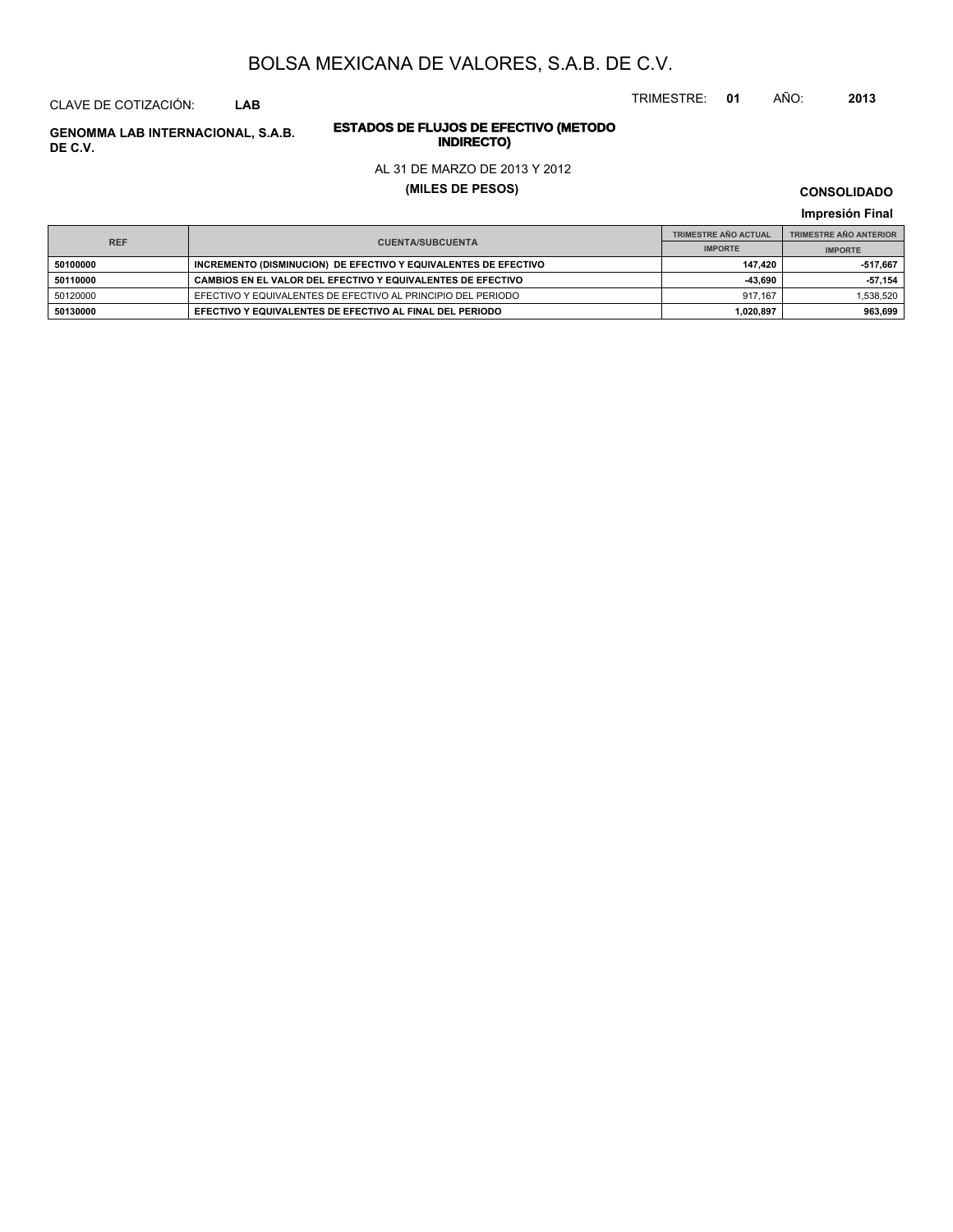# BOLSA MEXICANA DE VALORES, S.A.B. DE C.V.

CLAVE DE COTIZACIÓN: **LAB**

TRIMESTRE: **01** AÑO: **2013**

**GENOMMA LAB INTERNACIONAL, S.A.B. DE C.V.**

## ESTADOS DE FLUJOS DE EFECTIVO (METODO INDIRECTO)

AL 31 DE MARZO DE 2013 Y 2012

**(MILES DE PESOS)**

**CONSOLIDADO**

**Impresión Final**

| REF | CUENTA/SUBCUENTA | TRIMESTRE AÑO ACTUAL | TRIMESTRE AÑO ANTERIOR |
|---|---|---|---|
| | | IMPORTE | IMPORTE |
| **50100000** | **INCREMENTO (DISMINUCION) DE EFECTIVO Y EQUIVALENTES DE EFECTIVO** | **147,420** | **-517,667** |
| **50110000** | **CAMBIOS EN EL VALOR DEL EFECTIVO Y EQUIVALENTES DE EFECTIVO** | **-43,690** | **-57,154** |
| 50120000 | EFECTIVO Y EQUIVALENTES DE EFECTIVO AL PRINCIPIO DEL PERIODO | 917,167 | 1,538,520 |
| **50130000** | **EFECTIVO Y EQUIVALENTES DE EFECTIVO AL FINAL DEL PERIODO** | **1,020,897** | **963,699** |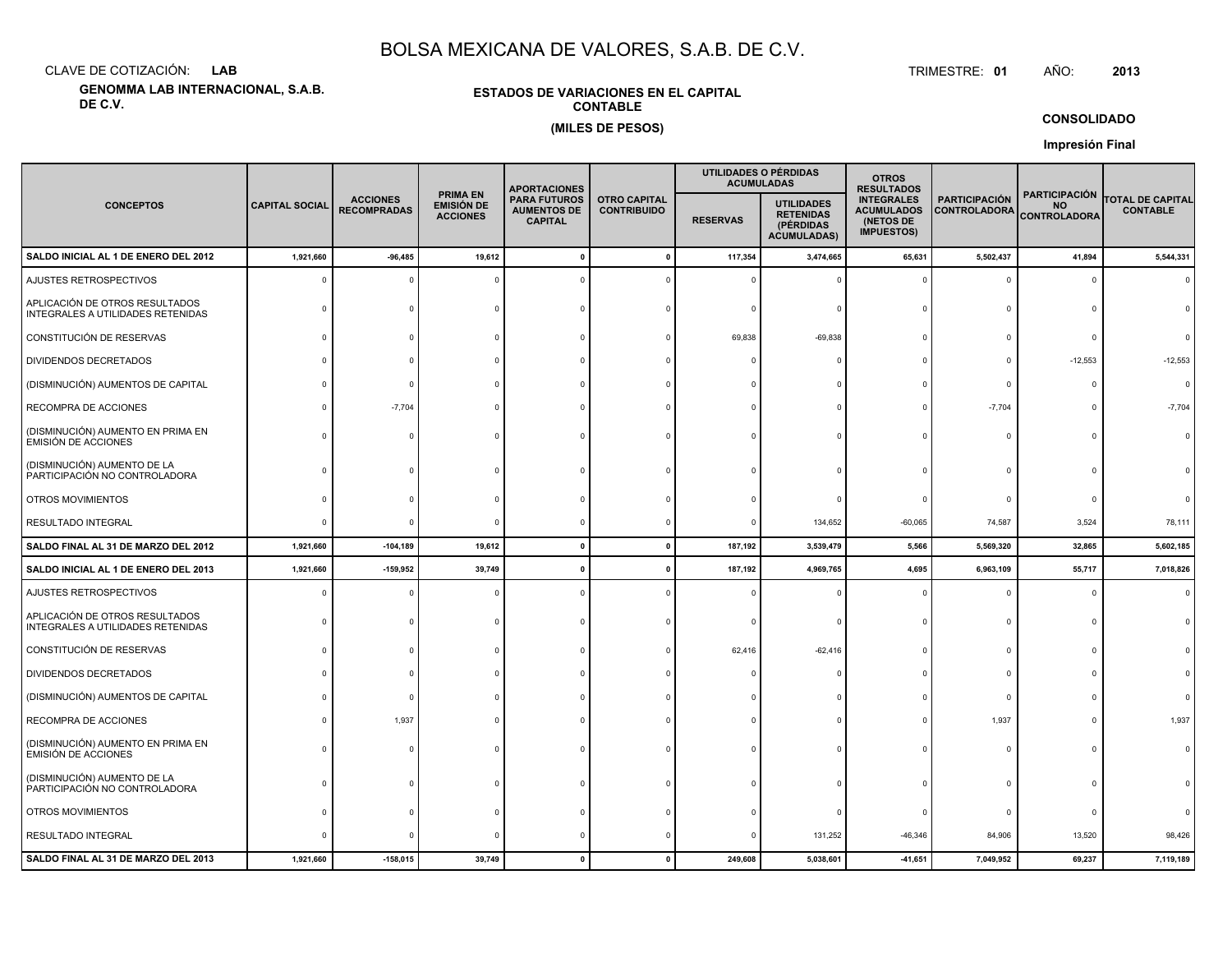# BOLSA MEXICANA DE VALORES, S.A.B. DE C.V.

CLAVE DE COTIZACIÓN: **LAB**

TRIMESTRE: **01** AÑO: **2013**

**GENOMMA LAB INTERNACIONAL, S.A.B. DE C.V.**

**ESTADOS DE VARIACIONES EN EL CAPITAL CONTABLE**

**(MILES DE PESOS)**

**CONSOLIDADO**

**Impresión Final**

| CONCEPTOS | CAPITAL SOCIAL | ACCIONES RECOMPRADAS | PRIMA EN EMISIÓN DE ACCIONES | APORTACIONES PARA FUTUROS AUMENTOS DE CAPITAL | OTRO CAPITAL CONTRIBUIDO | UTILIDADES O PÉRDIDAS ACUMULADAS | | OTROS RESULTADOS INTEGRALES ACUMULADOS (NETOS DE IMPUESTOS) | PARTICIPACIÓN CONTROLADORA | PARTICIPACIÓN NO CONTROLADORA | TOTAL DE CAPITAL CONTABLE |
|---|---|---|---|---|---|---|---|---|---|---|---|
| | | | | | | RESERVAS | UTILIDADES RETENIDAS (PÉRDIDAS ACUMULADAS) | | | | |
| **SALDO INICIAL AL 1 DE ENERO DEL 2012** | **1,921,660** | **-96,485** | **19,612** | **0** | **0** | **117,354** | **3,474,665** | **65,631** | **5,502,437** | **41,894** | **5,544,331** |
| AJUSTES RETROSPECTIVOS | 0 | 0 | 0 | 0 | 0 | 0 | 0 | 0 | 0 | 0 | 0 |
| APLICACIÓN DE OTROS RESULTADOS INTEGRALES A UTILIDADES RETENIDAS | 0 | 0 | 0 | 0 | 0 | 0 | 0 | 0 | 0 | 0 | 0 |
| CONSTITUCIÓN DE RESERVAS | 0 | 0 | 0 | 0 | 0 | 69,838 | -69,838 | 0 | 0 | 0 | 0 |
| DIVIDENDOS DECRETADOS | 0 | 0 | 0 | 0 | 0 | 0 | 0 | 0 | 0 | -12,553 | -12,553 |
| (DISMINUCIÓN) AUMENTOS DE CAPITAL | 0 | 0 | 0 | 0 | 0 | 0 | 0 | 0 | 0 | 0 | 0 |
| RECOMPRA DE ACCIONES | 0 | -7,704 | 0 | 0 | 0 | 0 | 0 | 0 | -7,704 | 0 | -7,704 |
| (DISMINUCIÓN) AUMENTO EN PRIMA EN EMISIÓN DE ACCIONES | 0 | 0 | 0 | 0 | 0 | 0 | 0 | 0 | 0 | 0 | 0 |
| (DISMINUCIÓN) AUMENTO DE LA PARTICIPACIÓN NO CONTROLADORA | 0 | 0 | 0 | 0 | 0 | 0 | 0 | 0 | 0 | 0 | 0 |
| OTROS MOVIMIENTOS | 0 | 0 | 0 | 0 | 0 | 0 | 0 | 0 | 0 | 0 | 0 |
| RESULTADO INTEGRAL | 0 | 0 | 0 | 0 | 0 | 0 | 134,652 | -60,065 | 74,587 | 3,524 | 78,111 |
| **SALDO FINAL AL 31 DE MARZO DEL 2012** | **1,921,660** | **-104,189** | **19,612** | **0** | **0** | **187,192** | **3,539,479** | **5,566** | **5,569,320** | **32,865** | **5,602,185** |
| **SALDO INICIAL AL 1 DE ENERO DEL 2013** | **1,921,660** | **-159,952** | **39,749** | **0** | **0** | **187,192** | **4,969,765** | **4,695** | **6,963,109** | **55,717** | **7,018,826** |
| AJUSTES RETROSPECTIVOS | 0 | 0 | 0 | 0 | 0 | 0 | 0 | 0 | 0 | 0 | 0 |
| APLICACIÓN DE OTROS RESULTADOS INTEGRALES A UTILIDADES RETENIDAS | 0 | 0 | 0 | 0 | 0 | 0 | 0 | 0 | 0 | 0 | 0 |
| CONSTITUCIÓN DE RESERVAS | 0 | 0 | 0 | 0 | 0 | 62,416 | -62,416 | 0 | 0 | 0 | 0 |
| DIVIDENDOS DECRETADOS | 0 | 0 | 0 | 0 | 0 | 0 | 0 | 0 | 0 | 0 | 0 |
| (DISMINUCIÓN) AUMENTOS DE CAPITAL | 0 | 0 | 0 | 0 | 0 | 0 | 0 | 0 | 0 | 0 | 0 |
| RECOMPRA DE ACCIONES | 0 | 1,937 | 0 | 0 | 0 | 0 | 0 | 0 | 1,937 | 0 | 1,937 |
| (DISMINUCIÓN) AUMENTO EN PRIMA EN EMISIÓN DE ACCIONES | 0 | 0 | 0 | 0 | 0 | 0 | 0 | 0 | 0 | 0 | 0 |
| (DISMINUCIÓN) AUMENTO DE LA PARTICIPACIÓN NO CONTROLADORA | 0 | 0 | 0 | 0 | 0 | 0 | 0 | 0 | 0 | 0 | 0 |
| OTROS MOVIMIENTOS | 0 | 0 | 0 | 0 | 0 | 0 | 0 | 0 | 0 | 0 | 0 |
| RESULTADO INTEGRAL | 0 | 0 | 0 | 0 | 0 | 0 | 131,252 | -46,346 | 84,906 | 13,520 | 98,426 |
| **SALDO FINAL AL 31 DE MARZO DEL 2013** | **1,921,660** | **-158,015** | **39,749** | **0** | **0** | **249,608** | **5,038,601** | **-41,651** | **7,049,952** | **69,237** | **7,119,189** |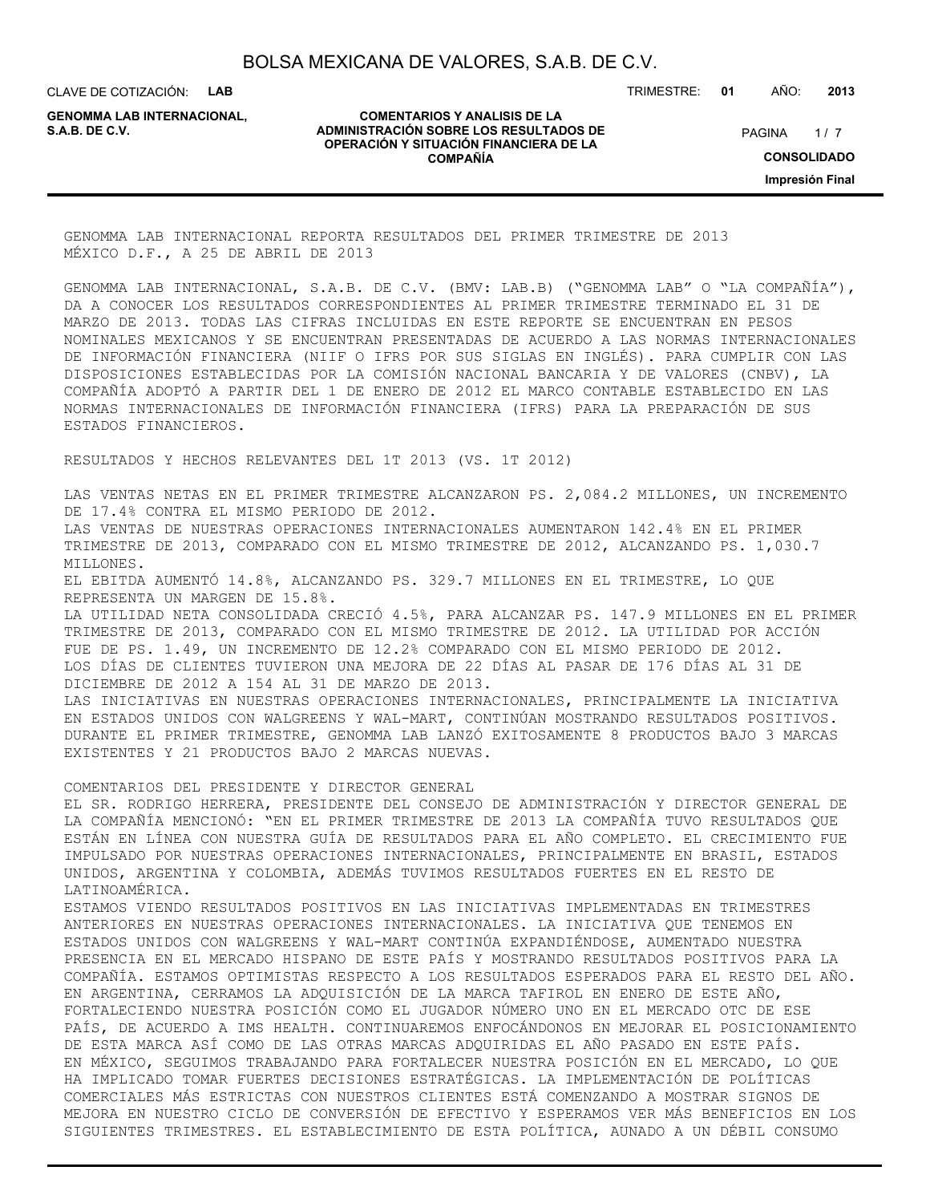GENOMMA LAB INTERNACIONAL REPORTA RESULTADOS DEL PRIMER TRIMESTRE DE 2013
MÉXICO D.F., A 25 DE ABRIL DE 2013

GENOMMA LAB INTERNACIONAL, S.A.B. DE C.V. (BMV: LAB.B) ("GENOMMA LAB" O "LA COMPAÑÍA"), DA A CONOCER LOS RESULTADOS CORRESPONDIENTES AL PRIMER TRIMESTRE TERMINADO EL 31 DE MARZO DE 2013. TODAS LAS CIFRAS INCLUIDAS EN ESTE REPORTE SE ENCUENTRAN EN PESOS NOMINALES MEXICANOS Y SE ENCUENTRAN PRESENTADAS DE ACUERDO A LAS NORMAS INTERNACIONALES DE INFORMACIÓN FINANCIERA (NIIF O IFRS POR SUS SIGLAS EN INGLÉS). PARA CUMPLIR CON LAS DISPOSICIONES ESTABLECIDAS POR LA COMISIÓN NACIONAL BANCARIA Y DE VALORES (CNBV), LA COMPAÑÍA ADOPTÓ A PARTIR DEL 1 DE ENERO DE 2012 EL MARCO CONTABLE ESTABLECIDO EN LAS NORMAS INTERNACIONALES DE INFORMACIÓN FINANCIERA (IFRS) PARA LA PREPARACIÓN DE SUS ESTADOS FINANCIEROS.

RESULTADOS Y HECHOS RELEVANTES DEL 1T 2013 (VS. 1T 2012)

LAS VENTAS NETAS EN EL PRIMER TRIMESTRE ALCANZARON PS. 2,084.2 MILLONES, UN INCREMENTO DE 17.4% CONTRA EL MISMO PERIODO DE 2012.
LAS VENTAS DE NUESTRAS OPERACIONES INTERNACIONALES AUMENTARON 142.4% EN EL PRIMER TRIMESTRE DE 2013, COMPARADO CON EL MISMO TRIMESTRE DE 2012, ALCANZANDO PS. 1,030.7 MILLONES.
EL EBITDA AUMENTÓ 14.8%, ALCANZANDO PS. 329.7 MILLONES EN EL TRIMESTRE, LO QUE REPRESENTA UN MARGEN DE 15.8%.
LA UTILIDAD NETA CONSOLIDADA CRECIÓ 4.5%, PARA ALCANZAR PS. 147.9 MILLONES EN EL PRIMER TRIMESTRE DE 2013, COMPARADO CON EL MISMO TRIMESTRE DE 2012. LA UTILIDAD POR ACCIÓN FUE DE PS. 1.49, UN INCREMENTO DE 12.2% COMPARADO CON EL MISMO PERIODO DE 2012.
LOS DÍAS DE CLIENTES TUVIERON UNA MEJORA DE 22 DÍAS AL PASAR DE 176 DÍAS AL 31 DE DICIEMBRE DE 2012 A 154 AL 31 DE MARZO DE 2013.
LAS INICIATIVAS EN NUESTRAS OPERACIONES INTERNACIONALES, PRINCIPALMENTE LA INICIATIVA EN ESTADOS UNIDOS CON WALGREENS Y WAL-MART, CONTINÚAN MOSTRANDO RESULTADOS POSITIVOS.
DURANTE EL PRIMER TRIMESTRE, GENOMMA LAB LANZÓ EXITOSAMENTE 8 PRODUCTOS BAJO 3 MARCAS EXISTENTES Y 21 PRODUCTOS BAJO 2 MARCAS NUEVAS.

COMENTARIOS DEL PRESIDENTE Y DIRECTOR GENERAL
EL SR. RODRIGO HERRERA, PRESIDENTE DEL CONSEJO DE ADMINISTRACIÓN Y DIRECTOR GENERAL DE LA COMPAÑÍA MENCIONÓ: "EN EL PRIMER TRIMESTRE DE 2013 LA COMPAÑÍA TUVO RESULTADOS QUE ESTÁN EN LÍNEA CON NUESTRA GUÍA DE RESULTADOS PARA EL AÑO COMPLETO. EL CRECIMIENTO FUE IMPULSADO POR NUESTRAS OPERACIONES INTERNACIONALES, PRINCIPALMENTE EN BRASIL, ESTADOS UNIDOS, ARGENTINA Y COLOMBIA, ADEMÁS TUVIMOS RESULTADOS FUERTES EN EL RESTO DE LATINOAMÉRICA.
ESTAMOS VIENDO RESULTADOS POSITIVOS EN LAS INICIATIVAS IMPLEMENTADAS EN TRIMESTRES ANTERIORES EN NUESTRAS OPERACIONES INTERNACIONALES. LA INICIATIVA QUE TENEMOS EN ESTADOS UNIDOS CON WALGREENS Y WAL-MART CONTINÚA EXPANDIÉNDOSE, AUMENTADO NUESTRA PRESENCIA EN EL MERCADO HISPANO DE ESTE PAÍS Y MOSTRANDO RESULTADOS POSITIVOS PARA LA COMPAÑÍA. ESTAMOS OPTIMISTAS RESPECTO A LOS RESULTADOS ESPERADOS PARA EL RESTO DEL AÑO.
EN ARGENTINA, CERRAMOS LA ADQUISICIÓN DE LA MARCA TAFIROL EN ENERO DE ESTE AÑO, FORTALECIENDO NUESTRA POSICIÓN COMO EL JUGADOR NÚMERO UNO EN EL MERCADO OTC DE ESE PAÍS, DE ACUERDO A IMS HEALTH. CONTINUAREMOS ENFOCÁNDONOS EN MEJORAR EL POSICIONAMIENTO DE ESTA MARCA ASÍ COMO DE LAS OTRAS MARCAS ADQUIRIDAS EL AÑO PASADO EN ESTE PAÍS.
EN MÉXICO, SEGUIMOS TRABAJANDO PARA FORTALECER NUESTRA POSICIÓN EN EL MERCADO, LO QUE HA IMPLICADO TOMAR FUERTES DECISIONES ESTRATÉGICAS. LA IMPLEMENTACIÓN DE POLÍTICAS COMERCIALES MÁS ESTRICTAS CON NUESTROS CLIENTES ESTÁ COMENZANDO A MOSTRAR SIGNOS DE MEJORA EN NUESTRO CICLO DE CONVERSIÓN DE EFECTIVO Y ESPERAMOS VER MÁS BENEFICIOS EN LOS SIGUIENTES TRIMESTRES. EL ESTABLECIMIENTO DE ESTA POLÍTICA, AUNADO A UN DÉBIL CONSUMO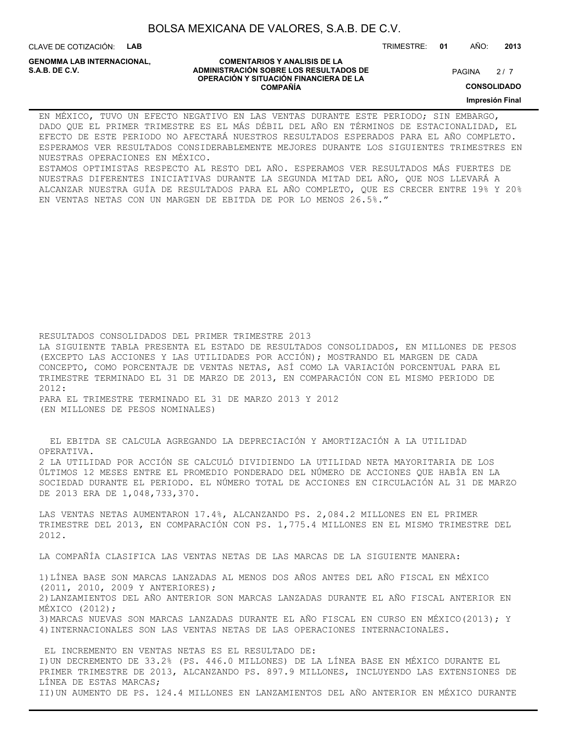EN MÉXICO, TUVO UN EFECTO NEGATIVO EN LAS VENTAS DURANTE ESTE PERIODO; SIN EMBARGO, DADO QUE EL PRIMER TRIMESTRE ES EL MÁS DÉBIL DEL AÑO EN TÉRMINOS DE ESTACIONALIDAD, EL EFECTO DE ESTE PERIODO NO AFECTARÁ NUESTROS RESULTADOS ESPERADOS PARA EL AÑO COMPLETO. ESPERAMOS VER RESULTADOS CONSIDERABLEMENTE MEJORES DURANTE LOS SIGUIENTES TRIMESTRES EN NUESTRAS OPERACIONES EN MÉXICO.
ESTAMOS OPTIMISTAS RESPECTO AL RESTO DEL AÑO. ESPERAMOS VER RESULTADOS MÁS FUERTES DE NUESTRAS DIFERENTES INICIATIVAS DURANTE LA SEGUNDA MITAD DEL AÑO, QUE NOS LLEVARÁ A ALCANZAR NUESTRA GUÍA DE RESULTADOS PARA EL AÑO COMPLETO, QUE ES CRECER ENTRE 19% Y 20% EN VENTAS NETAS CON UN MARGEN DE EBITDA DE POR LO MENOS 26.5%."

RESULTADOS CONSOLIDADOS DEL PRIMER TRIMESTRE 2013
LA SIGUIENTE TABLA PRESENTA EL ESTADO DE RESULTADOS CONSOLIDADOS, EN MILLONES DE PESOS (EXCEPTO LAS ACCIONES Y LAS UTILIDADES POR ACCIÓN); MOSTRANDO EL MARGEN DE CADA CONCEPTO, COMO PORCENTAJE DE VENTAS NETAS, ASÍ COMO LA VARIACIÓN PORCENTUAL PARA EL TRIMESTRE TERMINADO EL 31 DE MARZO DE 2013, EN COMPARACIÓN CON EL MISMO PERIODO DE 2012:
PARA EL TRIMESTRE TERMINADO EL 31 DE MARZO 2013 Y 2012
(EN MILLONES DE PESOS NOMINALES)

EL EBITDA SE CALCULA AGREGANDO LA DEPRECIACIÓN Y AMORTIZACIÓN A LA UTILIDAD OPERATIVA.
2 LA UTILIDAD POR ACCIÓN SE CALCULÓ DIVIDIENDO LA UTILIDAD NETA MAYORITARIA DE LOS ÚLTIMOS 12 MESES ENTRE EL PROMEDIO PONDERADO DEL NÚMERO DE ACCIONES QUE HABÍA EN LA SOCIEDAD DURANTE EL PERIODO. EL NÚMERO TOTAL DE ACCIONES EN CIRCULACIÓN AL 31 DE MARZO DE 2013 ERA DE 1,048,733,370.

LAS VENTAS NETAS AUMENTARON 17.4%, ALCANZANDO PS. 2,084.2 MILLONES EN EL PRIMER TRIMESTRE DEL 2013, EN COMPARACIÓN CON PS. 1,775.4 MILLONES EN EL MISMO TRIMESTRE DEL 2012.

LA COMPAÑÍA CLASIFICA LAS VENTAS NETAS DE LAS MARCAS DE LA SIGUIENTE MANERA:

1) LÍNEA BASE SON MARCAS LANZADAS AL MENOS DOS AÑOS ANTES DEL AÑO FISCAL EN MÉXICO (2011, 2010, 2009 Y ANTERIORES);
2) LANZAMIENTOS DEL AÑO ANTERIOR SON MARCAS LANZADAS DURANTE EL AÑO FISCAL ANTERIOR EN MÉXICO (2012);
3) MARCAS NUEVAS SON MARCAS LANZADAS DURANTE EL AÑO FISCAL EN CURSO EN MÉXICO(2013); Y
4) INTERNACIONALES SON LAS VENTAS NETAS DE LAS OPERACIONES INTERNACIONALES.

EL INCREMENTO EN VENTAS NETAS ES EL RESULTADO DE:
I) UN DECREMENTO DE 33.2% (PS. 446.0 MILLONES) DE LA LÍNEA BASE EN MÉXICO DURANTE EL PRIMER TRIMESTRE DE 2013, ALCANZANDO PS. 897.9 MILLONES, INCLUYENDO LAS EXTENSIONES DE LÍNEA DE ESTAS MARCAS;
II) UN AUMENTO DE PS. 124.4 MILLONES EN LANZAMIENTOS DEL AÑO ANTERIOR EN MÉXICO DURANTE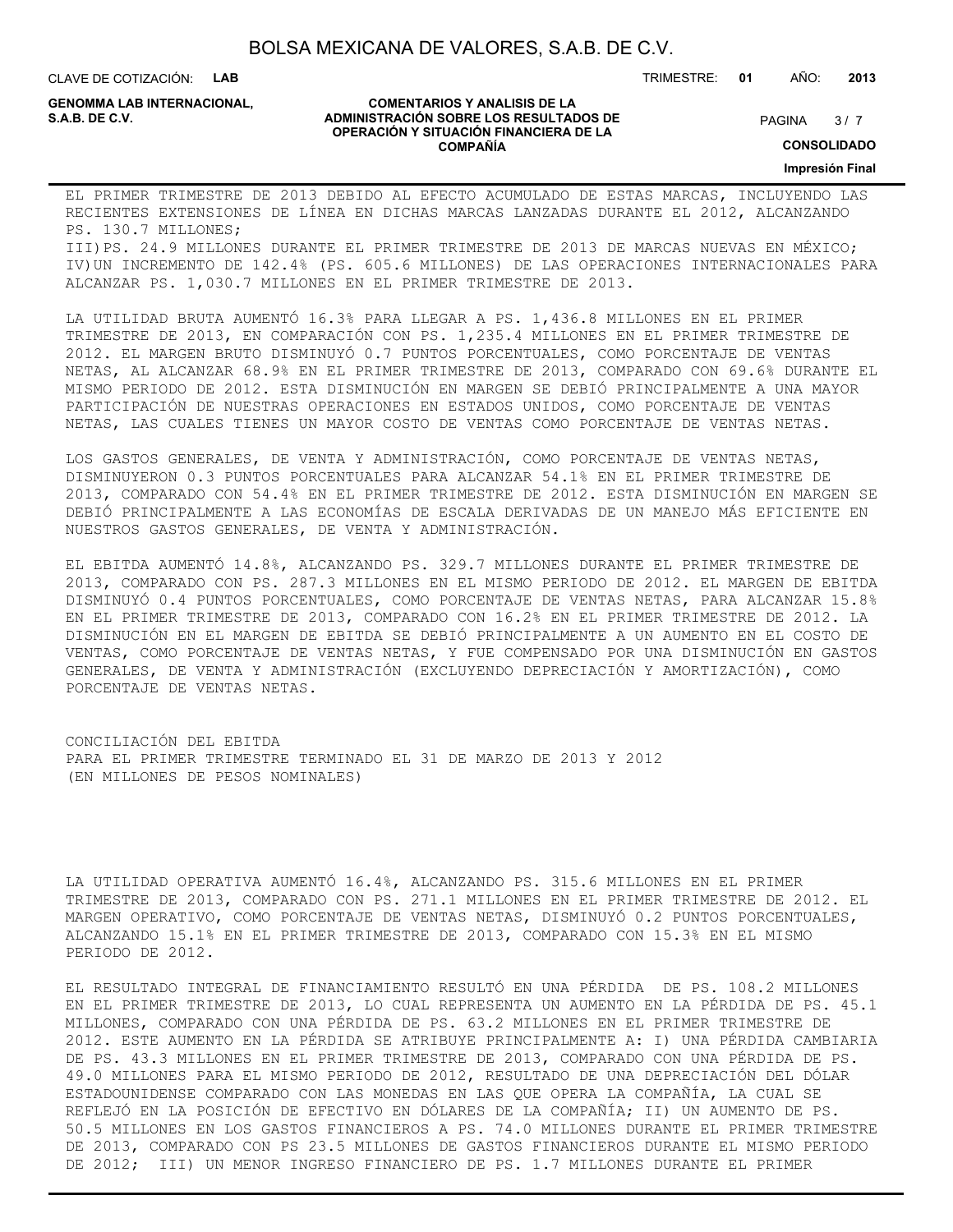EL PRIMER TRIMESTRE DE 2013 DEBIDO AL EFECTO ACUMULADO DE ESTAS MARCAS, INCLUYENDO LAS RECIENTES EXTENSIONES DE LÍNEA EN DICHAS MARCAS LANZADAS DURANTE EL 2012, ALCANZANDO PS. 130.7 MILLONES;
III)PS. 24.9 MILLONES DURANTE EL PRIMER TRIMESTRE DE 2013 DE MARCAS NUEVAS EN MÉXICO;
IV)UN INCREMENTO DE 142.4% (PS. 605.6 MILLONES) DE LAS OPERACIONES INTERNACIONALES PARA ALCANZAR PS. 1,030.7 MILLONES EN EL PRIMER TRIMESTRE DE 2013.

LA UTILIDAD BRUTA AUMENTÓ 16.3% PARA LLEGAR A PS. 1,436.8 MILLONES EN EL PRIMER TRIMESTRE DE 2013, EN COMPARACIÓN CON PS. 1,235.4 MILLONES EN EL PRIMER TRIMESTRE DE 2012. EL MARGEN BRUTO DISMINUYÓ 0.7 PUNTOS PORCENTUALES, COMO PORCENTAJE DE VENTAS NETAS, AL ALCANZAR 68.9% EN EL PRIMER TRIMESTRE DE 2013, COMPARADO CON 69.6% DURANTE EL MISMO PERIODO DE 2012. ESTA DISMINUCIÓN EN MARGEN SE DEBIÓ PRINCIPALMENTE A UNA MAYOR PARTICIPACIÓN DE NUESTRAS OPERACIONES EN ESTADOS UNIDOS, COMO PORCENTAJE DE VENTAS NETAS, LAS CUALES TIENES UN MAYOR COSTO DE VENTAS COMO PORCENTAJE DE VENTAS NETAS.

LOS GASTOS GENERALES, DE VENTA Y ADMINISTRACIÓN, COMO PORCENTAJE DE VENTAS NETAS, DISMINUYERON 0.3 PUNTOS PORCENTUALES PARA ALCANZAR 54.1% EN EL PRIMER TRIMESTRE DE 2013, COMPARADO CON 54.4% EN EL PRIMER TRIMESTRE DE 2012. ESTA DISMINUCIÓN EN MARGEN SE DEBIÓ PRINCIPALMENTE A LAS ECONOMÍAS DE ESCALA DERIVADAS DE UN MANEJO MÁS EFICIENTE EN NUESTROS GASTOS GENERALES, DE VENTA Y ADMINISTRACIÓN.

EL EBITDA AUMENTÓ 14.8%, ALCANZANDO PS. 329.7 MILLONES DURANTE EL PRIMER TRIMESTRE DE 2013, COMPARADO CON PS. 287.3 MILLONES EN EL MISMO PERIODO DE 2012. EL MARGEN DE EBITDA DISMINUYÓ 0.4 PUNTOS PORCENTUALES, COMO PORCENTAJE DE VENTAS NETAS, PARA ALCANZAR 15.8% EN EL PRIMER TRIMESTRE DE 2013, COMPARADO CON 16.2% EN EL PRIMER TRIMESTRE DE 2012. LA DISMINUCIÓN EN EL MARGEN DE EBITDA SE DEBIÓ PRINCIPALMENTE A UN AUMENTO EN EL COSTO DE VENTAS, COMO PORCENTAJE DE VENTAS NETAS, Y FUE COMPENSADO POR UNA DISMINUCIÓN EN GASTOS GENERALES, DE VENTA Y ADMINISTRACIÓN (EXCLUYENDO DEPRECIACIÓN Y AMORTIZACIÓN), COMO PORCENTAJE DE VENTAS NETAS.

CONCILIACIÓN DEL EBITDA
PARA EL PRIMER TRIMESTRE TERMINADO EL 31 DE MARZO DE 2013 Y 2012
(EN MILLONES DE PESOS NOMINALES)

LA UTILIDAD OPERATIVA AUMENTÓ 16.4%, ALCANZANDO PS. 315.6 MILLONES EN EL PRIMER TRIMESTRE DE 2013, COMPARADO CON PS. 271.1 MILLONES EN EL PRIMER TRIMESTRE DE 2012. EL MARGEN OPERATIVO, COMO PORCENTAJE DE VENTAS NETAS, DISMINUYÓ 0.2 PUNTOS PORCENTUALES, ALCANZANDO 15.1% EN EL PRIMER TRIMESTRE DE 2013, COMPARADO CON 15.3% EN EL MISMO PERIODO DE 2012.

EL RESULTADO INTEGRAL DE FINANCIAMIENTO RESULTÓ EN UNA PÉRDIDA DE PS. 108.2 MILLONES EN EL PRIMER TRIMESTRE DE 2013, LO CUAL REPRESENTA UN AUMENTO EN LA PÉRDIDA DE PS. 45.1 MILLONES, COMPARADO CON UNA PÉRDIDA DE PS. 63.2 MILLONES EN EL PRIMER TRIMESTRE DE 2012. ESTE AUMENTO EN LA PÉRDIDA SE ATRIBUYE PRINCIPALMENTE A: I) UNA PÉRDIDA CAMBIARIA DE PS. 43.3 MILLONES EN EL PRIMER TRIMESTRE DE 2013, COMPARADO CON UNA PÉRDIDA DE PS. 49.0 MILLONES PARA EL MISMO PERIODO DE 2012, RESULTADO DE UNA DEPRECIACIÓN DEL DÓLAR ESTADOUNIDENSE COMPARADO CON LAS MONEDAS EN LAS QUE OPERA LA COMPAÑÍA, LA CUAL SE REFLEJÓ EN LA POSICIÓN DE EFECTIVO EN DÓLARES DE LA COMPAÑÍA; II) UN AUMENTO DE PS. 50.5 MILLONES EN LOS GASTOS FINANCIEROS A PS. 74.0 MILLONES DURANTE EL PRIMER TRIMESTRE DE 2013, COMPARADO CON PS 23.5 MILLONES DE GASTOS FINANCIEROS DURANTE EL MISMO PERIODO DE 2012; III) UN MENOR INGRESO FINANCIERO DE PS. 1.7 MILLONES DURANTE EL PRIMER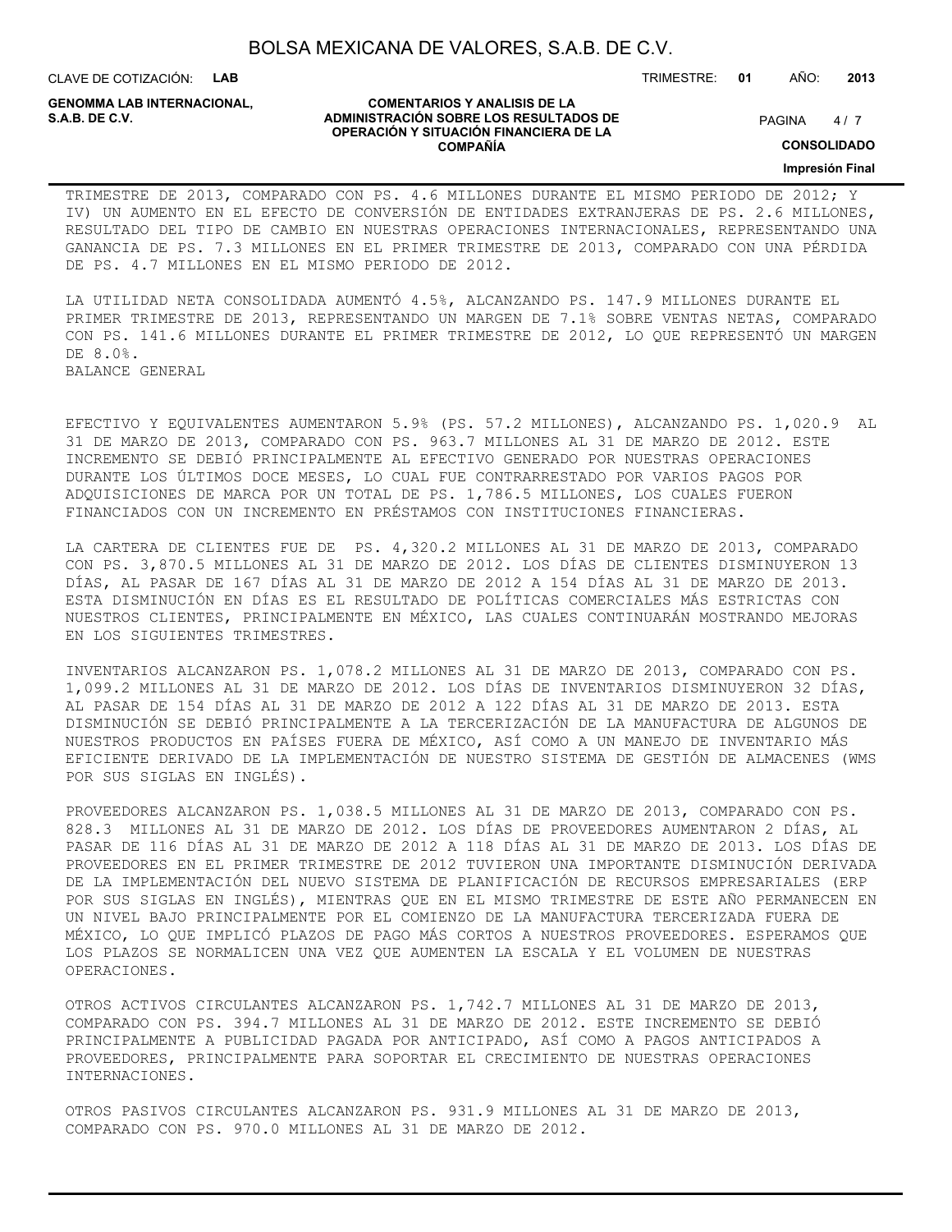TRIMESTRE DE 2013, COMPARADO CON PS. 4.6 MILLONES DURANTE EL MISMO PERIODO DE 2012; Y IV) UN AUMENTO EN EL EFECTO DE CONVERSIÓN DE ENTIDADES EXTRANJERAS DE PS. 2.6 MILLONES, RESULTADO DEL TIPO DE CAMBIO EN NUESTRAS OPERACIONES INTERNACIONALES, REPRESENTANDO UNA GANANCIA DE PS. 7.3 MILLONES EN EL PRIMER TRIMESTRE DE 2013, COMPARADO CON UNA PÉRDIDA DE PS. 4.7 MILLONES EN EL MISMO PERIODO DE 2012.

LA UTILIDAD NETA CONSOLIDADA AUMENTÓ 4.5%, ALCANZANDO PS. 147.9 MILLONES DURANTE EL PRIMER TRIMESTRE DE 2013, REPRESENTANDO UN MARGEN DE 7.1% SOBRE VENTAS NETAS, COMPARADO CON PS. 141.6 MILLONES DURANTE EL PRIMER TRIMESTRE DE 2012, LO QUE REPRESENTÓ UN MARGEN DE 8.0%.

BALANCE GENERAL

EFECTIVO Y EQUIVALENTES AUMENTARON 5.9% (PS. 57.2 MILLONES), ALCANZANDO PS. 1,020.9 AL 31 DE MARZO DE 2013, COMPARADO CON PS. 963.7 MILLONES AL 31 DE MARZO DE 2012. ESTE INCREMENTO SE DEBIÓ PRINCIPALMENTE AL EFECTIVO GENERADO POR NUESTRAS OPERACIONES DURANTE LOS ÚLTIMOS DOCE MESES, LO CUAL FUE CONTRARRESTADO POR VARIOS PAGOS POR ADQUISICIONES DE MARCA POR UN TOTAL DE PS. 1,786.5 MILLONES, LOS CUALES FUERON FINANCIADOS CON UN INCREMENTO EN PRÉSTAMOS CON INSTITUCIONES FINANCIERAS.

LA CARTERA DE CLIENTES FUE DE PS. 4,320.2 MILLONES AL 31 DE MARZO DE 2013, COMPARADO CON PS. 3,870.5 MILLONES AL 31 DE MARZO DE 2012. LOS DÍAS DE CLIENTES DISMINUYERON 13 DÍAS, AL PASAR DE 167 DÍAS AL 31 DE MARZO DE 2012 A 154 DÍAS AL 31 DE MARZO DE 2013. ESTA DISMINUCIÓN EN DÍAS ES EL RESULTADO DE POLÍTICAS COMERCIALES MÁS ESTRICTAS CON NUESTROS CLIENTES, PRINCIPALMENTE EN MÉXICO, LAS CUALES CONTINUARÁN MOSTRANDO MEJORAS EN LOS SIGUIENTES TRIMESTRES.

INVENTARIOS ALCANZARON PS. 1,078.2 MILLONES AL 31 DE MARZO DE 2013, COMPARADO CON PS. 1,099.2 MILLONES AL 31 DE MARZO DE 2012. LOS DÍAS DE INVENTARIOS DISMINUYERON 32 DÍAS, AL PASAR DE 154 DÍAS AL 31 DE MARZO DE 2012 A 122 DÍAS AL 31 DE MARZO DE 2013. ESTA DISMINUCIÓN SE DEBIÓ PRINCIPALMENTE A LA TERCERIZACIÓN DE LA MANUFACTURA DE ALGUNOS DE NUESTROS PRODUCTOS EN PAÍSES FUERA DE MÉXICO, ASÍ COMO A UN MANEJO DE INVENTARIO MÁS EFICIENTE DERIVADO DE LA IMPLEMENTACIÓN DE NUESTRO SISTEMA DE GESTIÓN DE ALMACENES (WMS POR SUS SIGLAS EN INGLÉS).

PROVEEDORES ALCANZARON PS. 1,038.5 MILLONES AL 31 DE MARZO DE 2013, COMPARADO CON PS. 828.3 MILLONES AL 31 DE MARZO DE 2012. LOS DÍAS DE PROVEEDORES AUMENTARON 2 DÍAS, AL PASAR DE 116 DÍAS AL 31 DE MARZO DE 2012 A 118 DÍAS AL 31 DE MARZO DE 2013. LOS DÍAS DE PROVEEDORES EN EL PRIMER TRIMESTRE DE 2012 TUVIERON UNA IMPORTANTE DISMINUCIÓN DERIVADA DE LA IMPLEMENTACIÓN DEL NUEVO SISTEMA DE PLANIFICACIÓN DE RECURSOS EMPRESARIALES (ERP POR SUS SIGLAS EN INGLÉS), MIENTRAS QUE EN EL MISMO TRIMESTRE DE ESTE AÑO PERMANECEN EN UN NIVEL BAJO PRINCIPALMENTE POR EL COMIENZO DE LA MANUFACTURA TERCERIZADA FUERA DE MÉXICO, LO QUE IMPLICÓ PLAZOS DE PAGO MÁS CORTOS A NUESTROS PROVEEDORES. ESPERAMOS QUE LOS PLAZOS SE NORMALICEN UNA VEZ QUE AUMENTEN LA ESCALA Y EL VOLUMEN DE NUESTRAS OPERACIONES.

OTROS ACTIVOS CIRCULANTES ALCANZARON PS. 1,742.7 MILLONES AL 31 DE MARZO DE 2013, COMPARADO CON PS. 394.7 MILLONES AL 31 DE MARZO DE 2012. ESTE INCREMENTO SE DEBIÓ PRINCIPALMENTE A PUBLICIDAD PAGADA POR ANTICIPADO, ASÍ COMO A PAGOS ANTICIPADOS A PROVEEDORES, PRINCIPALMENTE PARA SOPORTAR EL CRECIMIENTO DE NUESTRAS OPERACIONES INTERNACIONES.

OTROS PASIVOS CIRCULANTES ALCANZARON PS. 931.9 MILLONES AL 31 DE MARZO DE 2013, COMPARADO CON PS. 970.0 MILLONES AL 31 DE MARZO DE 2012.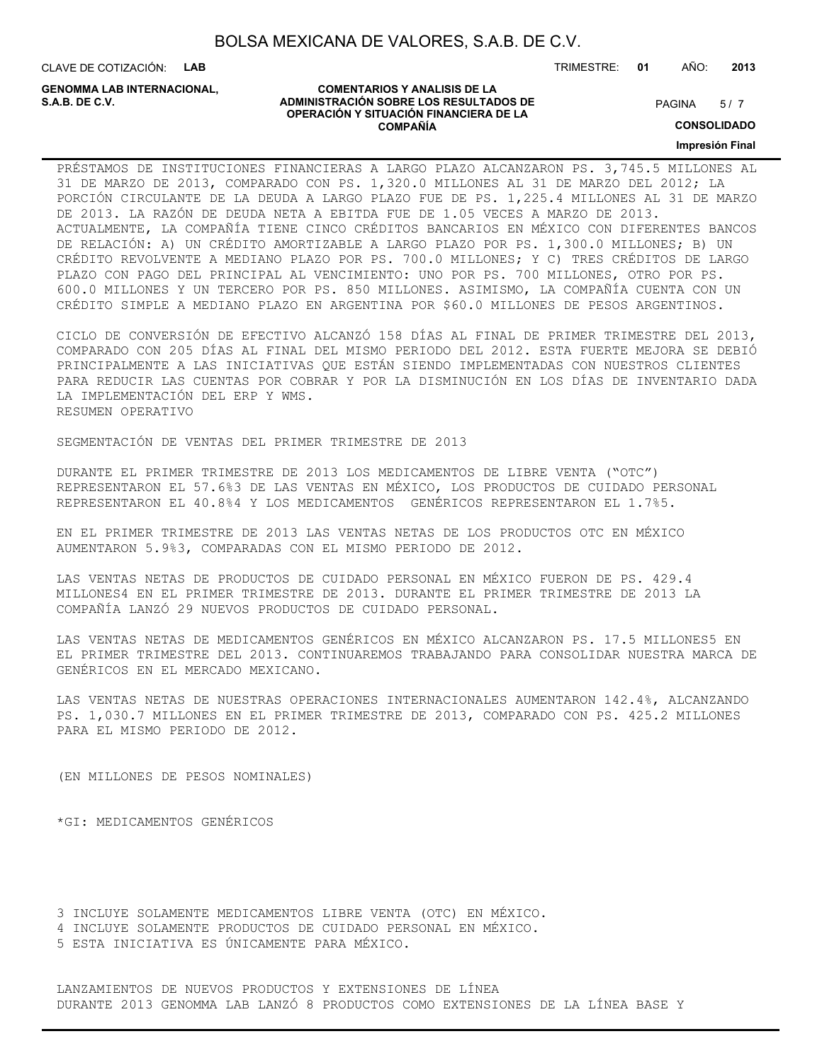PRÉSTAMOS DE INSTITUCIONES FINANCIERAS A LARGO PLAZO ALCANZARON PS. 3,745.5 MILLONES AL 31 DE MARZO DE 2013, COMPARADO CON PS. 1,320.0 MILLONES AL 31 DE MARZO DEL 2012; LA PORCIÓN CIRCULANTE DE LA DEUDA A LARGO PLAZO FUE DE PS. 1,225.4 MILLONES AL 31 DE MARZO DE 2013. LA RAZÓN DE DEUDA NETA A EBITDA FUE DE 1.05 VECES A MARZO DE 2013. ACTUALMENTE, LA COMPAÑÍA TIENE CINCO CRÉDITOS BANCARIOS EN MÉXICO CON DIFERENTES BANCOS DE RELACIÓN: A) UN CRÉDITO AMORTIZABLE A LARGO PLAZO POR PS. 1,300.0 MILLONES; B) UN CRÉDITO REVOLVENTE A MEDIANO PLAZO POR PS. 700.0 MILLONES; Y C) TRES CRÉDITOS DE LARGO PLAZO CON PAGO DEL PRINCIPAL AL VENCIMIENTO: UNO POR PS. 700 MILLONES, OTRO POR PS. 600.0 MILLONES Y UN TERCERO POR PS. 850 MILLONES. ASIMISMO, LA COMPAÑÍA CUENTA CON UN CRÉDITO SIMPLE A MEDIANO PLAZO EN ARGENTINA POR $60.0 MILLONES DE PESOS ARGENTINOS.

CICLO DE CONVERSIÓN DE EFECTIVO ALCANZÓ 158 DÍAS AL FINAL DE PRIMER TRIMESTRE DEL 2013, COMPARADO CON 205 DÍAS AL FINAL DEL MISMO PERIODO DEL 2012. ESTA FUERTE MEJORA SE DEBIÓ PRINCIPALMENTE A LAS INICIATIVAS QUE ESTÁN SIENDO IMPLEMENTADAS CON NUESTROS CLIENTES PARA REDUCIR LAS CUENTAS POR COBRAR Y POR LA DISMINUCIÓN EN LOS DÍAS DE INVENTARIO DADA LA IMPLEMENTACIÓN DEL ERP Y WMS.

RESUMEN OPERATIVO

SEGMENTACIÓN DE VENTAS DEL PRIMER TRIMESTRE DE 2013

DURANTE EL PRIMER TRIMESTRE DE 2013 LOS MEDICAMENTOS DE LIBRE VENTA ("OTC") REPRESENTARON EL 57.6%[3] DE LAS VENTAS EN MÉXICO, LOS PRODUCTOS DE CUIDADO PERSONAL REPRESENTARON EL 40.8%[4] Y LOS MEDICAMENTOS GENÉRICOS REPRESENTARON EL 1.7%[5].

EN EL PRIMER TRIMESTRE DE 2013 LAS VENTAS NETAS DE LOS PRODUCTOS OTC EN MÉXICO AUMENTARON 5.9%[3], COMPARADAS CON EL MISMO PERIODO DE 2012.

LAS VENTAS NETAS DE PRODUCTOS DE CUIDADO PERSONAL EN MÉXICO FUERON DE PS. 429.4 MILLONES[4] EN EL PRIMER TRIMESTRE DE 2013. DURANTE EL PRIMER TRIMESTRE DE 2013 LA COMPAÑÍA LANZÓ 29 NUEVOS PRODUCTOS DE CUIDADO PERSONAL.

LAS VENTAS NETAS DE MEDICAMENTOS GENÉRICOS EN MÉXICO ALCANZARON PS. 17.5 MILLONES[5] EN EL PRIMER TRIMESTRE DEL 2013. CONTINUAREMOS TRABAJANDO PARA CONSOLIDAR NUESTRA MARCA DE GENÉRICOS EN EL MERCADO MEXICANO.

LAS VENTAS NETAS DE NUESTRAS OPERACIONES INTERNACIONALES AUMENTARON 142.4%, ALCANZANDO PS. 1,030.7 MILLONES EN EL PRIMER TRIMESTRE DE 2013, COMPARADO CON PS. 425.2 MILLONES PARA EL MISMO PERIODO DE 2012.

(EN MILLONES DE PESOS NOMINALES)

*GI: MEDICAMENTOS GENÉRICOS

3 INCLUYE SOLAMENTE MEDICAMENTOS LIBRE VENTA (OTC) EN MÉXICO.
4 INCLUYE SOLAMENTE PRODUCTOS DE CUIDADO PERSONAL EN MÉXICO.
5 ESTA INICIATIVA ES ÚNICAMENTE PARA MÉXICO.

LANZAMIENTOS DE NUEVOS PRODUCTOS Y EXTENSIONES DE LÍNEA

DURANTE 2013 GENOMMA LAB LANZÓ 8 PRODUCTOS COMO EXTENSIONES DE LA LÍNEA BASE Y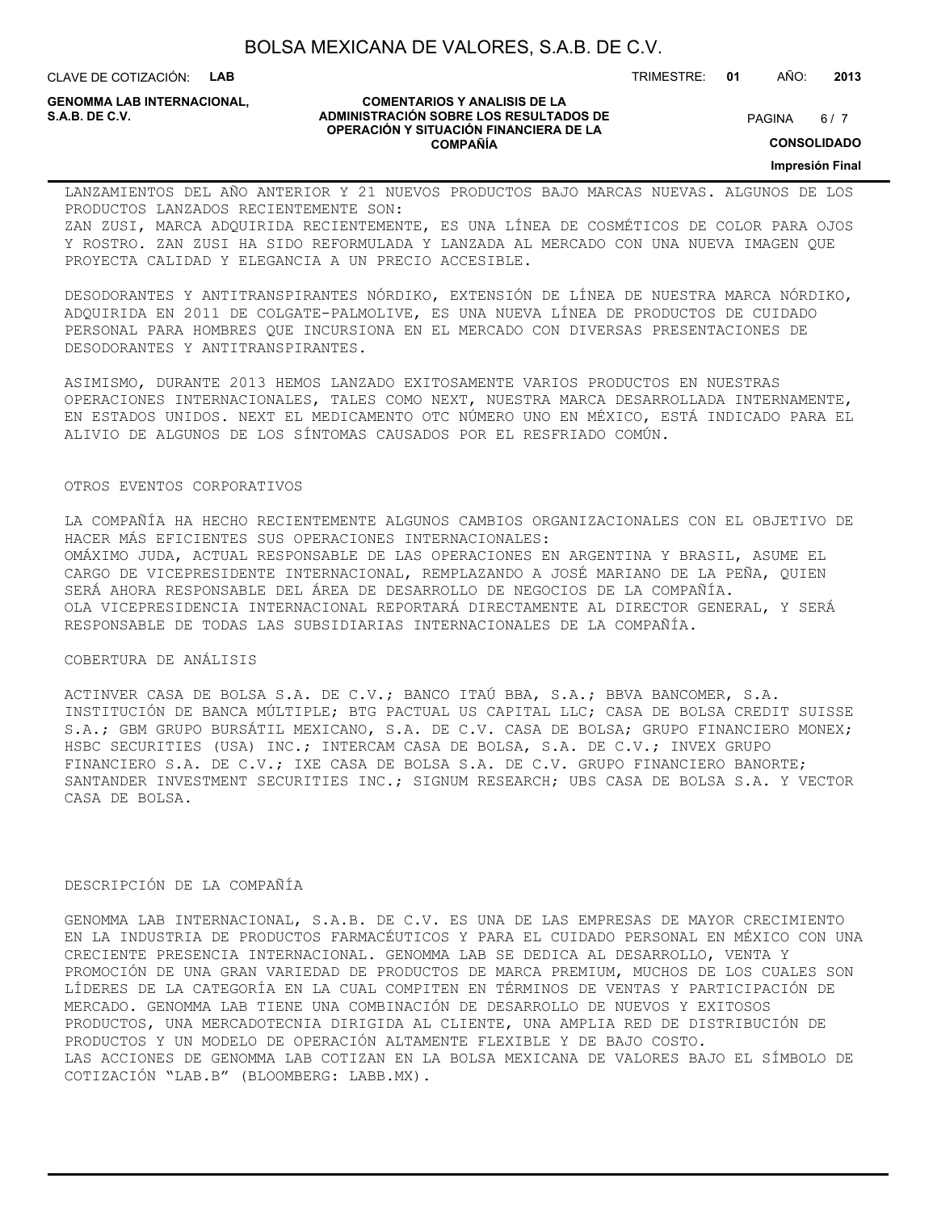LANZAMIENTOS DEL AÑO ANTERIOR Y 21 NUEVOS PRODUCTOS BAJO MARCAS NUEVAS. ALGUNOS DE LOS PRODUCTOS LANZADOS RECIENTEMENTE SON:
ZAN ZUSI, MARCA ADQUIRIDA RECIENTEMENTE, ES UNA LÍNEA DE COSMÉTICOS DE COLOR PARA OJOS Y ROSTRO. ZAN ZUSI HA SIDO REFORMULADA Y LANZADA AL MERCADO CON UNA NUEVA IMAGEN QUE PROYECTA CALIDAD Y ELEGANCIA A UN PRECIO ACCESIBLE.

DESODORANTES Y ANTITRANSPIRANTES NÓRDIKO, EXTENSIÓN DE LÍNEA DE NUESTRA MARCA NÓRDIKO, ADQUIRIDA EN 2011 DE COLGATE-PALMOLIVE, ES UNA NUEVA LÍNEA DE PRODUCTOS DE CUIDADO PERSONAL PARA HOMBRES QUE INCURSIONA EN EL MERCADO CON DIVERSAS PRESENTACIONES DE DESODORANTES Y ANTITRANSPIRANTES.

ASIMISMO, DURANTE 2013 HEMOS LANZADO EXITOSAMENTE VARIOS PRODUCTOS EN NUESTRAS OPERACIONES INTERNACIONALES, TALES COMO NEXT, NUESTRA MARCA DESARROLLADA INTERNAMENTE, EN ESTADOS UNIDOS. NEXT EL MEDICAMENTO OTC NÚMERO UNO EN MÉXICO, ESTÁ INDICADO PARA EL ALIVIO DE ALGUNOS DE LOS SÍNTOMAS CAUSADOS POR EL RESFRIADO COMÚN.

## OTROS EVENTOS CORPORATIVOS

LA COMPAÑÍA HA HECHO RECIENTEMENTE ALGUNOS CAMBIOS ORGANIZACIONALES CON EL OBJETIVO DE HACER MÁS EFICIENTES SUS OPERACIONES INTERNACIONALES:
OMÁXIMO JUDA, ACTUAL RESPONSABLE DE LAS OPERACIONES EN ARGENTINA Y BRASIL, ASUME EL CARGO DE VICEPRESIDENTE INTERNACIONAL, REMPLAZANDO A JOSÉ MARIANO DE LA PEÑA, QUIEN SERÁ AHORA RESPONSABLE DEL ÁREA DE DESARROLLO DE NEGOCIOS DE LA COMPAÑÍA.
OLA VICEPRESIDENCIA INTERNACIONAL REPORTARÁ DIRECTAMENTE AL DIRECTOR GENERAL, Y SERÁ RESPONSABLE DE TODAS LAS SUBSIDIARIAS INTERNACIONALES DE LA COMPAÑÍA.

## COBERTURA DE ANÁLISIS

ACTINVER CASA DE BOLSA S.A. DE C.V.; BANCO ITAÚ BBA, S.A.; BBVA BANCOMER, S.A. INSTITUCIÓN DE BANCA MÚLTIPLE; BTG PACTUAL US CAPITAL LLC; CASA DE BOLSA CREDIT SUISSE S.A.; GBM GRUPO BURSÁTIL MEXICANO, S.A. DE C.V. CASA DE BOLSA; GRUPO FINANCIERO MONEX; HSBC SECURITIES (USA) INC.; INTERCAM CASA DE BOLSA, S.A. DE C.V.; INVEX GRUPO FINANCIERO S.A. DE C.V.; IXE CASA DE BOLSA S.A. DE C.V. GRUPO FINANCIERO BANORTE; SANTANDER INVESTMENT SECURITIES INC.; SIGNUM RESEARCH; UBS CASA DE BOLSA S.A. Y VECTOR CASA DE BOLSA.

## DESCRIPCIÓN DE LA COMPAÑÍA

GENOMMA LAB INTERNACIONAL, S.A.B. DE C.V. ES UNA DE LAS EMPRESAS DE MAYOR CRECIMIENTO EN LA INDUSTRIA DE PRODUCTOS FARMACÉUTICOS Y PARA EL CUIDADO PERSONAL EN MÉXICO CON UNA CRECIENTE PRESENCIA INTERNACIONAL. GENOMMA LAB SE DEDICA AL DESARROLLO, VENTA Y PROMOCIÓN DE UNA GRAN VARIEDAD DE PRODUCTOS DE MARCA PREMIUM, MUCHOS DE LOS CUALES SON LÍDERES DE LA CATEGORÍA EN LA CUAL COMPITEN EN TÉRMINOS DE VENTAS Y PARTICIPACIÓN DE MERCADO. GENOMMA LAB TIENE UNA COMBINACIÓN DE DESARROLLO DE NUEVOS Y EXITOSOS PRODUCTOS, UNA MERCADOTECNIA DIRIGIDA AL CLIENTE, UNA AMPLIA RED DE DISTRIBUCIÓN DE PRODUCTOS Y UN MODELO DE OPERACIÓN ALTAMENTE FLEXIBLE Y DE BAJO COSTO.
LAS ACCIONES DE GENOMMA LAB COTIZAN EN LA BOLSA MEXICANA DE VALORES BAJO EL SÍMBOLO DE COTIZACIÓN “LAB.B” (BLOOMBERG: LABB.MX).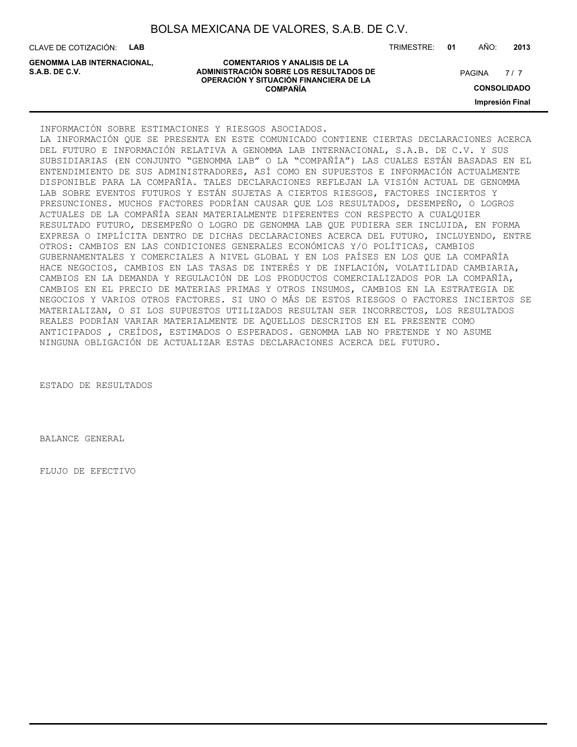INFORMACIÓN SOBRE ESTIMACIONES Y RIESGOS ASOCIADOS.

LA INFORMACIÓN QUE SE PRESENTA EN ESTE COMUNICADO CONTIENE CIERTAS DECLARACIONES ACERCA DEL FUTURO E INFORMACIÓN RELATIVA A GENOMMA LAB INTERNACIONAL, S.A.B. DE C.V. Y SUS SUBSIDIARIAS (EN CONJUNTO "GENOMMA LAB" O LA "COMPAÑÍA") LAS CUALES ESTÁN BASADAS EN EL ENTENDIMIENTO DE SUS ADMINISTRADORES, ASÍ COMO EN SUPUESTOS E INFORMACIÓN ACTUALMENTE DISPONIBLE PARA LA COMPAÑÍA. TALES DECLARACIONES REFLEJAN LA VISIÓN ACTUAL DE GENOMMA LAB SOBRE EVENTOS FUTUROS Y ESTÁN SUJETAS A CIERTOS RIESGOS, FACTORES INCIERTOS Y PRESUNCIONES. MUCHOS FACTORES PODRÍAN CAUSAR QUE LOS RESULTADOS, DESEMPEÑO, O LOGROS ACTUALES DE LA COMPAÑÍA SEAN MATERIALMENTE DIFERENTES CON RESPECTO A CUALQUIER RESULTADO FUTURO, DESEMPEÑO O LOGRO DE GENOMMA LAB QUE PUDIERA SER INCLUIDA, EN FORMA EXPRESA O IMPLÍCITA DENTRO DE DICHAS DECLARACIONES ACERCA DEL FUTURO, INCLUYENDO, ENTRE OTROS: CAMBIOS EN LAS CONDICIONES GENERALES ECONÓMICAS Y/O POLÍTICAS, CAMBIOS GUBERNAMENTALES Y COMERCIALES A NIVEL GLOBAL Y EN LOS PAÍSES EN LOS QUE LA COMPAÑÍA HACE NEGOCIOS, CAMBIOS EN LAS TASAS DE INTERÉS Y DE INFLACIÓN, VOLATILIDAD CAMBIARIA, CAMBIOS EN LA DEMANDA Y REGULACIÓN DE LOS PRODUCTOS COMERCIALIZADOS POR LA COMPAÑÍA, CAMBIOS EN EL PRECIO DE MATERIAS PRIMAS Y OTROS INSUMOS, CAMBIOS EN LA ESTRATEGIA DE NEGOCIOS Y VARIOS OTROS FACTORES. SI UNO O MÁS DE ESTOS RIESGOS O FACTORES INCIERTOS SE MATERIALIZAN, O SI LOS SUPUESTOS UTILIZADOS RESULTAN SER INCORRECTOS, LOS RESULTADOS REALES PODRÍAN VARIAR MATERIALMENTE DE AQUELLOS DESCRITOS EN EL PRESENTE COMO ANTICIPADOS , CREÍDOS, ESTIMADOS O ESPERADOS. GENOMMA LAB NO PRETENDE Y NO ASUME NINGUNA OBLIGACIÓN DE ACTUALIZAR ESTAS DECLARACIONES ACERCA DEL FUTURO.

ESTADO DE RESULTADOS

BALANCE GENERAL

FLUJO DE EFECTIVO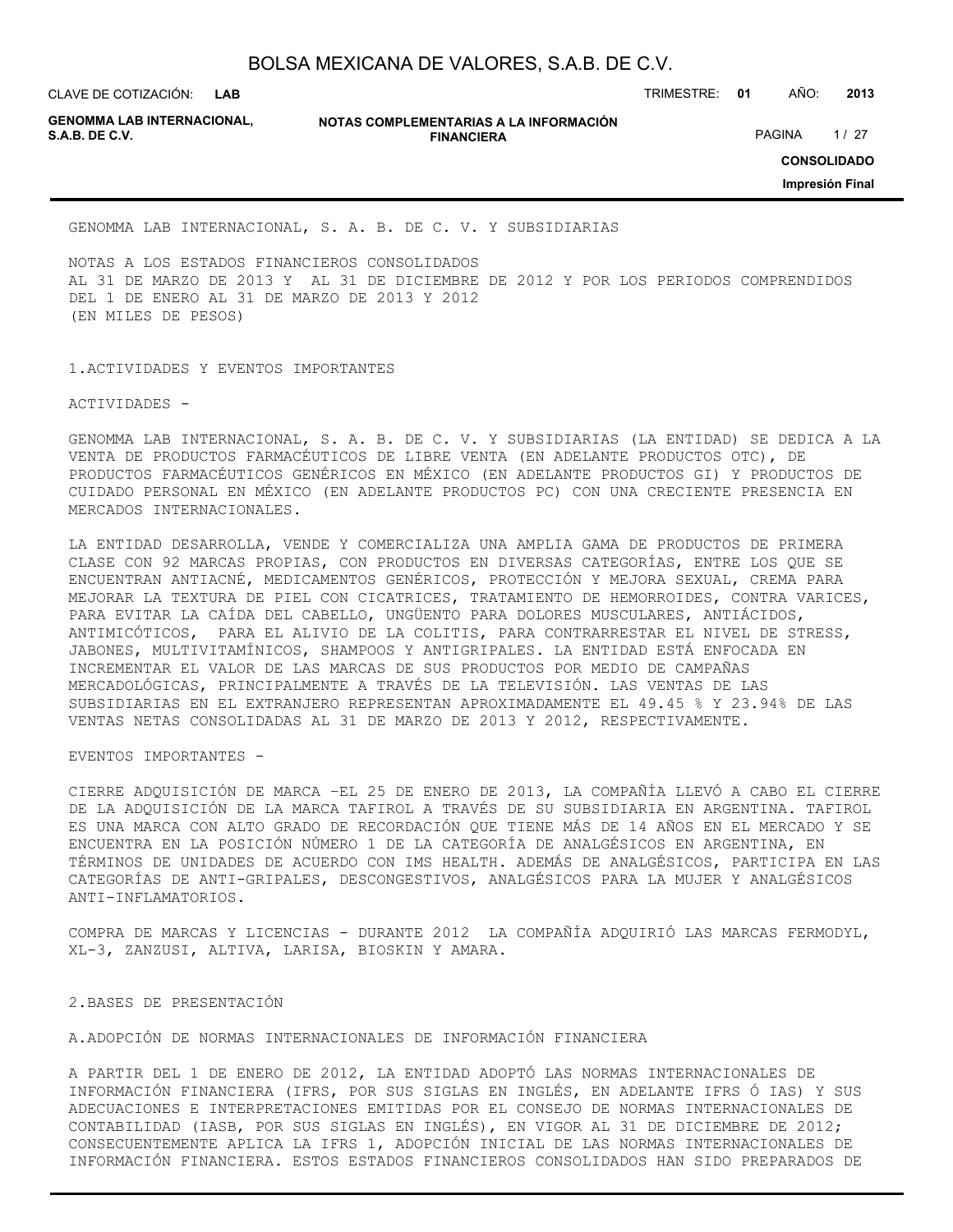GENOMMA LAB INTERNACIONAL, S. A. B. DE C. V. Y SUBSIDIARIAS

NOTAS A LOS ESTADOS FINANCIEROS CONSOLIDADOS
AL 31 DE MARZO DE 2013 Y AL 31 DE DICIEMBRE DE 2012 Y POR LOS PERIODOS COMPRENDIDOS DEL 1 DE ENERO AL 31 DE MARZO DE 2013 Y 2012
(EN MILES DE PESOS)

## 1.ACTIVIDADES Y EVENTOS IMPORTANTES

ACTIVIDADES -

GENOMMA LAB INTERNACIONAL, S. A. B. DE C. V. Y SUBSIDIARIAS (LA ENTIDAD) SE DEDICA A LA VENTA DE PRODUCTOS FARMACÉUTICOS DE LIBRE VENTA (EN ADELANTE PRODUCTOS OTC), DE PRODUCTOS FARMACÉUTICOS GENÉRICOS EN MÉXICO (EN ADELANTE PRODUCTOS GI) Y PRODUCTOS DE CUIDADO PERSONAL EN MÉXICO (EN ADELANTE PRODUCTOS PC) CON UNA CRECIENTE PRESENCIA EN MERCADOS INTERNACIONALES.

LA ENTIDAD DESARROLLA, VENDE Y COMERCIALIZA UNA AMPLIA GAMA DE PRODUCTOS DE PRIMERA CLASE CON 92 MARCAS PROPIAS, CON PRODUCTOS EN DIVERSAS CATEGORÍAS, ENTRE LOS QUE SE ENCUENTRAN ANTIACNÉ, MEDICAMENTOS GENÉRICOS, PROTECCIÓN Y MEJORA SEXUAL, CREMA PARA MEJORAR LA TEXTURA DE PIEL CON CICATRICES, TRATAMIENTO DE HEMORROIDES, CONTRA VARICES, PARA EVITAR LA CAÍDA DEL CABELLO, UNGÜENTO PARA DOLORES MUSCULARES, ANTIÁCIDOS, ANTIMICÓTICOS, PARA EL ALIVIO DE LA COLITIS, PARA CONTRARRESTAR EL NIVEL DE STRESS, JABONES, MULTIVITAMÍNICOS, SHAMPOOS Y ANTIGRIPALES. LA ENTIDAD ESTÁ ENFOCADA EN INCREMENTAR EL VALOR DE LAS MARCAS DE SUS PRODUCTOS POR MEDIO DE CAMPAÑAS MERCADOLÓGICAS, PRINCIPALMENTE A TRAVÉS DE LA TELEVISIÓN. LAS VENTAS DE LAS SUBSIDIARIAS EN EL EXTRANJERO REPRESENTAN APROXIMADAMENTE EL 49.45 % Y 23.94% DE LAS VENTAS NETAS CONSOLIDADAS AL 31 DE MARZO DE 2013 Y 2012, RESPECTIVAMENTE.

EVENTOS IMPORTANTES -

CIERRE ADQUISICIÓN DE MARCA –EL 25 DE ENERO DE 2013, LA COMPAÑÍA LLEVÓ A CABO EL CIERRE DE LA ADQUISICIÓN DE LA MARCA TAFIROL A TRAVÉS DE SU SUBSIDIARIA EN ARGENTINA. TAFIROL ES UNA MARCA CON ALTO GRADO DE RECORDACIÓN QUE TIENE MÁS DE 14 AÑOS EN EL MERCADO Y SE ENCUENTRA EN LA POSICIÓN NÚMERO 1 DE LA CATEGORÍA DE ANALGÉSICOS EN ARGENTINA, EN TÉRMINOS DE UNIDADES DE ACUERDO CON IMS HEALTH. ADEMÁS DE ANALGÉSICOS, PARTICIPA EN LAS CATEGORÍAS DE ANTI-GRIPALES, DESCONGESTIVOS, ANALGÉSICOS PARA LA MUJER Y ANALGÉSICOS ANTI-INFLAMATORIOS.

COMPRA DE MARCAS Y LICENCIAS - DURANTE 2012 LA COMPAÑÍA ADQUIRIÓ LAS MARCAS FERMODYL, XL-3, ZANZUSI, ALTIVA, LARISA, BIOSKIN Y AMARA.

## 2.BASES DE PRESENTACIÓN

### A.ADOPCIÓN DE NORMAS INTERNACIONALES DE INFORMACIÓN FINANCIERA

A PARTIR DEL 1 DE ENERO DE 2012, LA ENTIDAD ADOPTÓ LAS NORMAS INTERNACIONALES DE INFORMACIÓN FINANCIERA (IFRS, POR SUS SIGLAS EN INGLÉS, EN ADELANTE IFRS Ó IAS) Y SUS ADECUACIONES E INTERPRETACIONES EMITIDAS POR EL CONSEJO DE NORMAS INTERNACIONALES DE CONTABILIDAD (IASB, POR SUS SIGLAS EN INGLÉS), EN VIGOR AL 31 DE DICIEMBRE DE 2012; CONSECUENTEMENTE APLICA LA IFRS 1, ADOPCIÓN INICIAL DE LAS NORMAS INTERNACIONALES DE INFORMACIÓN FINANCIERA. ESTOS ESTADOS FINANCIEROS CONSOLIDADOS HAN SIDO PREPARADOS DE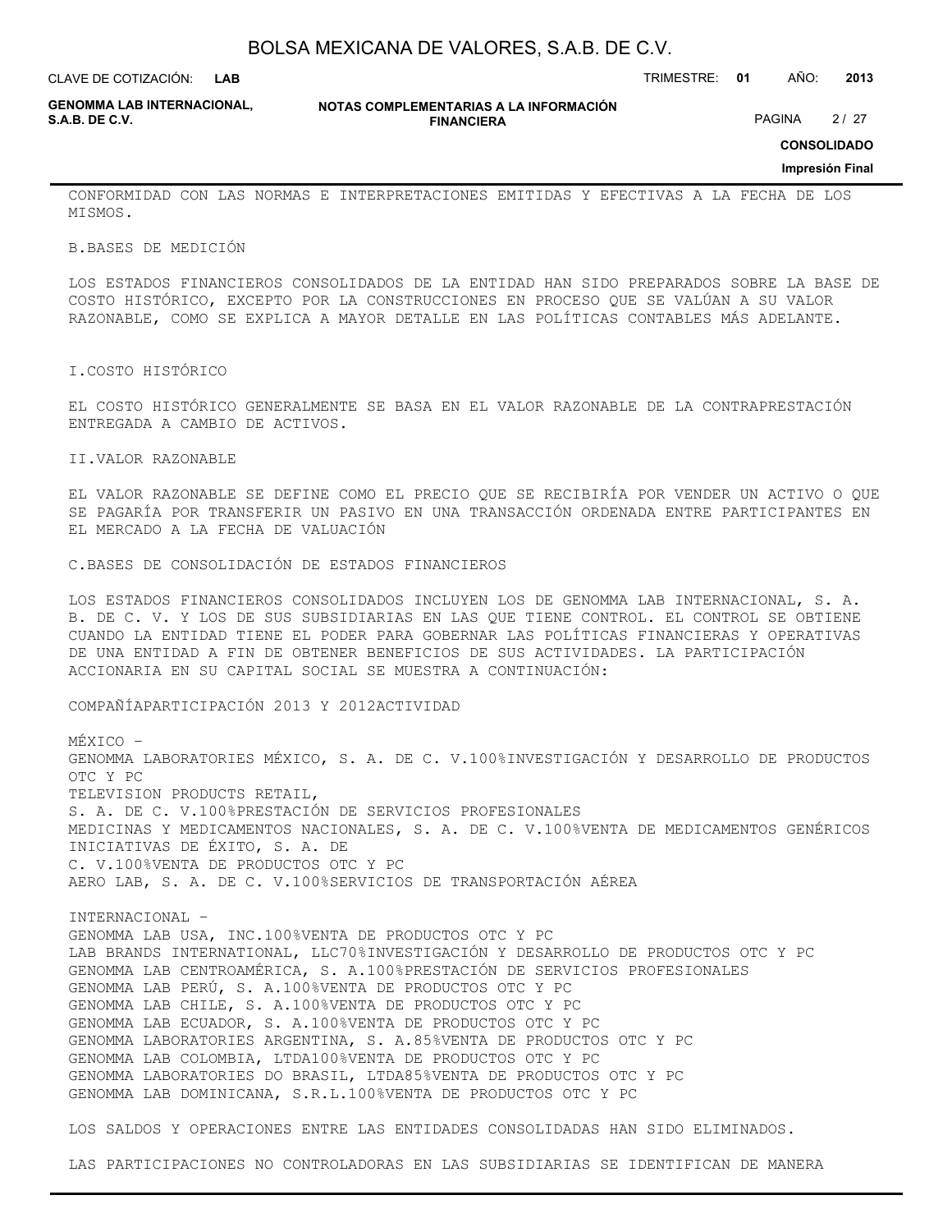CONFORMIDAD CON LAS NORMAS E INTERPRETACIONES EMITIDAS Y EFECTIVAS A LA FECHA DE LOS MISMOS.

B.BASES DE MEDICIÓN

LOS ESTADOS FINANCIEROS CONSOLIDADOS DE LA ENTIDAD HAN SIDO PREPARADOS SOBRE LA BASE DE COSTO HISTÓRICO, EXCEPTO POR LA CONSTRUCCIONES EN PROCESO QUE SE VALÚAN A SU VALOR RAZONABLE, COMO SE EXPLICA A MAYOR DETALLE EN LAS POLÍTICAS CONTABLES MÁS ADELANTE.

I.COSTO HISTÓRICO

EL COSTO HISTÓRICO GENERALMENTE SE BASA EN EL VALOR RAZONABLE DE LA CONTRAPRESTACIÓN ENTREGADA A CAMBIO DE ACTIVOS.

II.VALOR RAZONABLE

EL VALOR RAZONABLE SE DEFINE COMO EL PRECIO QUE SE RECIBIRÍA POR VENDER UN ACTIVO O QUE SE PAGARÍA POR TRANSFERIR UN PASIVO EN UNA TRANSACCIÓN ORDENADA ENTRE PARTICIPANTES EN EL MERCADO A LA FECHA DE VALUACIÓN

C.BASES DE CONSOLIDACIÓN DE ESTADOS FINANCIEROS

LOS ESTADOS FINANCIEROS CONSOLIDADOS INCLUYEN LOS DE GENOMMA LAB INTERNACIONAL, S. A. B. DE C. V. Y LOS DE SUS SUBSIDIARIAS EN LAS QUE TIENE CONTROL. EL CONTROL SE OBTIENE CUANDO LA ENTIDAD TIENE EL PODER PARA GOBERNAR LAS POLÍTICAS FINANCIERAS Y OPERATIVAS DE UNA ENTIDAD A FIN DE OBTENER BENEFICIOS DE SUS ACTIVIDADES. LA PARTICIPACIÓN ACCIONARIA EN SU CAPITAL SOCIAL SE MUESTRA A CONTINUACIÓN:

| COMPAÑÍA | PARTICIPACIÓN 2013 Y 2012 | ACTIVIDAD |
|---|---|---|
| MÉXICO – | | |
| GENOMMA LABORATORIES MÉXICO, S. A. DE C. V. | 100% | INVESTIGACIÓN Y DESARROLLO DE PRODUCTOS OTC Y PC |
| TELEVISION PRODUCTS RETAIL, S. A. DE C. V. | 100% | PRESTACIÓN DE SERVICIOS PROFESIONALES |
| MEDICINAS Y MEDICAMENTOS NACIONALES, S. A. DE C. V. | 100% | VENTA DE MEDICAMENTOS GENÉRICOS |
| INICIATIVAS DE ÉXITO, S. A. DE C. V. | 100% | VENTA DE PRODUCTOS OTC Y PC |
| AERO LAB, S. A. DE C. V. | 100% | SERVICIOS DE TRANSPORTACIÓN AÉREA |
| INTERNACIONAL – | | |
| GENOMMA LAB USA, INC. | 100% | VENTA DE PRODUCTOS OTC Y PC |
| LAB BRANDS INTERNATIONAL, LLC | 70% | INVESTIGACIÓN Y DESARROLLO DE PRODUCTOS OTC Y PC |
| GENOMMA LAB CENTROAMÉRICA, S. A. | 100% | PRESTACIÓN DE SERVICIOS PROFESIONALES |
| GENOMMA LAB PERÚ, S. A. | 100% | VENTA DE PRODUCTOS OTC Y PC |
| GENOMMA LAB CHILE, S. A. | 100% | VENTA DE PRODUCTOS OTC Y PC |
| GENOMMA LAB ECUADOR, S. A. | 100% | VENTA DE PRODUCTOS OTC Y PC |
| GENOMMA LABORATORIES ARGENTINA, S. A. | 85% | VENTA DE PRODUCTOS OTC Y PC |
| GENOMMA LAB COLOMBIA, LTDA | 100% | VENTA DE PRODUCTOS OTC Y PC |
| GENOMMA LABORATORIES DO BRASIL, LTDA | 85% | VENTA DE PRODUCTOS OTC Y PC |
| GENOMMA LAB DOMINICANA, S.R.L. | 100% | VENTA DE PRODUCTOS OTC Y PC |

LOS SALDOS Y OPERACIONES ENTRE LAS ENTIDADES CONSOLIDADAS HAN SIDO ELIMINADOS.

LAS PARTICIPACIONES NO CONTROLADORAS EN LAS SUBSIDIARIAS SE IDENTIFICAN DE MANERA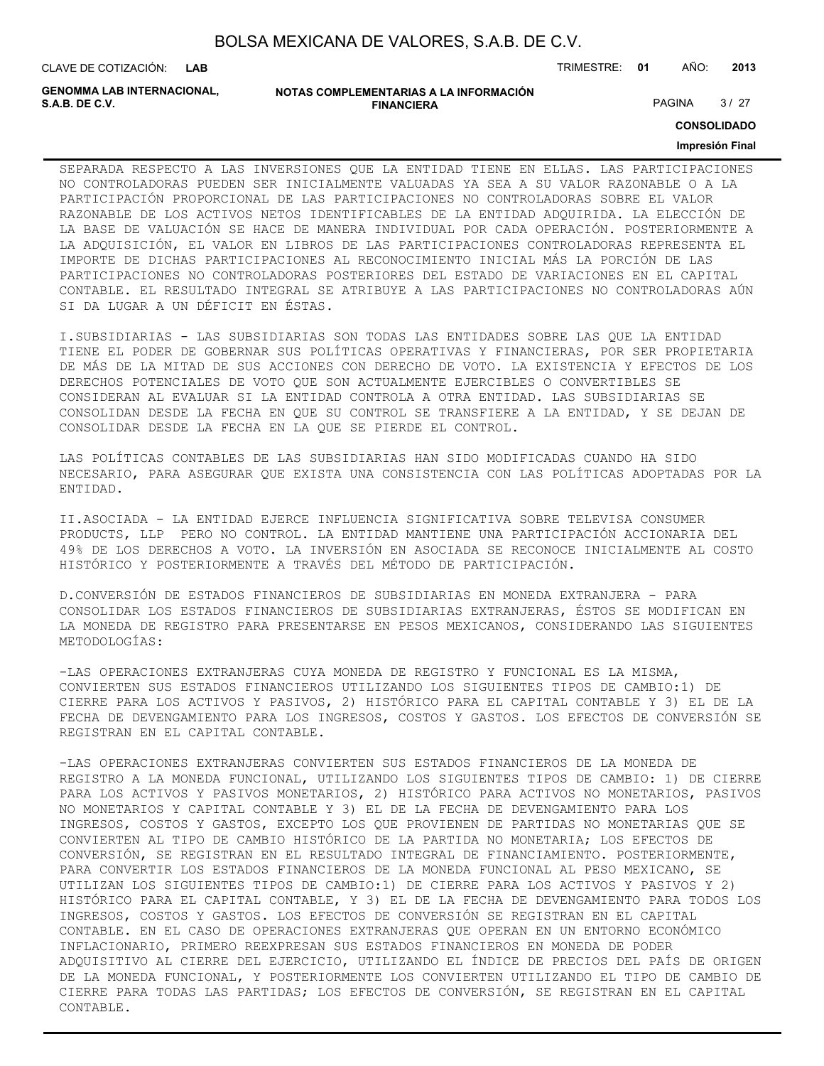SEPARADA RESPECTO A LAS INVERSIONES QUE LA ENTIDAD TIENE EN ELLAS. LAS PARTICIPACIONES NO CONTROLADORAS PUEDEN SER INICIALMENTE VALUADAS YA SEA A SU VALOR RAZONABLE O A LA PARTICIPACIÓN PROPORCIONAL DE LAS PARTICIPACIONES NO CONTROLADORAS SOBRE EL VALOR RAZONABLE DE LOS ACTIVOS NETOS IDENTIFICABLES DE LA ENTIDAD ADQUIRIDA. LA ELECCIÓN DE LA BASE DE VALUACIÓN SE HACE DE MANERA INDIVIDUAL POR CADA OPERACIÓN. POSTERIORMENTE A LA ADQUISICIÓN, EL VALOR EN LIBROS DE LAS PARTICIPACIONES CONTROLADORAS REPRESENTA EL IMPORTE DE DICHAS PARTICIPACIONES AL RECONOCIMIENTO INICIAL MÁS LA PORCIÓN DE LAS PARTICIPACIONES NO CONTROLADORAS POSTERIORES DEL ESTADO DE VARIACIONES EN EL CAPITAL CONTABLE. EL RESULTADO INTEGRAL SE ATRIBUYE A LAS PARTICIPACIONES NO CONTROLADORAS AÚN SI DA LUGAR A UN DÉFICIT EN ÉSTAS.

I.SUBSIDIARIAS - LAS SUBSIDIARIAS SON TODAS LAS ENTIDADES SOBRE LAS QUE LA ENTIDAD TIENE EL PODER DE GOBERNAR SUS POLÍTICAS OPERATIVAS Y FINANCIERAS, POR SER PROPIETARIA DE MÁS DE LA MITAD DE SUS ACCIONES CON DERECHO DE VOTO. LA EXISTENCIA Y EFECTOS DE LOS DERECHOS POTENCIALES DE VOTO QUE SON ACTUALMENTE EJERCIBLES O CONVERTIBLES SE CONSIDERAN AL EVALUAR SI LA ENTIDAD CONTROLA A OTRA ENTIDAD. LAS SUBSIDIARIAS SE CONSOLIDAN DESDE LA FECHA EN QUE SU CONTROL SE TRANSFIERE A LA ENTIDAD, Y SE DEJAN DE CONSOLIDAR DESDE LA FECHA EN LA QUE SE PIERDE EL CONTROL.

LAS POLÍTICAS CONTABLES DE LAS SUBSIDIARIAS HAN SIDO MODIFICADAS CUANDO HA SIDO NECESARIO, PARA ASEGURAR QUE EXISTA UNA CONSISTENCIA CON LAS POLÍTICAS ADOPTADAS POR LA ENTIDAD.

II.ASOCIADA - LA ENTIDAD EJERCE INFLUENCIA SIGNIFICATIVA SOBRE TELEVISA CONSUMER PRODUCTS, LLP PERO NO CONTROL. LA ENTIDAD MANTIENE UNA PARTICIPACIÓN ACCIONARIA DEL 49% DE LOS DERECHOS A VOTO. LA INVERSIÓN EN ASOCIADA SE RECONOCE INICIALMENTE AL COSTO HISTÓRICO Y POSTERIORMENTE A TRAVÉS DEL MÉTODO DE PARTICIPACIÓN.

D.CONVERSIÓN DE ESTADOS FINANCIEROS DE SUBSIDIARIAS EN MONEDA EXTRANJERA - PARA CONSOLIDAR LOS ESTADOS FINANCIEROS DE SUBSIDIARIAS EXTRANJERAS, ÉSTOS SE MODIFICAN EN LA MONEDA DE REGISTRO PARA PRESENTARSE EN PESOS MEXICANOS, CONSIDERANDO LAS SIGUIENTES METODOLOGÍAS:

-LAS OPERACIONES EXTRANJERAS CUYA MONEDA DE REGISTRO Y FUNCIONAL ES LA MISMA, CONVIERTEN SUS ESTADOS FINANCIEROS UTILIZANDO LOS SIGUIENTES TIPOS DE CAMBIO:1) DE CIERRE PARA LOS ACTIVOS Y PASIVOS, 2) HISTÓRICO PARA EL CAPITAL CONTABLE Y 3) EL DE LA FECHA DE DEVENGAMIENTO PARA LOS INGRESOS, COSTOS Y GASTOS. LOS EFECTOS DE CONVERSIÓN SE REGISTRAN EN EL CAPITAL CONTABLE.

-LAS OPERACIONES EXTRANJERAS CONVIERTEN SUS ESTADOS FINANCIEROS DE LA MONEDA DE REGISTRO A LA MONEDA FUNCIONAL, UTILIZANDO LOS SIGUIENTES TIPOS DE CAMBIO: 1) DE CIERRE PARA LOS ACTIVOS Y PASIVOS MONETARIOS, 2) HISTÓRICO PARA ACTIVOS NO MONETARIOS, PASIVOS NO MONETARIOS Y CAPITAL CONTABLE Y 3) EL DE LA FECHA DE DEVENGAMIENTO PARA LOS INGRESOS, COSTOS Y GASTOS, EXCEPTO LOS QUE PROVIENEN DE PARTIDAS NO MONETARIAS QUE SE CONVIERTEN AL TIPO DE CAMBIO HISTÓRICO DE LA PARTIDA NO MONETARIA; LOS EFECTOS DE CONVERSIÓN, SE REGISTRAN EN EL RESULTADO INTEGRAL DE FINANCIAMIENTO. POSTERIORMENTE, PARA CONVERTIR LOS ESTADOS FINANCIEROS DE LA MONEDA FUNCIONAL AL PESO MEXICANO, SE UTILIZAN LOS SIGUIENTES TIPOS DE CAMBIO:1) DE CIERRE PARA LOS ACTIVOS Y PASIVOS Y 2) HISTÓRICO PARA EL CAPITAL CONTABLE, Y 3) EL DE LA FECHA DE DEVENGAMIENTO PARA TODOS LOS INGRESOS, COSTOS Y GASTOS. LOS EFECTOS DE CONVERSIÓN SE REGISTRAN EN EL CAPITAL CONTABLE. EN EL CASO DE OPERACIONES EXTRANJERAS QUE OPERAN EN UN ENTORNO ECONÓMICO INFLACIONARIO, PRIMERO REEXPRESAN SUS ESTADOS FINANCIEROS EN MONEDA DE PODER ADQUISITIVO AL CIERRE DEL EJERCICIO, UTILIZANDO EL ÍNDICE DE PRECIOS DEL PAÍS DE ORIGEN DE LA MONEDA FUNCIONAL, Y POSTERIORMENTE LOS CONVIERTEN UTILIZANDO EL TIPO DE CAMBIO DE CIERRE PARA TODAS LAS PARTIDAS; LOS EFECTOS DE CONVERSIÓN, SE REGISTRAN EN EL CAPITAL CONTABLE.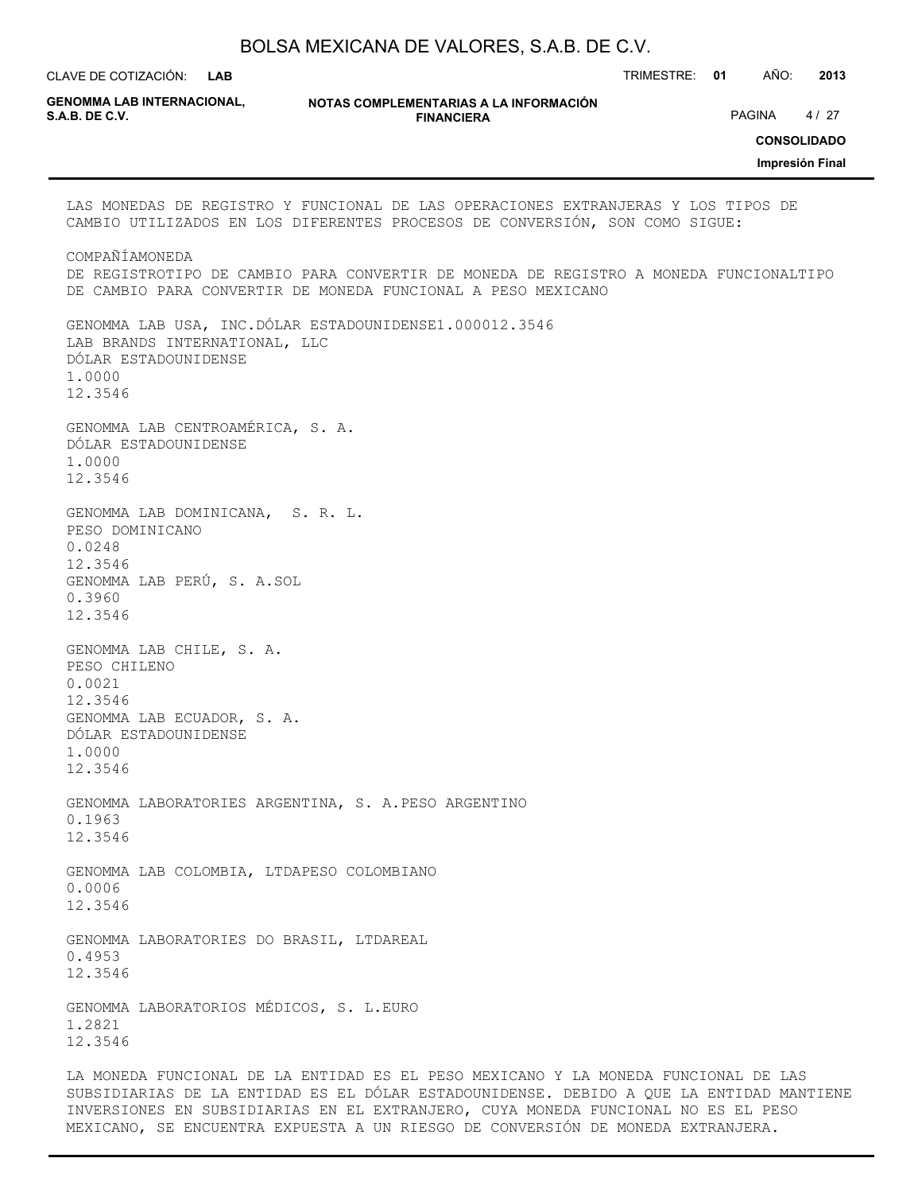LAS MONEDAS DE REGISTRO Y FUNCIONAL DE LAS OPERACIONES EXTRANJERAS Y LOS TIPOS DE CAMBIO UTILIZADOS EN LOS DIFERENTES PROCESOS DE CONVERSIÓN, SON COMO SIGUE:

| COMPAÑÍA | MONEDA DE REGISTRO | TIPO DE CAMBIO PARA CONVERTIR DE MONEDA DE REGISTRO A MONEDA FUNCIONAL | TIPO DE CAMBIO PARA CONVERTIR DE MONEDA FUNCIONAL A PESO MEXICANO |
|---|---|---|---|
| GENOMMA LAB USA, INC. | DÓLAR ESTADOUNIDENSE | 1.0000 | 12.3546 |
| LAB BRANDS INTERNATIONAL, LLC | DÓLAR ESTADOUNIDENSE | 1.0000 | 12.3546 |
| GENOMMA LAB CENTROAMÉRICA, S. A. | DÓLAR ESTADOUNIDENSE | 1.0000 | 12.3546 |
| GENOMMA LAB DOMINICANA, S. R. L. | PESO DOMINICANO | 0.0248 | 12.3546 |
| GENOMMA LAB PERÚ, S. A. | SOL | 0.3960 | 12.3546 |
| GENOMMA LAB CHILE, S. A. | PESO CHILENO | 0.0021 | 12.3546 |
| GENOMMA LAB ECUADOR, S. A. | DÓLAR ESTADOUNIDENSE | 1.0000 | 12.3546 |
| GENOMMA LABORATORIES ARGENTINA, S. A. | PESO ARGENTINO | 0.1963 | 12.3546 |
| GENOMMA LAB COLOMBIA, LTDA | PESO COLOMBIANO | 0.0006 | 12.3546 |
| GENOMMA LABORATORIES DO BRASIL, LTDA | REAL | 0.4953 | 12.3546 |
| GENOMMA LABORATORIOS MÉDICOS, S. L. | EURO | 1.2821 | 12.3546 |

LA MONEDA FUNCIONAL DE LA ENTIDAD ES EL PESO MEXICANO Y LA MONEDA FUNCIONAL DE LAS SUBSIDIARIAS DE LA ENTIDAD ES EL DÓLAR ESTADOUNIDENSE. DEBIDO A QUE LA ENTIDAD MANTIENE INVERSIONES EN SUBSIDIARIAS EN EL EXTRANJERO, CUYA MONEDA FUNCIONAL NO ES EL PESO MEXICANO, SE ENCUENTRA EXPUESTA A UN RIESGO DE CONVERSIÓN DE MONEDA EXTRANJERA.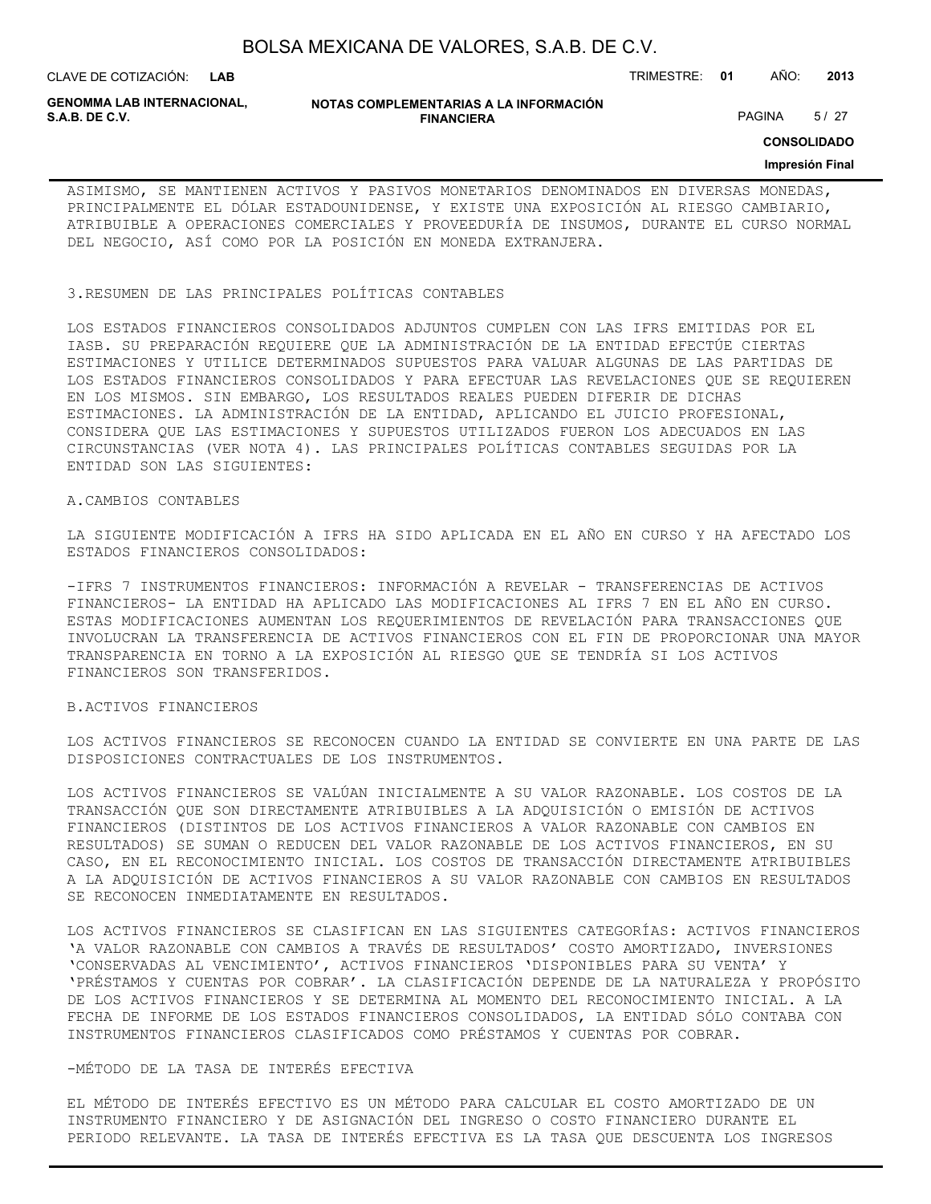ASIMISMO, SE MANTIENEN ACTIVOS Y PASIVOS MONETARIOS DENOMINADOS EN DIVERSAS MONEDAS, PRINCIPALMENTE EL DÓLAR ESTADOUNIDENSE, Y EXISTE UNA EXPOSICIÓN AL RIESGO CAMBIARIO, ATRIBUIBLE A OPERACIONES COMERCIALES Y PROVEEDURÍA DE INSUMOS, DURANTE EL CURSO NORMAL DEL NEGOCIO, ASÍ COMO POR LA POSICIÓN EN MONEDA EXTRANJERA.

## 3.RESUMEN DE LAS PRINCIPALES POLÍTICAS CONTABLES

LOS ESTADOS FINANCIEROS CONSOLIDADOS ADJUNTOS CUMPLEN CON LAS IFRS EMITIDAS POR EL IASB. SU PREPARACIÓN REQUIERE QUE LA ADMINISTRACIÓN DE LA ENTIDAD EFECTÚE CIERTAS ESTIMACIONES Y UTILICE DETERMINADOS SUPUESTOS PARA VALUAR ALGUNAS DE LAS PARTIDAS DE LOS ESTADOS FINANCIEROS CONSOLIDADOS Y PARA EFECTUAR LAS REVELACIONES QUE SE REQUIEREN EN LOS MISMOS. SIN EMBARGO, LOS RESULTADOS REALES PUEDEN DIFERIR DE DICHAS ESTIMACIONES. LA ADMINISTRACIÓN DE LA ENTIDAD, APLICANDO EL JUICIO PROFESIONAL, CONSIDERA QUE LAS ESTIMACIONES Y SUPUESTOS UTILIZADOS FUERON LOS ADECUADOS EN LAS CIRCUNSTANCIAS (VER NOTA 4). LAS PRINCIPALES POLÍTICAS CONTABLES SEGUIDAS POR LA ENTIDAD SON LAS SIGUIENTES:

### A.CAMBIOS CONTABLES

LA SIGUIENTE MODIFICACIÓN A IFRS HA SIDO APLICADA EN EL AÑO EN CURSO Y HA AFECTADO LOS ESTADOS FINANCIEROS CONSOLIDADOS:

-IFRS 7 INSTRUMENTOS FINANCIEROS: INFORMACIÓN A REVELAR - TRANSFERENCIAS DE ACTIVOS FINANCIEROS- LA ENTIDAD HA APLICADO LAS MODIFICACIONES AL IFRS 7 EN EL AÑO EN CURSO. ESTAS MODIFICACIONES AUMENTAN LOS REQUERIMIENTOS DE REVELACIÓN PARA TRANSACCIONES QUE INVOLUCRAN LA TRANSFERENCIA DE ACTIVOS FINANCIEROS CON EL FIN DE PROPORCIONAR UNA MAYOR TRANSPARENCIA EN TORNO A LA EXPOSICIÓN AL RIESGO QUE SE TENDRÍA SI LOS ACTIVOS FINANCIEROS SON TRANSFERIDOS.

### B.ACTIVOS FINANCIEROS

LOS ACTIVOS FINANCIEROS SE RECONOCEN CUANDO LA ENTIDAD SE CONVIERTE EN UNA PARTE DE LAS DISPOSICIONES CONTRACTUALES DE LOS INSTRUMENTOS.

LOS ACTIVOS FINANCIEROS SE VALÚAN INICIALMENTE A SU VALOR RAZONABLE. LOS COSTOS DE LA TRANSACCIÓN QUE SON DIRECTAMENTE ATRIBUIBLES A LA ADQUISICIÓN O EMISIÓN DE ACTIVOS FINANCIEROS (DISTINTOS DE LOS ACTIVOS FINANCIEROS A VALOR RAZONABLE CON CAMBIOS EN RESULTADOS) SE SUMAN O REDUCEN DEL VALOR RAZONABLE DE LOS ACTIVOS FINANCIEROS, EN SU CASO, EN EL RECONOCIMIENTO INICIAL. LOS COSTOS DE TRANSACCIÓN DIRECTAMENTE ATRIBUIBLES A LA ADQUISICIÓN DE ACTIVOS FINANCIEROS A SU VALOR RAZONABLE CON CAMBIOS EN RESULTADOS SE RECONOCEN INMEDIATAMENTE EN RESULTADOS.

LOS ACTIVOS FINANCIEROS SE CLASIFICAN EN LAS SIGUIENTES CATEGORÍAS: ACTIVOS FINANCIEROS 'A VALOR RAZONABLE CON CAMBIOS A TRAVÉS DE RESULTADOS' COSTO AMORTIZADO, INVERSIONES 'CONSERVADAS AL VENCIMIENTO', ACTIVOS FINANCIEROS 'DISPONIBLES PARA SU VENTA' Y 'PRÉSTAMOS Y CUENTAS POR COBRAR'. LA CLASIFICACIÓN DEPENDE DE LA NATURALEZA Y PROPÓSITO DE LOS ACTIVOS FINANCIEROS Y SE DETERMINA AL MOMENTO DEL RECONOCIMIENTO INICIAL. A LA FECHA DE INFORME DE LOS ESTADOS FINANCIEROS CONSOLIDADOS, LA ENTIDAD SÓLO CONTABA CON INSTRUMENTOS FINANCIEROS CLASIFICADOS COMO PRÉSTAMOS Y CUENTAS POR COBRAR.

-MÉTODO DE LA TASA DE INTERÉS EFECTIVA

EL MÉTODO DE INTERÉS EFECTIVO ES UN MÉTODO PARA CALCULAR EL COSTO AMORTIZADO DE UN INSTRUMENTO FINANCIERO Y DE ASIGNACIÓN DEL INGRESO O COSTO FINANCIERO DURANTE EL PERIODO RELEVANTE. LA TASA DE INTERÉS EFECTIVA ES LA TASA QUE DESCUENTA LOS INGRESOS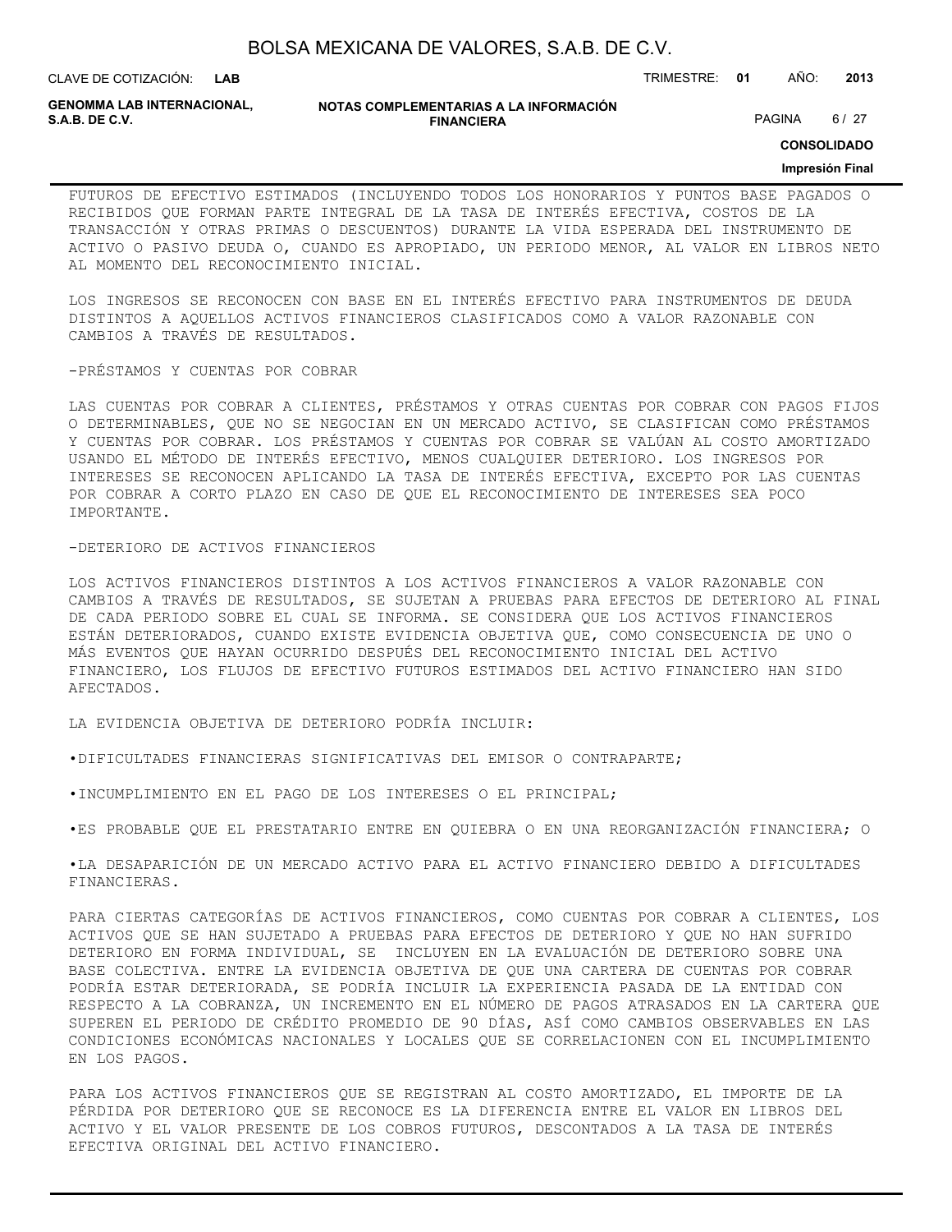FUTUROS DE EFECTIVO ESTIMADOS (INCLUYENDO TODOS LOS HONORARIOS Y PUNTOS BASE PAGADOS O RECIBIDOS QUE FORMAN PARTE INTEGRAL DE LA TASA DE INTERÉS EFECTIVA, COSTOS DE LA TRANSACCIÓN Y OTRAS PRIMAS O DESCUENTOS) DURANTE LA VIDA ESPERADA DEL INSTRUMENTO DE ACTIVO O PASIVO DEUDA O, CUANDO ES APROPIADO, UN PERIODO MENOR, AL VALOR EN LIBROS NETO AL MOMENTO DEL RECONOCIMIENTO INICIAL.

LOS INGRESOS SE RECONOCEN CON BASE EN EL INTERÉS EFECTIVO PARA INSTRUMENTOS DE DEUDA DISTINTOS A AQUELLOS ACTIVOS FINANCIEROS CLASIFICADOS COMO A VALOR RAZONABLE CON CAMBIOS A TRAVÉS DE RESULTADOS.

-PRÉSTAMOS Y CUENTAS POR COBRAR

LAS CUENTAS POR COBRAR A CLIENTES, PRÉSTAMOS Y OTRAS CUENTAS POR COBRAR CON PAGOS FIJOS O DETERMINABLES, QUE NO SE NEGOCIAN EN UN MERCADO ACTIVO, SE CLASIFICAN COMO PRÉSTAMOS Y CUENTAS POR COBRAR. LOS PRÉSTAMOS Y CUENTAS POR COBRAR SE VALÚAN AL COSTO AMORTIZADO USANDO EL MÉTODO DE INTERÉS EFECTIVO, MENOS CUALQUIER DETERIORO. LOS INGRESOS POR INTERESES SE RECONOCEN APLICANDO LA TASA DE INTERÉS EFECTIVA, EXCEPTO POR LAS CUENTAS POR COBRAR A CORTO PLAZO EN CASO DE QUE EL RECONOCIMIENTO DE INTERESES SEA POCO IMPORTANTE.

-DETERIORO DE ACTIVOS FINANCIEROS

LOS ACTIVOS FINANCIEROS DISTINTOS A LOS ACTIVOS FINANCIEROS A VALOR RAZONABLE CON CAMBIOS A TRAVÉS DE RESULTADOS, SE SUJETAN A PRUEBAS PARA EFECTOS DE DETERIORO AL FINAL DE CADA PERIODO SOBRE EL CUAL SE INFORMA. SE CONSIDERA QUE LOS ACTIVOS FINANCIEROS ESTÁN DETERIORADOS, CUANDO EXISTE EVIDENCIA OBJETIVA QUE, COMO CONSECUENCIA DE UNO O MÁS EVENTOS QUE HAYAN OCURRIDO DESPUÉS DEL RECONOCIMIENTO INICIAL DEL ACTIVO FINANCIERO, LOS FLUJOS DE EFECTIVO FUTUROS ESTIMADOS DEL ACTIVO FINANCIERO HAN SIDO AFECTADOS.

LA EVIDENCIA OBJETIVA DE DETERIORO PODRÍA INCLUIR:

•DIFICULTADES FINANCIERAS SIGNIFICATIVAS DEL EMISOR O CONTRAPARTE;

•INCUMPLIMIENTO EN EL PAGO DE LOS INTERESES O EL PRINCIPAL;

•ES PROBABLE QUE EL PRESTATARIO ENTRE EN QUIEBRA O EN UNA REORGANIZACIÓN FINANCIERA; O

•LA DESAPARICIÓN DE UN MERCADO ACTIVO PARA EL ACTIVO FINANCIERO DEBIDO A DIFICULTADES FINANCIERAS.

PARA CIERTAS CATEGORÍAS DE ACTIVOS FINANCIEROS, COMO CUENTAS POR COBRAR A CLIENTES, LOS ACTIVOS QUE SE HAN SUJETADO A PRUEBAS PARA EFECTOS DE DETERIORO Y QUE NO HAN SUFRIDO DETERIORO EN FORMA INDIVIDUAL, SE INCLUYEN EN LA EVALUACIÓN DE DETERIORO SOBRE UNA BASE COLECTIVA. ENTRE LA EVIDENCIA OBJETIVA DE QUE UNA CARTERA DE CUENTAS POR COBRAR PODRÍA ESTAR DETERIORADA, SE PODRÍA INCLUIR LA EXPERIENCIA PASADA DE LA ENTIDAD CON RESPECTO A LA COBRANZA, UN INCREMENTO EN EL NÚMERO DE PAGOS ATRASADOS EN LA CARTERA QUE SUPEREN EL PERIODO DE CRÉDITO PROMEDIO DE 90 DÍAS, ASÍ COMO CAMBIOS OBSERVABLES EN LAS CONDICIONES ECONÓMICAS NACIONALES Y LOCALES QUE SE CORRELACIONEN CON EL INCUMPLIMIENTO EN LOS PAGOS.

PARA LOS ACTIVOS FINANCIEROS QUE SE REGISTRAN AL COSTO AMORTIZADO, EL IMPORTE DE LA PÉRDIDA POR DETERIORO QUE SE RECONOCE ES LA DIFERENCIA ENTRE EL VALOR EN LIBROS DEL ACTIVO Y EL VALOR PRESENTE DE LOS COBROS FUTUROS, DESCONTADOS A LA TASA DE INTERÉS EFECTIVA ORIGINAL DEL ACTIVO FINANCIERO.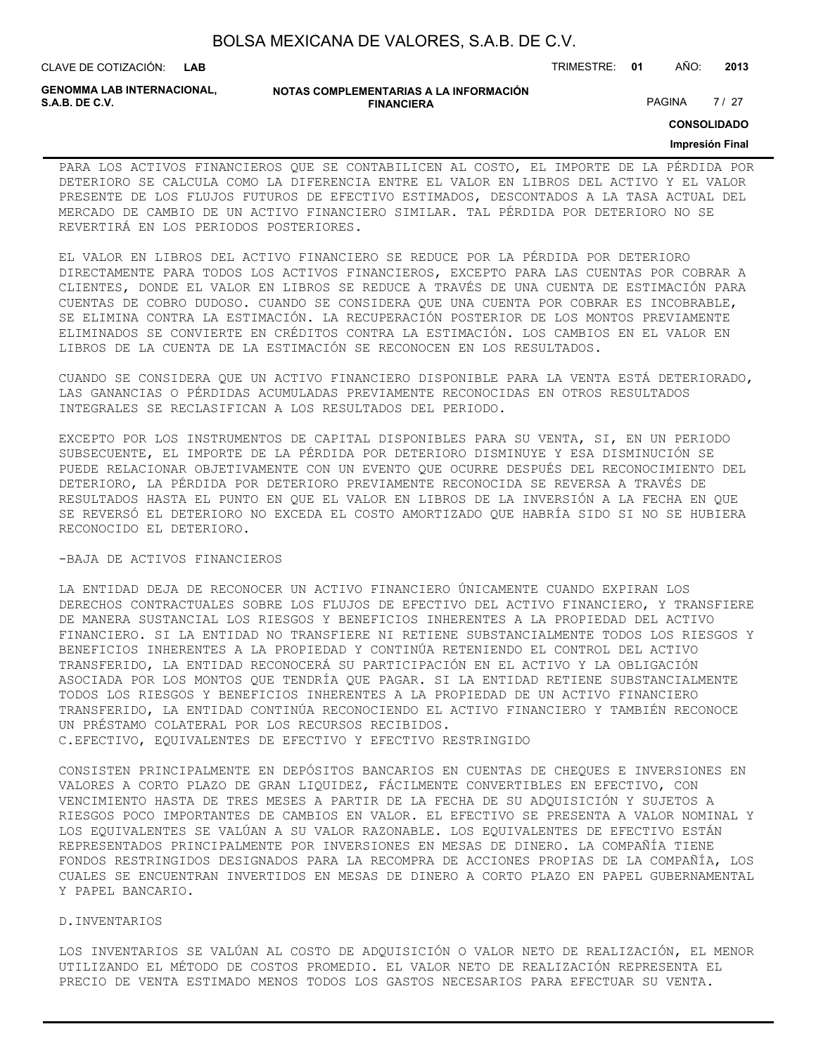PARA LOS ACTIVOS FINANCIEROS QUE SE CONTABILICEN AL COSTO, EL IMPORTE DE LA PÉRDIDA POR DETERIORO SE CALCULA COMO LA DIFERENCIA ENTRE EL VALOR EN LIBROS DEL ACTIVO Y EL VALOR PRESENTE DE LOS FLUJOS FUTUROS DE EFECTIVO ESTIMADOS, DESCONTADOS A LA TASA ACTUAL DEL MERCADO DE CAMBIO DE UN ACTIVO FINANCIERO SIMILAR. TAL PÉRDIDA POR DETERIORO NO SE REVERTIRÁ EN LOS PERIODOS POSTERIORES.

EL VALOR EN LIBROS DEL ACTIVO FINANCIERO SE REDUCE POR LA PÉRDIDA POR DETERIORO DIRECTAMENTE PARA TODOS LOS ACTIVOS FINANCIEROS, EXCEPTO PARA LAS CUENTAS POR COBRAR A CLIENTES, DONDE EL VALOR EN LIBROS SE REDUCE A TRAVÉS DE UNA CUENTA DE ESTIMACIÓN PARA CUENTAS DE COBRO DUDOSO. CUANDO SE CONSIDERA QUE UNA CUENTA POR COBRAR ES INCOBRABLE, SE ELIMINA CONTRA LA ESTIMACIÓN. LA RECUPERACIÓN POSTERIOR DE LOS MONTOS PREVIAMENTE ELIMINADOS SE CONVIERTE EN CRÉDITOS CONTRA LA ESTIMACIÓN. LOS CAMBIOS EN EL VALOR EN LIBROS DE LA CUENTA DE LA ESTIMACIÓN SE RECONOCEN EN LOS RESULTADOS.

CUANDO SE CONSIDERA QUE UN ACTIVO FINANCIERO DISPONIBLE PARA LA VENTA ESTÁ DETERIORADO, LAS GANANCIAS O PÉRDIDAS ACUMULADAS PREVIAMENTE RECONOCIDAS EN OTROS RESULTADOS INTEGRALES SE RECLASIFICAN A LOS RESULTADOS DEL PERIODO.

EXCEPTO POR LOS INSTRUMENTOS DE CAPITAL DISPONIBLES PARA SU VENTA, SI, EN UN PERIODO SUBSECUENTE, EL IMPORTE DE LA PÉRDIDA POR DETERIORO DISMINUYE Y ESA DISMINUCIÓN SE PUEDE RELACIONAR OBJETIVAMENTE CON UN EVENTO QUE OCURRE DESPUÉS DEL RECONOCIMIENTO DEL DETERIORO, LA PÉRDIDA POR DETERIORO PREVIAMENTE RECONOCIDA SE REVERSA A TRAVÉS DE RESULTADOS HASTA EL PUNTO EN QUE EL VALOR EN LIBROS DE LA INVERSIÓN A LA FECHA EN QUE SE REVERSÓ EL DETERIORO NO EXCEDA EL COSTO AMORTIZADO QUE HABRÍA SIDO SI NO SE HUBIERA RECONOCIDO EL DETERIORO.

-BAJA DE ACTIVOS FINANCIEROS

LA ENTIDAD DEJA DE RECONOCER UN ACTIVO FINANCIERO ÚNICAMENTE CUANDO EXPIRAN LOS DERECHOS CONTRACTUALES SOBRE LOS FLUJOS DE EFECTIVO DEL ACTIVO FINANCIERO, Y TRANSFIERE DE MANERA SUSTANCIAL LOS RIESGOS Y BENEFICIOS INHERENTES A LA PROPIEDAD DEL ACTIVO FINANCIERO. SI LA ENTIDAD NO TRANSFIERE NI RETIENE SUBSTANCIALMENTE TODOS LOS RIESGOS Y BENEFICIOS INHERENTES A LA PROPIEDAD Y CONTINÚA RETENIENDO EL CONTROL DEL ACTIVO TRANSFERIDO, LA ENTIDAD RECONOCERÁ SU PARTICIPACIÓN EN EL ACTIVO Y LA OBLIGACIÓN ASOCIADA POR LOS MONTOS QUE TENDRÍA QUE PAGAR. SI LA ENTIDAD RETIENE SUBSTANCIALMENTE TODOS LOS RIESGOS Y BENEFICIOS INHERENTES A LA PROPIEDAD DE UN ACTIVO FINANCIERO TRANSFERIDO, LA ENTIDAD CONTINÚA RECONOCIENDO EL ACTIVO FINANCIERO Y TAMBIÉN RECONOCE UN PRÉSTAMO COLATERAL POR LOS RECURSOS RECIBIDOS.

C.EFECTIVO, EQUIVALENTES DE EFECTIVO Y EFECTIVO RESTRINGIDO

CONSISTEN PRINCIPALMENTE EN DEPÓSITOS BANCARIOS EN CUENTAS DE CHEQUES E INVERSIONES EN VALORES A CORTO PLAZO DE GRAN LIQUIDEZ, FÁCILMENTE CONVERTIBLES EN EFECTIVO, CON VENCIMIENTO HASTA DE TRES MESES A PARTIR DE LA FECHA DE SU ADQUISICIÓN Y SUJETOS A RIESGOS POCO IMPORTANTES DE CAMBIOS EN VALOR. EL EFECTIVO SE PRESENTA A VALOR NOMINAL Y LOS EQUIVALENTES SE VALÚAN A SU VALOR RAZONABLE. LOS EQUIVALENTES DE EFECTIVO ESTÁN REPRESENTADOS PRINCIPALMENTE POR INVERSIONES EN MESAS DE DINERO. LA COMPAÑÍA TIENE FONDOS RESTRINGIDOS DESIGNADOS PARA LA RECOMPRA DE ACCIONES PROPIAS DE LA COMPAÑÍA, LOS CUALES SE ENCUENTRAN INVERTIDOS EN MESAS DE DINERO A CORTO PLAZO EN PAPEL GUBERNAMENTAL Y PAPEL BANCARIO.

D.INVENTARIOS

LOS INVENTARIOS SE VALÚAN AL COSTO DE ADQUISICIÓN O VALOR NETO DE REALIZACIÓN, EL MENOR UTILIZANDO EL MÉTODO DE COSTOS PROMEDIO. EL VALOR NETO DE REALIZACIÓN REPRESENTA EL PRECIO DE VENTA ESTIMADO MENOS TODOS LOS GASTOS NECESARIOS PARA EFECTUAR SU VENTA.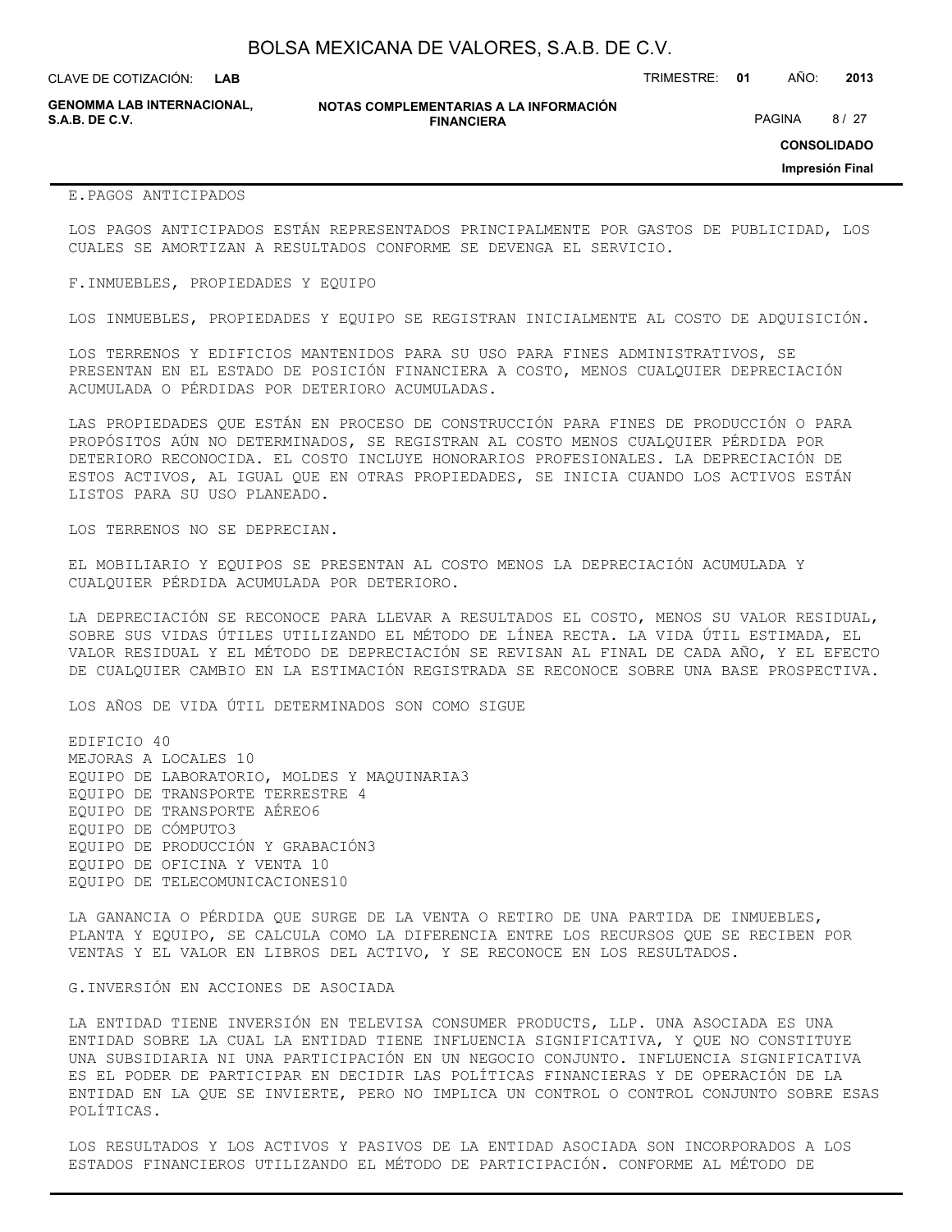E.PAGOS ANTICIPADOS

LOS PAGOS ANTICIPADOS ESTÁN REPRESENTADOS PRINCIPALMENTE POR GASTOS DE PUBLICIDAD, LOS CUALES SE AMORTIZAN A RESULTADOS CONFORME SE DEVENGA EL SERVICIO.

F.INMUEBLES, PROPIEDADES Y EQUIPO

LOS INMUEBLES, PROPIEDADES Y EQUIPO SE REGISTRAN INICIALMENTE AL COSTO DE ADQUISICIÓN.

LOS TERRENOS Y EDIFICIOS MANTENIDOS PARA SU USO PARA FINES ADMINISTRATIVOS, SE PRESENTAN EN EL ESTADO DE POSICIÓN FINANCIERA A COSTO, MENOS CUALQUIER DEPRECIACIÓN ACUMULADA O PÉRDIDAS POR DETERIORO ACUMULADAS.

LAS PROPIEDADES QUE ESTÁN EN PROCESO DE CONSTRUCCIÓN PARA FINES DE PRODUCCIÓN O PARA PROPÓSITOS AÚN NO DETERMINADOS, SE REGISTRAN AL COSTO MENOS CUALQUIER PÉRDIDA POR DETERIORO RECONOCIDA. EL COSTO INCLUYE HONORARIOS PROFESIONALES. LA DEPRECIACIÓN DE ESTOS ACTIVOS, AL IGUAL QUE EN OTRAS PROPIEDADES, SE INICIA CUANDO LOS ACTIVOS ESTÁN LISTOS PARA SU USO PLANEADO.

LOS TERRENOS NO SE DEPRECIAN.

EL MOBILIARIO Y EQUIPOS SE PRESENTAN AL COSTO MENOS LA DEPRECIACIÓN ACUMULADA Y CUALQUIER PÉRDIDA ACUMULADA POR DETERIORO.

LA DEPRECIACIÓN SE RECONOCE PARA LLEVAR A RESULTADOS EL COSTO, MENOS SU VALOR RESIDUAL, SOBRE SUS VIDAS ÚTILES UTILIZANDO EL MÉTODO DE LÍNEA RECTA. LA VIDA ÚTIL ESTIMADA, EL VALOR RESIDUAL Y EL MÉTODO DE DEPRECIACIÓN SE REVISAN AL FINAL DE CADA AÑO, Y EL EFECTO DE CUALQUIER CAMBIO EN LA ESTIMACIÓN REGISTRADA SE RECONOCE SOBRE UNA BASE PROSPECTIVA.

LOS AÑOS DE VIDA ÚTIL DETERMINADOS SON COMO SIGUE

EDIFICIO 40
MEJORAS A LOCALES 10
EQUIPO DE LABORATORIO, MOLDES Y MAQUINARIA3
EQUIPO DE TRANSPORTE TERRESTRE 4
EQUIPO DE TRANSPORTE AÉREO6
EQUIPO DE CÓMPUTO3
EQUIPO DE PRODUCCIÓN Y GRABACIÓN3
EQUIPO DE OFICINA Y VENTA 10
EQUIPO DE TELECOMUNICACIONES10

LA GANANCIA O PÉRDIDA QUE SURGE DE LA VENTA O RETIRO DE UNA PARTIDA DE INMUEBLES, PLANTA Y EQUIPO, SE CALCULA COMO LA DIFERENCIA ENTRE LOS RECURSOS QUE SE RECIBEN POR VENTAS Y EL VALOR EN LIBROS DEL ACTIVO, Y SE RECONOCE EN LOS RESULTADOS.

G.INVERSIÓN EN ACCIONES DE ASOCIADA

LA ENTIDAD TIENE INVERSIÓN EN TELEVISA CONSUMER PRODUCTS, LLP. UNA ASOCIADA ES UNA ENTIDAD SOBRE LA CUAL LA ENTIDAD TIENE INFLUENCIA SIGNIFICATIVA, Y QUE NO CONSTITUYE UNA SUBSIDIARIA NI UNA PARTICIPACIÓN EN UN NEGOCIO CONJUNTO. INFLUENCIA SIGNIFICATIVA ES EL PODER DE PARTICIPAR EN DECIDIR LAS POLÍTICAS FINANCIERAS Y DE OPERACIÓN DE LA ENTIDAD EN LA QUE SE INVIERTE, PERO NO IMPLICA UN CONTROL O CONTROL CONJUNTO SOBRE ESAS POLÍTICAS.

LOS RESULTADOS Y LOS ACTIVOS Y PASIVOS DE LA ENTIDAD ASOCIADA SON INCORPORADOS A LOS ESTADOS FINANCIEROS UTILIZANDO EL MÉTODO DE PARTICIPACIÓN. CONFORME AL MÉTODO DE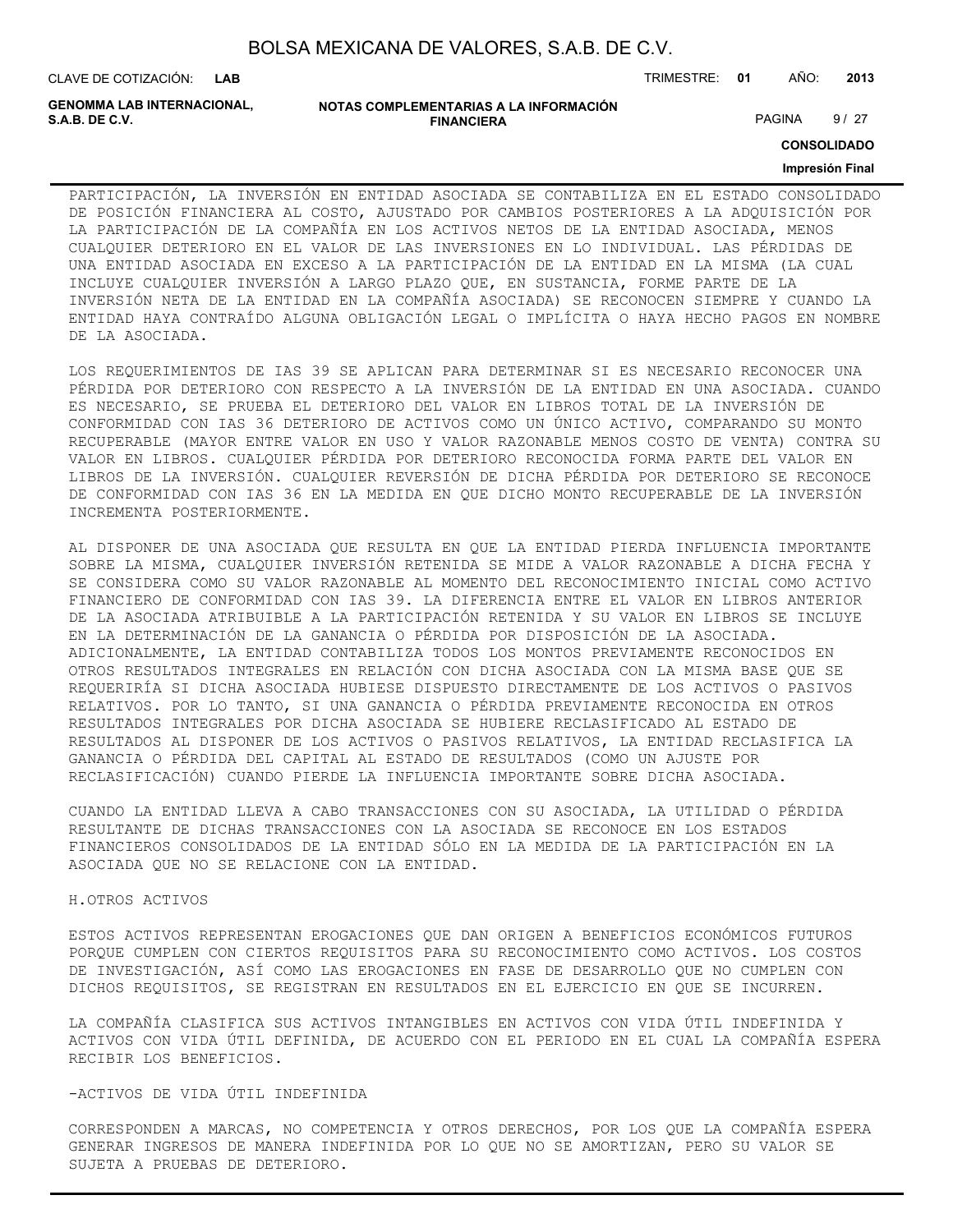PARTICIPACIÓN, LA INVERSIÓN EN ENTIDAD ASOCIADA SE CONTABILIZA EN EL ESTADO CONSOLIDADO DE POSICIÓN FINANCIERA AL COSTO, AJUSTADO POR CAMBIOS POSTERIORES A LA ADQUISICIÓN POR LA PARTICIPACIÓN DE LA COMPAÑÍA EN LOS ACTIVOS NETOS DE LA ENTIDAD ASOCIADA, MENOS CUALQUIER DETERIORO EN EL VALOR DE LAS INVERSIONES EN LO INDIVIDUAL. LAS PÉRDIDAS DE UNA ENTIDAD ASOCIADA EN EXCESO A LA PARTICIPACIÓN DE LA ENTIDAD EN LA MISMA (LA CUAL INCLUYE CUALQUIER INVERSIÓN A LARGO PLAZO QUE, EN SUSTANCIA, FORME PARTE DE LA INVERSIÓN NETA DE LA ENTIDAD EN LA COMPAÑÍA ASOCIADA) SE RECONOCEN SIEMPRE Y CUANDO LA ENTIDAD HAYA CONTRAÍDO ALGUNA OBLIGACIÓN LEGAL O IMPLÍCITA O HAYA HECHO PAGOS EN NOMBRE DE LA ASOCIADA.

LOS REQUERIMIENTOS DE IAS 39 SE APLICAN PARA DETERMINAR SI ES NECESARIO RECONOCER UNA PÉRDIDA POR DETERIORO CON RESPECTO A LA INVERSIÓN DE LA ENTIDAD EN UNA ASOCIADA. CUANDO ES NECESARIO, SE PRUEBA EL DETERIORO DEL VALOR EN LIBROS TOTAL DE LA INVERSIÓN DE CONFORMIDAD CON IAS 36 DETERIORO DE ACTIVOS COMO UN ÚNICO ACTIVO, COMPARANDO SU MONTO RECUPERABLE (MAYOR ENTRE VALOR EN USO Y VALOR RAZONABLE MENOS COSTO DE VENTA) CONTRA SU VALOR EN LIBROS. CUALQUIER PÉRDIDA POR DETERIORO RECONOCIDA FORMA PARTE DEL VALOR EN LIBROS DE LA INVERSIÓN. CUALQUIER REVERSIÓN DE DICHA PÉRDIDA POR DETERIORO SE RECONOCE DE CONFORMIDAD CON IAS 36 EN LA MEDIDA EN QUE DICHO MONTO RECUPERABLE DE LA INVERSIÓN INCREMENTA POSTERIORMENTE.

AL DISPONER DE UNA ASOCIADA QUE RESULTA EN QUE LA ENTIDAD PIERDA INFLUENCIA IMPORTANTE SOBRE LA MISMA, CUALQUIER INVERSIÓN RETENIDA SE MIDE A VALOR RAZONABLE A DICHA FECHA Y SE CONSIDERA COMO SU VALOR RAZONABLE AL MOMENTO DEL RECONOCIMIENTO INICIAL COMO ACTIVO FINANCIERO DE CONFORMIDAD CON IAS 39. LA DIFERENCIA ENTRE EL VALOR EN LIBROS ANTERIOR DE LA ASOCIADA ATRIBUIBLE A LA PARTICIPACIÓN RETENIDA Y SU VALOR EN LIBROS SE INCLUYE EN LA DETERMINACIÓN DE LA GANANCIA O PÉRDIDA POR DISPOSICIÓN DE LA ASOCIADA. ADICIONALMENTE, LA ENTIDAD CONTABILIZA TODOS LOS MONTOS PREVIAMENTE RECONOCIDOS EN OTROS RESULTADOS INTEGRALES EN RELACIÓN CON DICHA ASOCIADA CON LA MISMA BASE QUE SE REQUERIRÍA SI DICHA ASOCIADA HUBIESE DISPUESTO DIRECTAMENTE DE LOS ACTIVOS O PASIVOS RELATIVOS. POR LO TANTO, SI UNA GANANCIA O PÉRDIDA PREVIAMENTE RECONOCIDA EN OTROS RESULTADOS INTEGRALES POR DICHA ASOCIADA SE HUBIERE RECLASIFICADO AL ESTADO DE RESULTADOS AL DISPONER DE LOS ACTIVOS O PASIVOS RELATIVOS, LA ENTIDAD RECLASIFICA LA GANANCIA O PÉRDIDA DEL CAPITAL AL ESTADO DE RESULTADOS (COMO UN AJUSTE POR RECLASIFICACIÓN) CUANDO PIERDE LA INFLUENCIA IMPORTANTE SOBRE DICHA ASOCIADA.

CUANDO LA ENTIDAD LLEVA A CABO TRANSACCIONES CON SU ASOCIADA, LA UTILIDAD O PÉRDIDA RESULTANTE DE DICHAS TRANSACCIONES CON LA ASOCIADA SE RECONOCE EN LOS ESTADOS FINANCIEROS CONSOLIDADOS DE LA ENTIDAD SÓLO EN LA MEDIDA DE LA PARTICIPACIÓN EN LA ASOCIADA QUE NO SE RELACIONE CON LA ENTIDAD.

H.OTROS ACTIVOS

ESTOS ACTIVOS REPRESENTAN EROGACIONES QUE DAN ORIGEN A BENEFICIOS ECONÓMICOS FUTUROS PORQUE CUMPLEN CON CIERTOS REQUISITOS PARA SU RECONOCIMIENTO COMO ACTIVOS. LOS COSTOS DE INVESTIGACIÓN, ASÍ COMO LAS EROGACIONES EN FASE DE DESARROLLO QUE NO CUMPLEN CON DICHOS REQUISITOS, SE REGISTRAN EN RESULTADOS EN EL EJERCICIO EN QUE SE INCURREN.

LA COMPAÑÍA CLASIFICA SUS ACTIVOS INTANGIBLES EN ACTIVOS CON VIDA ÚTIL INDEFINIDA Y ACTIVOS CON VIDA ÚTIL DEFINIDA, DE ACUERDO CON EL PERIODO EN EL CUAL LA COMPAÑÍA ESPERA RECIBIR LOS BENEFICIOS.

-ACTIVOS DE VIDA ÚTIL INDEFINIDA

CORRESPONDEN A MARCAS, NO COMPETENCIA Y OTROS DERECHOS, POR LOS QUE LA COMPAÑÍA ESPERA GENERAR INGRESOS DE MANERA INDEFINIDA POR LO QUE NO SE AMORTIZAN, PERO SU VALOR SE SUJETA A PRUEBAS DE DETERIORO.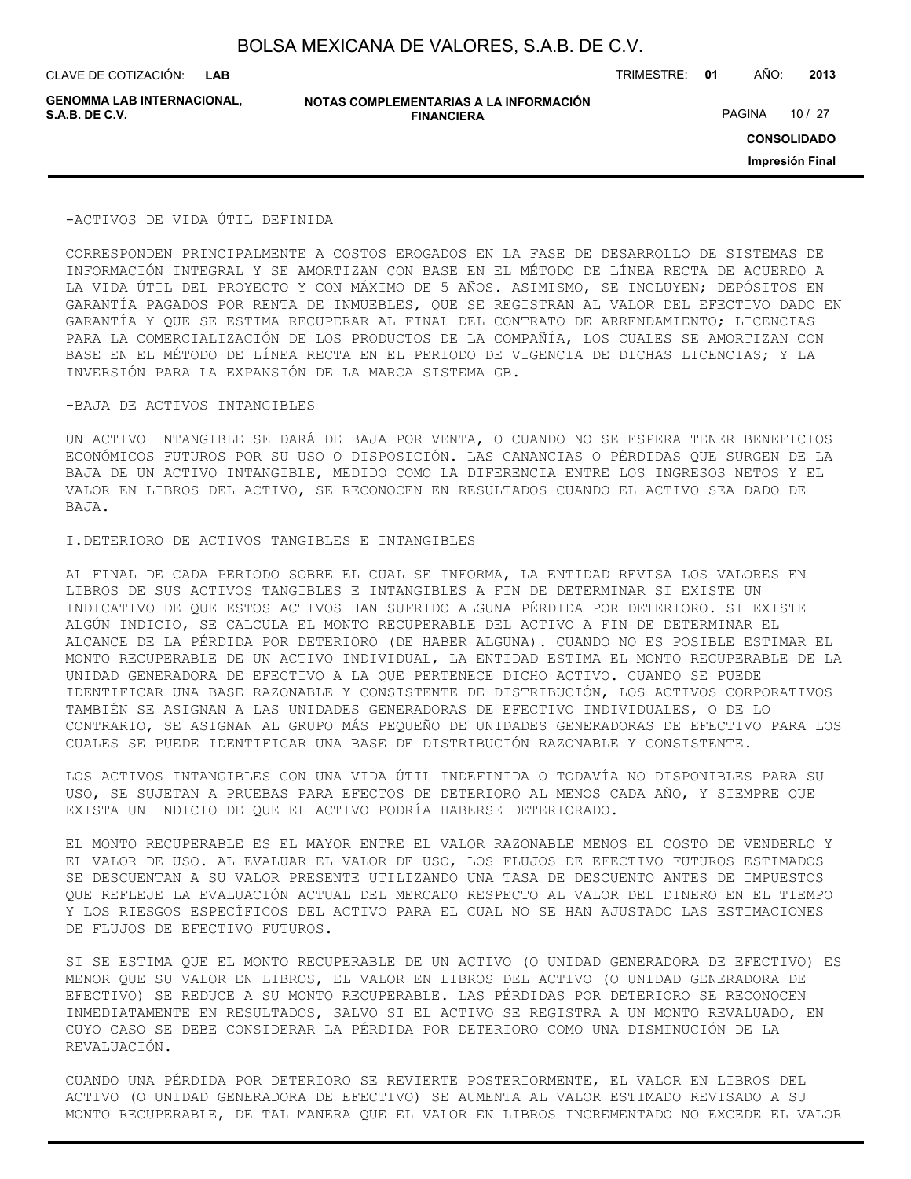-ACTIVOS DE VIDA ÚTIL DEFINIDA

CORRESPONDEN PRINCIPALMENTE A COSTOS EROGADOS EN LA FASE DE DESARROLLO DE SISTEMAS DE INFORMACIÓN INTEGRAL Y SE AMORTIZAN CON BASE EN EL MÉTODO DE LÍNEA RECTA DE ACUERDO A LA VIDA ÚTIL DEL PROYECTO Y CON MÁXIMO DE 5 AÑOS. ASIMISMO, SE INCLUYEN; DEPÓSITOS EN GARANTÍA PAGADOS POR RENTA DE INMUEBLES, QUE SE REGISTRAN AL VALOR DEL EFECTIVO DADO EN GARANTÍA Y QUE SE ESTIMA RECUPERAR AL FINAL DEL CONTRATO DE ARRENDAMIENTO; LICENCIAS PARA LA COMERCIALIZACIÓN DE LOS PRODUCTOS DE LA COMPAÑÍA, LOS CUALES SE AMORTIZAN CON BASE EN EL MÉTODO DE LÍNEA RECTA EN EL PERIODO DE VIGENCIA DE DICHAS LICENCIAS; Y LA INVERSIÓN PARA LA EXPANSIÓN DE LA MARCA SISTEMA GB.

-BAJA DE ACTIVOS INTANGIBLES

UN ACTIVO INTANGIBLE SE DARÁ DE BAJA POR VENTA, O CUANDO NO SE ESPERA TENER BENEFICIOS ECONÓMICOS FUTUROS POR SU USO O DISPOSICIÓN. LAS GANANCIAS O PÉRDIDAS QUE SURGEN DE LA BAJA DE UN ACTIVO INTANGIBLE, MEDIDO COMO LA DIFERENCIA ENTRE LOS INGRESOS NETOS Y EL VALOR EN LIBROS DEL ACTIVO, SE RECONOCEN EN RESULTADOS CUANDO EL ACTIVO SEA DADO DE BAJA.

I.DETERIORO DE ACTIVOS TANGIBLES E INTANGIBLES

AL FINAL DE CADA PERIODO SOBRE EL CUAL SE INFORMA, LA ENTIDAD REVISA LOS VALORES EN LIBROS DE SUS ACTIVOS TANGIBLES E INTANGIBLES A FIN DE DETERMINAR SI EXISTE UN INDICATIVO DE QUE ESTOS ACTIVOS HAN SUFRIDO ALGUNA PÉRDIDA POR DETERIORO. SI EXISTE ALGÚN INDICIO, SE CALCULA EL MONTO RECUPERABLE DEL ACTIVO A FIN DE DETERMINAR EL ALCANCE DE LA PÉRDIDA POR DETERIORO (DE HABER ALGUNA). CUANDO NO ES POSIBLE ESTIMAR EL MONTO RECUPERABLE DE UN ACTIVO INDIVIDUAL, LA ENTIDAD ESTIMA EL MONTO RECUPERABLE DE LA UNIDAD GENERADORA DE EFECTIVO A LA QUE PERTENECE DICHO ACTIVO. CUANDO SE PUEDE IDENTIFICAR UNA BASE RAZONABLE Y CONSISTENTE DE DISTRIBUCIÓN, LOS ACTIVOS CORPORATIVOS TAMBIÉN SE ASIGNAN A LAS UNIDADES GENERADORAS DE EFECTIVO INDIVIDUALES, O DE LO CONTRARIO, SE ASIGNAN AL GRUPO MÁS PEQUEÑO DE UNIDADES GENERADORAS DE EFECTIVO PARA LOS CUALES SE PUEDE IDENTIFICAR UNA BASE DE DISTRIBUCIÓN RAZONABLE Y CONSISTENTE.

LOS ACTIVOS INTANGIBLES CON UNA VIDA ÚTIL INDEFINIDA O TODAVÍA NO DISPONIBLES PARA SU USO, SE SUJETAN A PRUEBAS PARA EFECTOS DE DETERIORO AL MENOS CADA AÑO, Y SIEMPRE QUE EXISTA UN INDICIO DE QUE EL ACTIVO PODRÍA HABERSE DETERIORADO.

EL MONTO RECUPERABLE ES EL MAYOR ENTRE EL VALOR RAZONABLE MENOS EL COSTO DE VENDERLO Y EL VALOR DE USO. AL EVALUAR EL VALOR DE USO, LOS FLUJOS DE EFECTIVO FUTUROS ESTIMADOS SE DESCUENTAN A SU VALOR PRESENTE UTILIZANDO UNA TASA DE DESCUENTO ANTES DE IMPUESTOS QUE REFLEJE LA EVALUACIÓN ACTUAL DEL MERCADO RESPECTO AL VALOR DEL DINERO EN EL TIEMPO Y LOS RIESGOS ESPECÍFICOS DEL ACTIVO PARA EL CUAL NO SE HAN AJUSTADO LAS ESTIMACIONES DE FLUJOS DE EFECTIVO FUTUROS.

SI SE ESTIMA QUE EL MONTO RECUPERABLE DE UN ACTIVO (O UNIDAD GENERADORA DE EFECTIVO) ES MENOR QUE SU VALOR EN LIBROS, EL VALOR EN LIBROS DEL ACTIVO (O UNIDAD GENERADORA DE EFECTIVO) SE REDUCE A SU MONTO RECUPERABLE. LAS PÉRDIDAS POR DETERIORO SE RECONOCEN INMEDIATAMENTE EN RESULTADOS, SALVO SI EL ACTIVO SE REGISTRA A UN MONTO REVALUADO, EN CUYO CASO SE DEBE CONSIDERAR LA PÉRDIDA POR DETERIORO COMO UNA DISMINUCIÓN DE LA REVALUACIÓN.

CUANDO UNA PÉRDIDA POR DETERIORO SE REVIERTE POSTERIORMENTE, EL VALOR EN LIBROS DEL ACTIVO (O UNIDAD GENERADORA DE EFECTIVO) SE AUMENTA AL VALOR ESTIMADO REVISADO A SU MONTO RECUPERABLE, DE TAL MANERA QUE EL VALOR EN LIBROS INCREMENTADO NO EXCEDE EL VALOR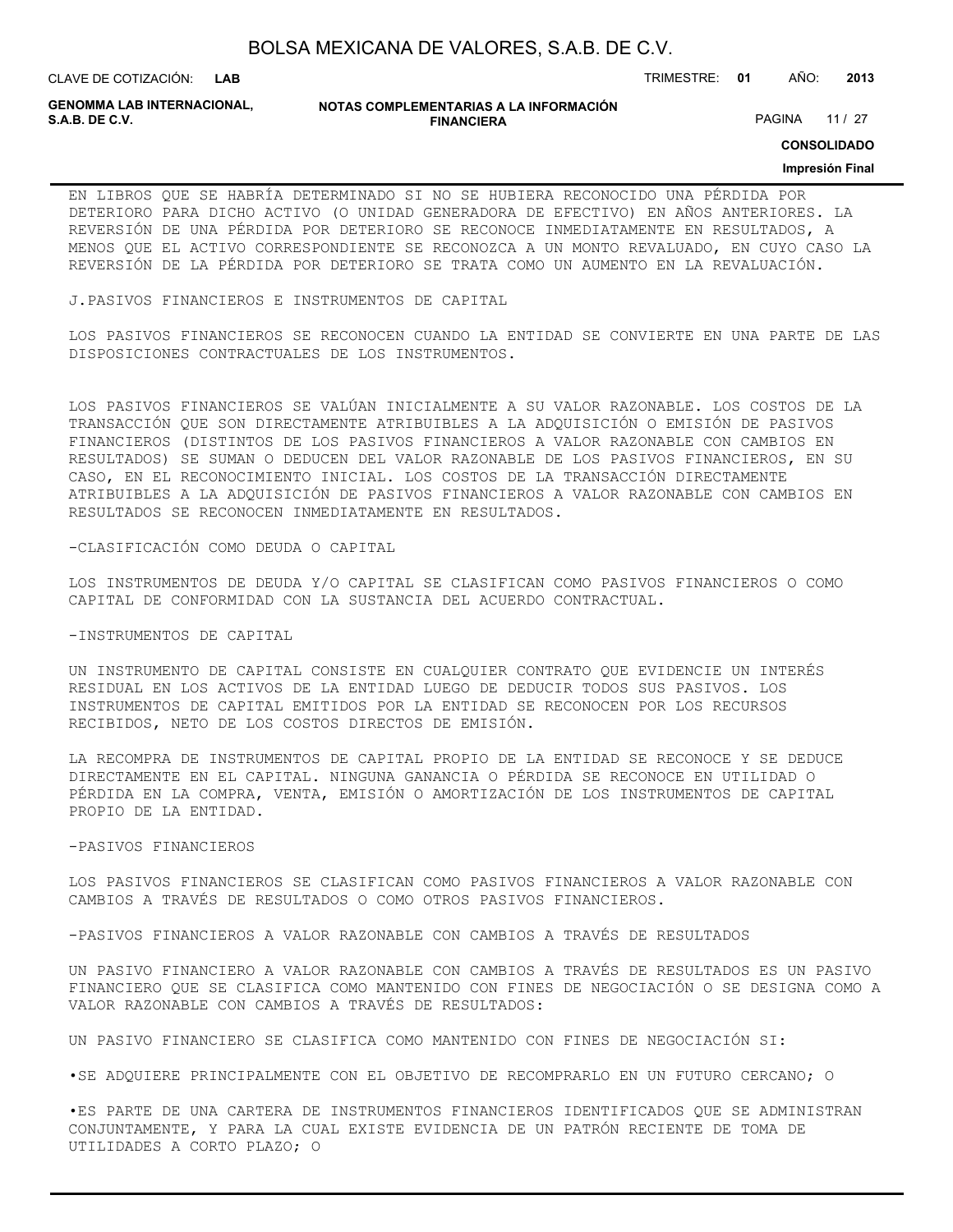EN LIBROS QUE SE HABRÍA DETERMINADO SI NO SE HUBIERA RECONOCIDO UNA PÉRDIDA POR DETERIORO PARA DICHO ACTIVO (O UNIDAD GENERADORA DE EFECTIVO) EN AÑOS ANTERIORES. LA REVERSIÓN DE UNA PÉRDIDA POR DETERIORO SE RECONOCE INMEDIATAMENTE EN RESULTADOS, A MENOS QUE EL ACTIVO CORRESPONDIENTE SE RECONOZCA A UN MONTO REVALUADO, EN CUYO CASO LA REVERSIÓN DE LA PÉRDIDA POR DETERIORO SE TRATA COMO UN AUMENTO EN LA REVALUACIÓN.

J.PASIVOS FINANCIEROS E INSTRUMENTOS DE CAPITAL

LOS PASIVOS FINANCIEROS SE RECONOCEN CUANDO LA ENTIDAD SE CONVIERTE EN UNA PARTE DE LAS DISPOSICIONES CONTRACTUALES DE LOS INSTRUMENTOS.

LOS PASIVOS FINANCIEROS SE VALÚAN INICIALMENTE A SU VALOR RAZONABLE. LOS COSTOS DE LA TRANSACCIÓN QUE SON DIRECTAMENTE ATRIBUIBLES A LA ADQUISICIÓN O EMISIÓN DE PASIVOS FINANCIEROS (DISTINTOS DE LOS PASIVOS FINANCIEROS A VALOR RAZONABLE CON CAMBIOS EN RESULTADOS) SE SUMAN O DEDUCEN DEL VALOR RAZONABLE DE LOS PASIVOS FINANCIEROS, EN SU CASO, EN EL RECONOCIMIENTO INICIAL. LOS COSTOS DE LA TRANSACCIÓN DIRECTAMENTE ATRIBUIBLES A LA ADQUISICIÓN DE PASIVOS FINANCIEROS A VALOR RAZONABLE CON CAMBIOS EN RESULTADOS SE RECONOCEN INMEDIATAMENTE EN RESULTADOS.

-CLASIFICACIÓN COMO DEUDA O CAPITAL

LOS INSTRUMENTOS DE DEUDA Y/O CAPITAL SE CLASIFICAN COMO PASIVOS FINANCIEROS O COMO CAPITAL DE CONFORMIDAD CON LA SUSTANCIA DEL ACUERDO CONTRACTUAL.

-INSTRUMENTOS DE CAPITAL

UN INSTRUMENTO DE CAPITAL CONSISTE EN CUALQUIER CONTRATO QUE EVIDENCIE UN INTERÉS RESIDUAL EN LOS ACTIVOS DE LA ENTIDAD LUEGO DE DEDUCIR TODOS SUS PASIVOS. LOS INSTRUMENTOS DE CAPITAL EMITIDOS POR LA ENTIDAD SE RECONOCEN POR LOS RECURSOS RECIBIDOS, NETO DE LOS COSTOS DIRECTOS DE EMISIÓN.

LA RECOMPRA DE INSTRUMENTOS DE CAPITAL PROPIO DE LA ENTIDAD SE RECONOCE Y SE DEDUCE DIRECTAMENTE EN EL CAPITAL. NINGUNA GANANCIA O PÉRDIDA SE RECONOCE EN UTILIDAD O PÉRDIDA EN LA COMPRA, VENTA, EMISIÓN O AMORTIZACIÓN DE LOS INSTRUMENTOS DE CAPITAL PROPIO DE LA ENTIDAD.

-PASIVOS FINANCIEROS

LOS PASIVOS FINANCIEROS SE CLASIFICAN COMO PASIVOS FINANCIEROS A VALOR RAZONABLE CON CAMBIOS A TRAVÉS DE RESULTADOS O COMO OTROS PASIVOS FINANCIEROS.

-PASIVOS FINANCIEROS A VALOR RAZONABLE CON CAMBIOS A TRAVÉS DE RESULTADOS

UN PASIVO FINANCIERO A VALOR RAZONABLE CON CAMBIOS A TRAVÉS DE RESULTADOS ES UN PASIVO FINANCIERO QUE SE CLASIFICA COMO MANTENIDO CON FINES DE NEGOCIACIÓN O SE DESIGNA COMO A VALOR RAZONABLE CON CAMBIOS A TRAVÉS DE RESULTADOS:

UN PASIVO FINANCIERO SE CLASIFICA COMO MANTENIDO CON FINES DE NEGOCIACIÓN SI:

•SE ADQUIERE PRINCIPALMENTE CON EL OBJETIVO DE RECOMPRARLO EN UN FUTURO CERCANO; O

•ES PARTE DE UNA CARTERA DE INSTRUMENTOS FINANCIEROS IDENTIFICADOS QUE SE ADMINISTRAN CONJUNTAMENTE, Y PARA LA CUAL EXISTE EVIDENCIA DE UN PATRÓN RECIENTE DE TOMA DE UTILIDADES A CORTO PLAZO; O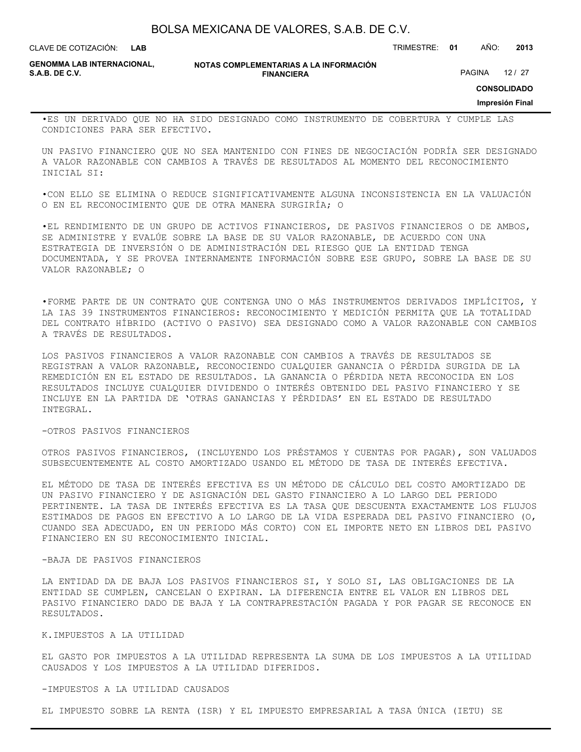- ES UN DERIVADO QUE NO HA SIDO DESIGNADO COMO INSTRUMENTO DE COBERTURA Y CUMPLE LAS CONDICIONES PARA SER EFECTIVO.

UN PASIVO FINANCIERO QUE NO SEA MANTENIDO CON FINES DE NEGOCIACIÓN PODRÍA SER DESIGNADO A VALOR RAZONABLE CON CAMBIOS A TRAVÉS DE RESULTADOS AL MOMENTO DEL RECONOCIMIENTO INICIAL SI:

- CON ELLO SE ELIMINA O REDUCE SIGNIFICATIVAMENTE ALGUNA INCONSISTENCIA EN LA VALUACIÓN O EN EL RECONOCIMIENTO QUE DE OTRA MANERA SURGIRÍA; O

- EL RENDIMIENTO DE UN GRUPO DE ACTIVOS FINANCIEROS, DE PASIVOS FINANCIEROS O DE AMBOS, SE ADMINISTRE Y EVALÚE SOBRE LA BASE DE SU VALOR RAZONABLE, DE ACUERDO CON UNA ESTRATEGIA DE INVERSIÓN O DE ADMINISTRACIÓN DEL RIESGO QUE LA ENTIDAD TENGA DOCUMENTADA, Y SE PROVEA INTERNAMENTE INFORMACIÓN SOBRE ESE GRUPO, SOBRE LA BASE DE SU VALOR RAZONABLE; O

- FORME PARTE DE UN CONTRATO QUE CONTENGA UNO O MÁS INSTRUMENTOS DERIVADOS IMPLÍCITOS, Y LA IAS 39 INSTRUMENTOS FINANCIEROS: RECONOCIMIENTO Y MEDICIÓN PERMITA QUE LA TOTALIDAD DEL CONTRATO HÍBRIDO (ACTIVO O PASIVO) SEA DESIGNADO COMO A VALOR RAZONABLE CON CAMBIOS A TRAVÉS DE RESULTADOS.

LOS PASIVOS FINANCIEROS A VALOR RAZONABLE CON CAMBIOS A TRAVÉS DE RESULTADOS SE REGISTRAN A VALOR RAZONABLE, RECONOCIENDO CUALQUIER GANANCIA O PÉRDIDA SURGIDA DE LA REMEDICIÓN EN EL ESTADO DE RESULTADOS. LA GANANCIA O PÉRDIDA NETA RECONOCIDA EN LOS RESULTADOS INCLUYE CUALQUIER DIVIDENDO O INTERÉS OBTENIDO DEL PASIVO FINANCIERO Y SE INCLUYE EN LA PARTIDA DE 'OTRAS GANANCIAS Y PÉRDIDAS' EN EL ESTADO DE RESULTADO INTEGRAL.

-OTROS PASIVOS FINANCIEROS

OTROS PASIVOS FINANCIEROS, (INCLUYENDO LOS PRÉSTAMOS Y CUENTAS POR PAGAR), SON VALUADOS SUBSECUENTEMENTE AL COSTO AMORTIZADO USANDO EL MÉTODO DE TASA DE INTERÉS EFECTIVA.

EL MÉTODO DE TASA DE INTERÉS EFECTIVA ES UN MÉTODO DE CÁLCULO DEL COSTO AMORTIZADO DE UN PASIVO FINANCIERO Y DE ASIGNACIÓN DEL GASTO FINANCIERO A LO LARGO DEL PERIODO PERTINENTE. LA TASA DE INTERÉS EFECTIVA ES LA TASA QUE DESCUENTA EXACTAMENTE LOS FLUJOS ESTIMADOS DE PAGOS EN EFECTIVO A LO LARGO DE LA VIDA ESPERADA DEL PASIVO FINANCIERO (O, CUANDO SEA ADECUADO, EN UN PERIODO MÁS CORTO) CON EL IMPORTE NETO EN LIBROS DEL PASIVO FINANCIERO EN SU RECONOCIMIENTO INICIAL.

-BAJA DE PASIVOS FINANCIEROS

LA ENTIDAD DA DE BAJA LOS PASIVOS FINANCIEROS SI, Y SOLO SI, LAS OBLIGACIONES DE LA ENTIDAD SE CUMPLEN, CANCELAN O EXPIRAN. LA DIFERENCIA ENTRE EL VALOR EN LIBROS DEL PASIVO FINANCIERO DADO DE BAJA Y LA CONTRAPRESTACIÓN PAGADA Y POR PAGAR SE RECONOCE EN RESULTADOS.

K. IMPUESTOS A LA UTILIDAD

EL GASTO POR IMPUESTOS A LA UTILIDAD REPRESENTA LA SUMA DE LOS IMPUESTOS A LA UTILIDAD CAUSADOS Y LOS IMPUESTOS A LA UTILIDAD DIFERIDOS.

-IMPUESTOS A LA UTILIDAD CAUSADOS

EL IMPUESTO SOBRE LA RENTA (ISR) Y EL IMPUESTO EMPRESARIAL A TASA ÚNICA (IETU) SE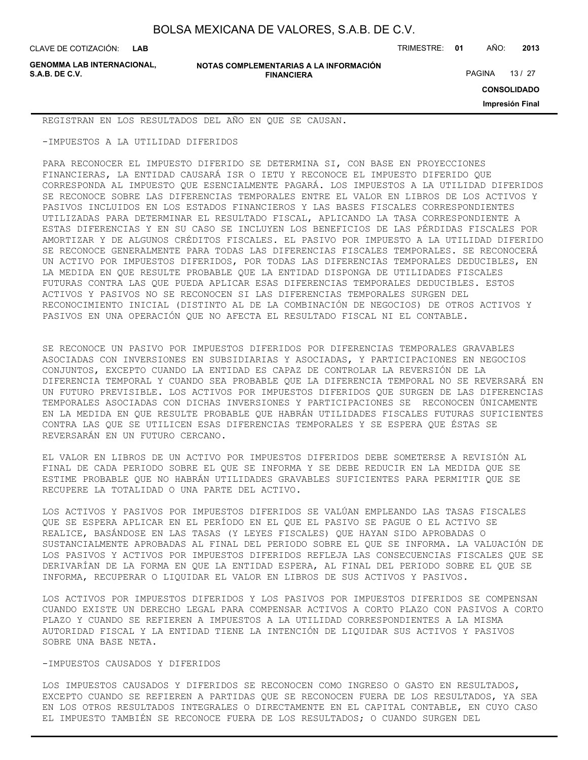REGISTRAN EN LOS RESULTADOS DEL AÑO EN QUE SE CAUSAN.

-IMPUESTOS A LA UTILIDAD DIFERIDOS

PARA RECONOCER EL IMPUESTO DIFERIDO SE DETERMINA SI, CON BASE EN PROYECCIONES FINANCIERAS, LA ENTIDAD CAUSARÁ ISR O IETU Y RECONOCE EL IMPUESTO DIFERIDO QUE CORRESPONDA AL IMPUESTO QUE ESENCIALMENTE PAGARÁ. LOS IMPUESTOS A LA UTILIDAD DIFERIDOS SE RECONOCE SOBRE LAS DIFERENCIAS TEMPORALES ENTRE EL VALOR EN LIBROS DE LOS ACTIVOS Y PASIVOS INCLUIDOS EN LOS ESTADOS FINANCIEROS Y LAS BASES FISCALES CORRESPONDIENTES UTILIZADAS PARA DETERMINAR EL RESULTADO FISCAL, APLICANDO LA TASA CORRESPONDIENTE A ESTAS DIFERENCIAS Y EN SU CASO SE INCLUYEN LOS BENEFICIOS DE LAS PÉRDIDAS FISCALES POR AMORTIZAR Y DE ALGUNOS CRÉDITOS FISCALES. EL PASIVO POR IMPUESTO A LA UTILIDAD DIFERIDO SE RECONOCE GENERALMENTE PARA TODAS LAS DIFERENCIAS FISCALES TEMPORALES. SE RECONOCERÁ UN ACTIVO POR IMPUESTOS DIFERIDOS, POR TODAS LAS DIFERENCIAS TEMPORALES DEDUCIBLES, EN LA MEDIDA EN QUE RESULTE PROBABLE QUE LA ENTIDAD DISPONGA DE UTILIDADES FISCALES FUTURAS CONTRA LAS QUE PUEDA APLICAR ESAS DIFERENCIAS TEMPORALES DEDUCIBLES. ESTOS ACTIVOS Y PASIVOS NO SE RECONOCEN SI LAS DIFERENCIAS TEMPORALES SURGEN DEL RECONOCIMIENTO INICIAL (DISTINTO AL DE LA COMBINACIÓN DE NEGOCIOS) DE OTROS ACTIVOS Y PASIVOS EN UNA OPERACIÓN QUE NO AFECTA EL RESULTADO FISCAL NI EL CONTABLE.

SE RECONOCE UN PASIVO POR IMPUESTOS DIFERIDOS POR DIFERENCIAS TEMPORALES GRAVABLES ASOCIADAS CON INVERSIONES EN SUBSIDIARIAS Y ASOCIADAS, Y PARTICIPACIONES EN NEGOCIOS CONJUNTOS, EXCEPTO CUANDO LA ENTIDAD ES CAPAZ DE CONTROLAR LA REVERSIÓN DE LA DIFERENCIA TEMPORAL Y CUANDO SEA PROBABLE QUE LA DIFERENCIA TEMPORAL NO SE REVERSARÁ EN UN FUTURO PREVISIBLE. LOS ACTIVOS POR IMPUESTOS DIFERIDOS QUE SURGEN DE LAS DIFERENCIAS TEMPORALES ASOCIADAS CON DICHAS INVERSIONES Y PARTICIPACIONES SE RECONOCEN ÚNICAMENTE EN LA MEDIDA EN QUE RESULTE PROBABLE QUE HABRÁN UTILIDADES FISCALES FUTURAS SUFICIENTES CONTRA LAS QUE SE UTILICEN ESAS DIFERENCIAS TEMPORALES Y SE ESPERA QUE ÉSTAS SE REVERSARÁN EN UN FUTURO CERCANO.

EL VALOR EN LIBROS DE UN ACTIVO POR IMPUESTOS DIFERIDOS DEBE SOMETERSE A REVISIÓN AL FINAL DE CADA PERIODO SOBRE EL QUE SE INFORMA Y SE DEBE REDUCIR EN LA MEDIDA QUE SE ESTIME PROBABLE QUE NO HABRÁN UTILIDADES GRAVABLES SUFICIENTES PARA PERMITIR QUE SE RECUPERE LA TOTALIDAD O UNA PARTE DEL ACTIVO.

LOS ACTIVOS Y PASIVOS POR IMPUESTOS DIFERIDOS SE VALÚAN EMPLEANDO LAS TASAS FISCALES QUE SE ESPERA APLICAR EN EL PERÍODO EN EL QUE EL PASIVO SE PAGUE O EL ACTIVO SE REALICE, BASÁNDOSE EN LAS TASAS (Y LEYES FISCALES) QUE HAYAN SIDO APROBADAS O SUSTANCIALMENTE APROBADAS AL FINAL DEL PERIODO SOBRE EL QUE SE INFORMA. LA VALUACIÓN DE LOS PASIVOS Y ACTIVOS POR IMPUESTOS DIFERIDOS REFLEJA LAS CONSECUENCIAS FISCALES QUE SE DERIVARÍAN DE LA FORMA EN QUE LA ENTIDAD ESPERA, AL FINAL DEL PERIODO SOBRE EL QUE SE INFORMA, RECUPERAR O LIQUIDAR EL VALOR EN LIBROS DE SUS ACTIVOS Y PASIVOS.

LOS ACTIVOS POR IMPUESTOS DIFERIDOS Y LOS PASIVOS POR IMPUESTOS DIFERIDOS SE COMPENSAN CUANDO EXISTE UN DERECHO LEGAL PARA COMPENSAR ACTIVOS A CORTO PLAZO CON PASIVOS A CORTO PLAZO Y CUANDO SE REFIEREN A IMPUESTOS A LA UTILIDAD CORRESPONDIENTES A LA MISMA AUTORIDAD FISCAL Y LA ENTIDAD TIENE LA INTENCIÓN DE LIQUIDAR SUS ACTIVOS Y PASIVOS SOBRE UNA BASE NETA.

-IMPUESTOS CAUSADOS Y DIFERIDOS

LOS IMPUESTOS CAUSADOS Y DIFERIDOS SE RECONOCEN COMO INGRESO O GASTO EN RESULTADOS, EXCEPTO CUANDO SE REFIEREN A PARTIDAS QUE SE RECONOCEN FUERA DE LOS RESULTADOS, YA SEA EN LOS OTROS RESULTADOS INTEGRALES O DIRECTAMENTE EN EL CAPITAL CONTABLE, EN CUYO CASO EL IMPUESTO TAMBIÉN SE RECONOCE FUERA DE LOS RESULTADOS; O CUANDO SURGEN DEL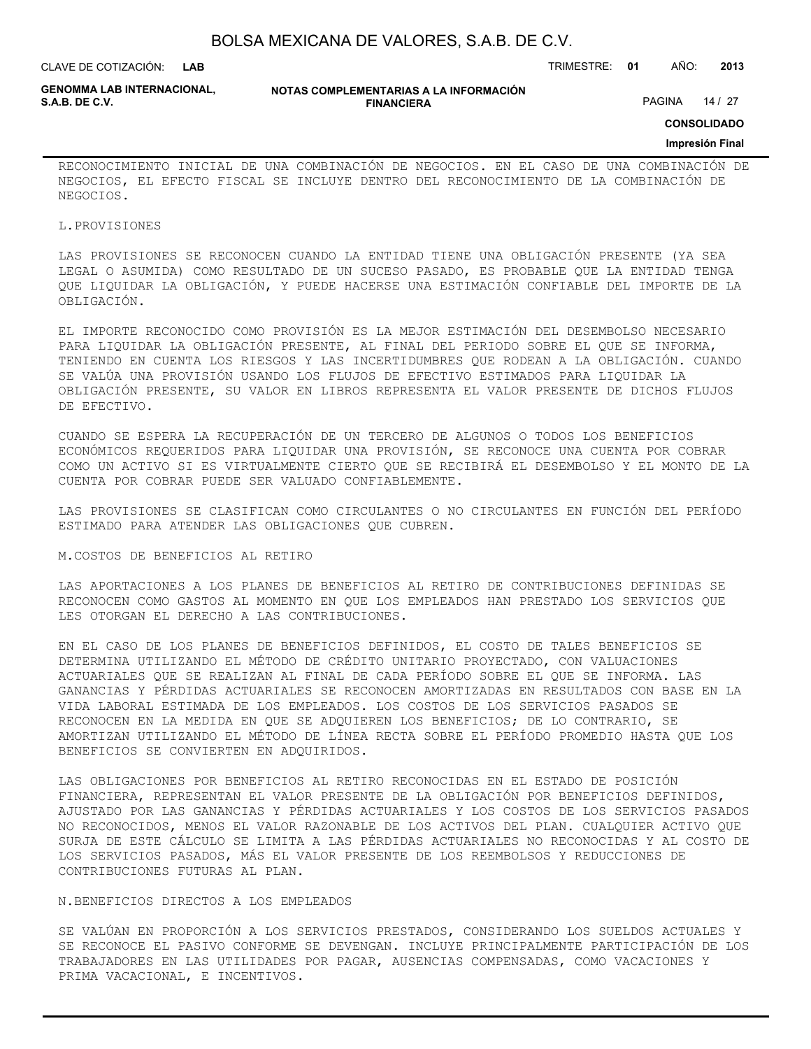RECONOCIMIENTO INICIAL DE UNA COMBINACIÓN DE NEGOCIOS. EN EL CASO DE UNA COMBINACIÓN DE NEGOCIOS, EL EFECTO FISCAL SE INCLUYE DENTRO DEL RECONOCIMIENTO DE LA COMBINACIÓN DE NEGOCIOS.

L.PROVISIONES

LAS PROVISIONES SE RECONOCEN CUANDO LA ENTIDAD TIENE UNA OBLIGACIÓN PRESENTE (YA SEA LEGAL O ASUMIDA) COMO RESULTADO DE UN SUCESO PASADO, ES PROBABLE QUE LA ENTIDAD TENGA QUE LIQUIDAR LA OBLIGACIÓN, Y PUEDE HACERSE UNA ESTIMACIÓN CONFIABLE DEL IMPORTE DE LA OBLIGACIÓN.

EL IMPORTE RECONOCIDO COMO PROVISIÓN ES LA MEJOR ESTIMACIÓN DEL DESEMBOLSO NECESARIO PARA LIQUIDAR LA OBLIGACIÓN PRESENTE, AL FINAL DEL PERIODO SOBRE EL QUE SE INFORMA, TENIENDO EN CUENTA LOS RIESGOS Y LAS INCERTIDUMBRES QUE RODEAN A LA OBLIGACIÓN. CUANDO SE VALÚA UNA PROVISIÓN USANDO LOS FLUJOS DE EFECTIVO ESTIMADOS PARA LIQUIDAR LA OBLIGACIÓN PRESENTE, SU VALOR EN LIBROS REPRESENTA EL VALOR PRESENTE DE DICHOS FLUJOS DE EFECTIVO.

CUANDO SE ESPERA LA RECUPERACIÓN DE UN TERCERO DE ALGUNOS O TODOS LOS BENEFICIOS ECONÓMICOS REQUERIDOS PARA LIQUIDAR UNA PROVISIÓN, SE RECONOCE UNA CUENTA POR COBRAR COMO UN ACTIVO SI ES VIRTUALMENTE CIERTO QUE SE RECIBIRÁ EL DESEMBOLSO Y EL MONTO DE LA CUENTA POR COBRAR PUEDE SER VALUADO CONFIABLEMENTE.

LAS PROVISIONES SE CLASIFICAN COMO CIRCULANTES O NO CIRCULANTES EN FUNCIÓN DEL PERÍODO ESTIMADO PARA ATENDER LAS OBLIGACIONES QUE CUBREN.

M.COSTOS DE BENEFICIOS AL RETIRO

LAS APORTACIONES A LOS PLANES DE BENEFICIOS AL RETIRO DE CONTRIBUCIONES DEFINIDAS SE RECONOCEN COMO GASTOS AL MOMENTO EN QUE LOS EMPLEADOS HAN PRESTADO LOS SERVICIOS QUE LES OTORGAN EL DERECHO A LAS CONTRIBUCIONES.

EN EL CASO DE LOS PLANES DE BENEFICIOS DEFINIDOS, EL COSTO DE TALES BENEFICIOS SE DETERMINA UTILIZANDO EL MÉTODO DE CRÉDITO UNITARIO PROYECTADO, CON VALUACIONES ACTUARIALES QUE SE REALIZAN AL FINAL DE CADA PERÍODO SOBRE EL QUE SE INFORMA. LAS GANANCIAS Y PÉRDIDAS ACTUARIALES SE RECONOCEN AMORTIZADAS EN RESULTADOS CON BASE EN LA VIDA LABORAL ESTIMADA DE LOS EMPLEADOS. LOS COSTOS DE LOS SERVICIOS PASADOS SE RECONOCEN EN LA MEDIDA EN QUE SE ADQUIEREN LOS BENEFICIOS; DE LO CONTRARIO, SE AMORTIZAN UTILIZANDO EL MÉTODO DE LÍNEA RECTA SOBRE EL PERÍODO PROMEDIO HASTA QUE LOS BENEFICIOS SE CONVIERTEN EN ADQUIRIDOS.

LAS OBLIGACIONES POR BENEFICIOS AL RETIRO RECONOCIDAS EN EL ESTADO DE POSICIÓN FINANCIERA, REPRESENTAN EL VALOR PRESENTE DE LA OBLIGACIÓN POR BENEFICIOS DEFINIDOS, AJUSTADO POR LAS GANANCIAS Y PÉRDIDAS ACTUARIALES Y LOS COSTOS DE LOS SERVICIOS PASADOS NO RECONOCIDOS, MENOS EL VALOR RAZONABLE DE LOS ACTIVOS DEL PLAN. CUALQUIER ACTIVO QUE SURJA DE ESTE CÁLCULO SE LIMITA A LAS PÉRDIDAS ACTUARIALES NO RECONOCIDAS Y AL COSTO DE LOS SERVICIOS PASADOS, MÁS EL VALOR PRESENTE DE LOS REEMBOLSOS Y REDUCCIONES DE CONTRIBUCIONES FUTURAS AL PLAN.

N.BENEFICIOS DIRECTOS A LOS EMPLEADOS

SE VALÚAN EN PROPORCIÓN A LOS SERVICIOS PRESTADOS, CONSIDERANDO LOS SUELDOS ACTUALES Y SE RECONOCE EL PASIVO CONFORME SE DEVENGAN. INCLUYE PRINCIPALMENTE PARTICIPACIÓN DE LOS TRABAJADORES EN LAS UTILIDADES POR PAGAR, AUSENCIAS COMPENSADAS, COMO VACACIONES Y PRIMA VACACIONAL, E INCENTIVOS.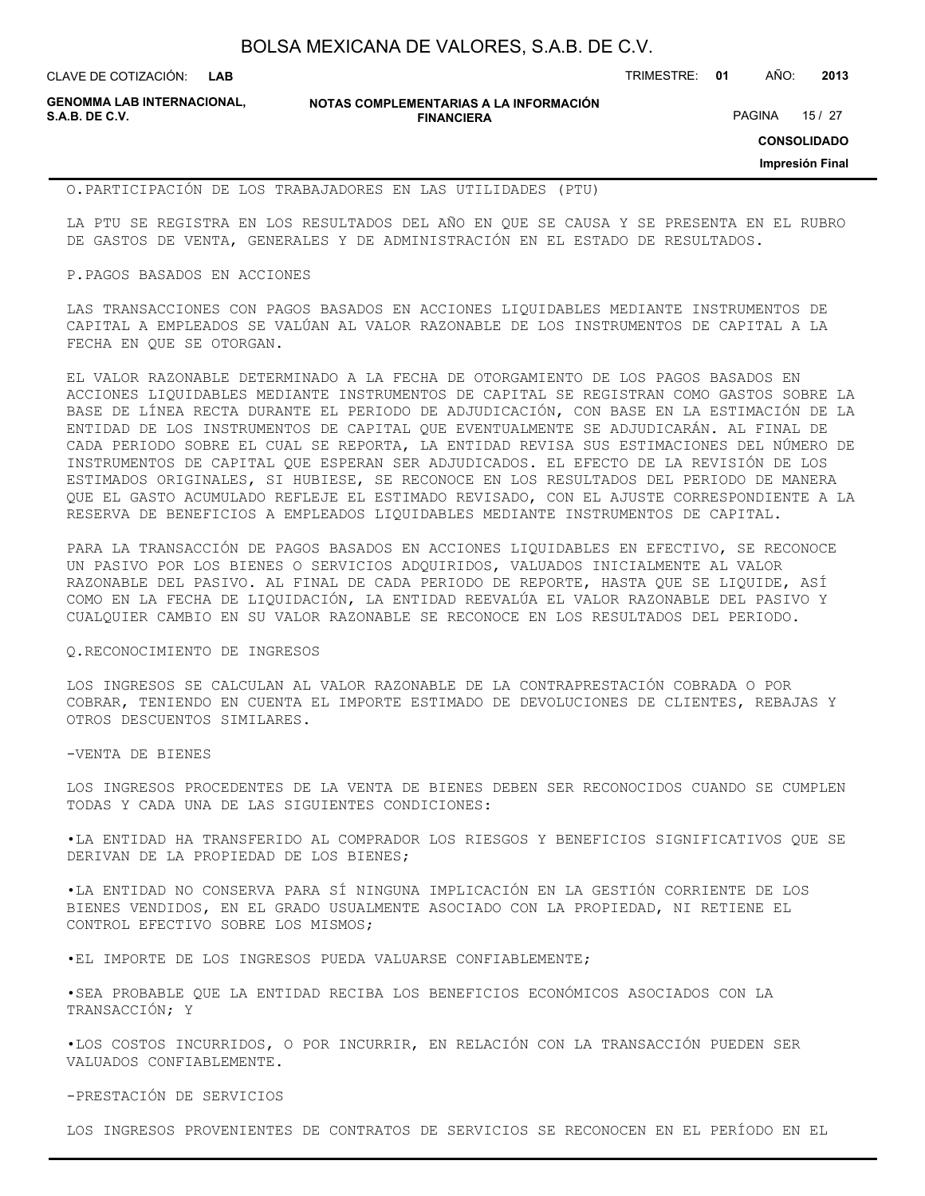O.PARTICIPACIÓN DE LOS TRABAJADORES EN LAS UTILIDADES (PTU)

LA PTU SE REGISTRA EN LOS RESULTADOS DEL AÑO EN QUE SE CAUSA Y SE PRESENTA EN EL RUBRO DE GASTOS DE VENTA, GENERALES Y DE ADMINISTRACIÓN EN EL ESTADO DE RESULTADOS.

P.PAGOS BASADOS EN ACCIONES

LAS TRANSACCIONES CON PAGOS BASADOS EN ACCIONES LIQUIDABLES MEDIANTE INSTRUMENTOS DE CAPITAL A EMPLEADOS SE VALÚAN AL VALOR RAZONABLE DE LOS INSTRUMENTOS DE CAPITAL A LA FECHA EN QUE SE OTORGAN.

EL VALOR RAZONABLE DETERMINADO A LA FECHA DE OTORGAMIENTO DE LOS PAGOS BASADOS EN ACCIONES LIQUIDABLES MEDIANTE INSTRUMENTOS DE CAPITAL SE REGISTRAN COMO GASTOS SOBRE LA BASE DE LÍNEA RECTA DURANTE EL PERIODO DE ADJUDICACIÓN, CON BASE EN LA ESTIMACIÓN DE LA ENTIDAD DE LOS INSTRUMENTOS DE CAPITAL QUE EVENTUALMENTE SE ADJUDICARÁN. AL FINAL DE CADA PERIODO SOBRE EL CUAL SE REPORTA, LA ENTIDAD REVISA SUS ESTIMACIONES DEL NÚMERO DE INSTRUMENTOS DE CAPITAL QUE ESPERAN SER ADJUDICADOS. EL EFECTO DE LA REVISIÓN DE LOS ESTIMADOS ORIGINALES, SI HUBIESE, SE RECONOCE EN LOS RESULTADOS DEL PERIODO DE MANERA QUE EL GASTO ACUMULADO REFLEJE EL ESTIMADO REVISADO, CON EL AJUSTE CORRESPONDIENTE A LA RESERVA DE BENEFICIOS A EMPLEADOS LIQUIDABLES MEDIANTE INSTRUMENTOS DE CAPITAL.

PARA LA TRANSACCIÓN DE PAGOS BASADOS EN ACCIONES LIQUIDABLES EN EFECTIVO, SE RECONOCE UN PASIVO POR LOS BIENES O SERVICIOS ADQUIRIDOS, VALUADOS INICIALMENTE AL VALOR RAZONABLE DEL PASIVO. AL FINAL DE CADA PERIODO DE REPORTE, HASTA QUE SE LIQUIDE, ASÍ COMO EN LA FECHA DE LIQUIDACIÓN, LA ENTIDAD REEVALÚA EL VALOR RAZONABLE DEL PASIVO Y CUALQUIER CAMBIO EN SU VALOR RAZONABLE SE RECONOCE EN LOS RESULTADOS DEL PERIODO.

Q.RECONOCIMIENTO DE INGRESOS

LOS INGRESOS SE CALCULAN AL VALOR RAZONABLE DE LA CONTRAPRESTACIÓN COBRADA O POR COBRAR, TENIENDO EN CUENTA EL IMPORTE ESTIMADO DE DEVOLUCIONES DE CLIENTES, REBAJAS Y OTROS DESCUENTOS SIMILARES.

-VENTA DE BIENES

LOS INGRESOS PROCEDENTES DE LA VENTA DE BIENES DEBEN SER RECONOCIDOS CUANDO SE CUMPLEN TODAS Y CADA UNA DE LAS SIGUIENTES CONDICIONES:

- LA ENTIDAD HA TRANSFERIDO AL COMPRADOR LOS RIESGOS Y BENEFICIOS SIGNIFICATIVOS QUE SE DERIVAN DE LA PROPIEDAD DE LOS BIENES;

- LA ENTIDAD NO CONSERVA PARA SÍ NINGUNA IMPLICACIÓN EN LA GESTIÓN CORRIENTE DE LOS BIENES VENDIDOS, EN EL GRADO USUALMENTE ASOCIADO CON LA PROPIEDAD, NI RETIENE EL CONTROL EFECTIVO SOBRE LOS MISMOS;

- EL IMPORTE DE LOS INGRESOS PUEDA VALUARSE CONFIABLEMENTE;

- SEA PROBABLE QUE LA ENTIDAD RECIBA LOS BENEFICIOS ECONÓMICOS ASOCIADOS CON LA TRANSACCIÓN; Y

- LOS COSTOS INCURRIDOS, O POR INCURRIR, EN RELACIÓN CON LA TRANSACCIÓN PUEDEN SER VALUADOS CONFIABLEMENTE.

-PRESTACIÓN DE SERVICIOS

LOS INGRESOS PROVENIENTES DE CONTRATOS DE SERVICIOS SE RECONOCEN EN EL PERÍODO EN EL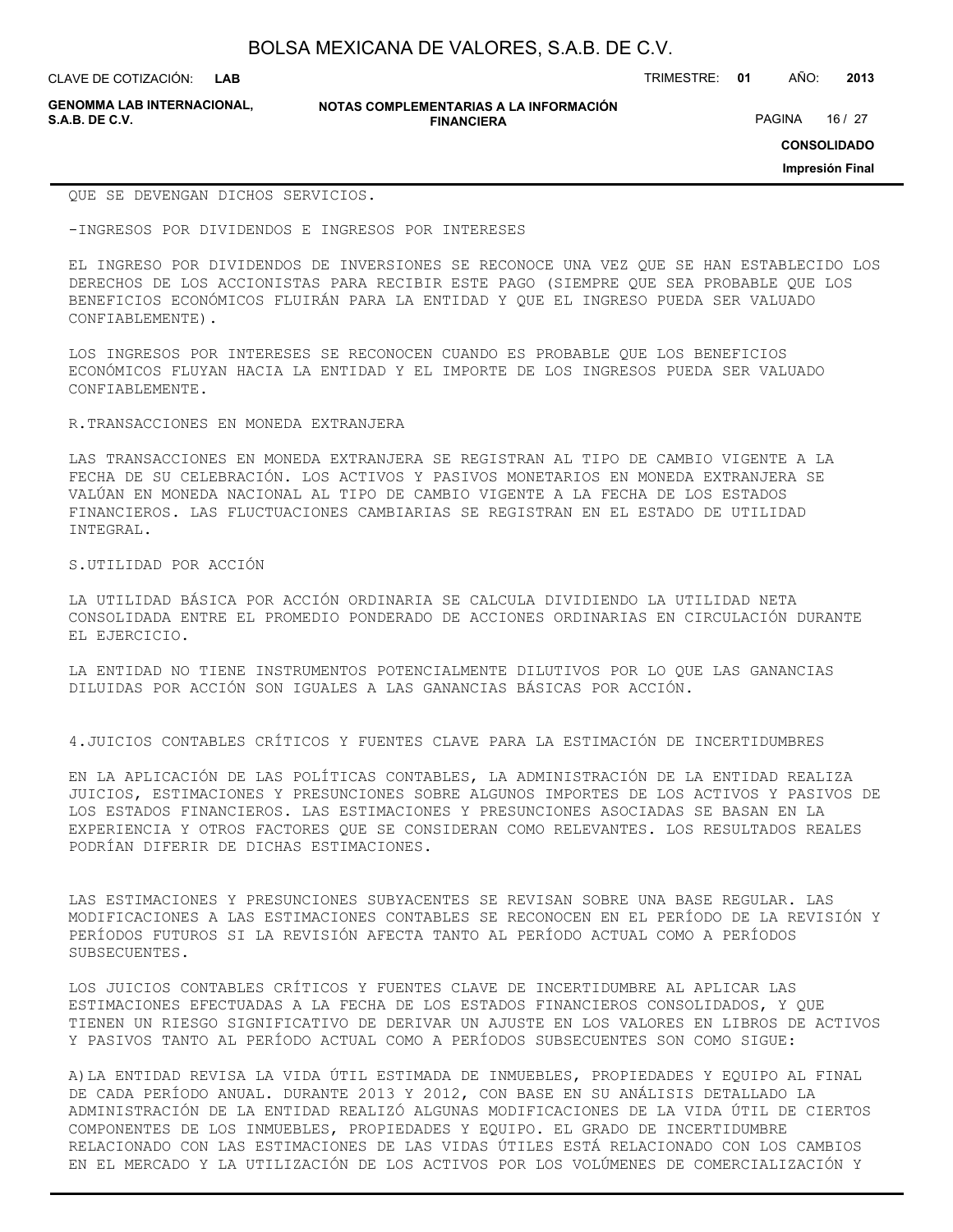QUE SE DEVENGAN DICHOS SERVICIOS.

-INGRESOS POR DIVIDENDOS E INGRESOS POR INTERESES

EL INGRESO POR DIVIDENDOS DE INVERSIONES SE RECONOCE UNA VEZ QUE SE HAN ESTABLECIDO LOS DERECHOS DE LOS ACCIONISTAS PARA RECIBIR ESTE PAGO (SIEMPRE QUE SEA PROBABLE QUE LOS BENEFICIOS ECONÓMICOS FLUIRÁN PARA LA ENTIDAD Y QUE EL INGRESO PUEDA SER VALUADO CONFIABLEMENTE).

LOS INGRESOS POR INTERESES SE RECONOCEN CUANDO ES PROBABLE QUE LOS BENEFICIOS ECONÓMICOS FLUYAN HACIA LA ENTIDAD Y EL IMPORTE DE LOS INGRESOS PUEDA SER VALUADO CONFIABLEMENTE.

R.TRANSACCIONES EN MONEDA EXTRANJERA

LAS TRANSACCIONES EN MONEDA EXTRANJERA SE REGISTRAN AL TIPO DE CAMBIO VIGENTE A LA FECHA DE SU CELEBRACIÓN. LOS ACTIVOS Y PASIVOS MONETARIOS EN MONEDA EXTRANJERA SE VALÚAN EN MONEDA NACIONAL AL TIPO DE CAMBIO VIGENTE A LA FECHA DE LOS ESTADOS FINANCIEROS. LAS FLUCTUACIONES CAMBIARIAS SE REGISTRAN EN EL ESTADO DE UTILIDAD INTEGRAL.

S.UTILIDAD POR ACCIÓN

LA UTILIDAD BÁSICA POR ACCIÓN ORDINARIA SE CALCULA DIVIDIENDO LA UTILIDAD NETA CONSOLIDADA ENTRE EL PROMEDIO PONDERADO DE ACCIONES ORDINARIAS EN CIRCULACIÓN DURANTE EL EJERCICIO.

LA ENTIDAD NO TIENE INSTRUMENTOS POTENCIALMENTE DILUTIVOS POR LO QUE LAS GANANCIAS DILUIDAS POR ACCIÓN SON IGUALES A LAS GANANCIAS BÁSICAS POR ACCIÓN.

4.JUICIOS CONTABLES CRÍTICOS Y FUENTES CLAVE PARA LA ESTIMACIÓN DE INCERTIDUMBRES

EN LA APLICACIÓN DE LAS POLÍTICAS CONTABLES, LA ADMINISTRACIÓN DE LA ENTIDAD REALIZA JUICIOS, ESTIMACIONES Y PRESUNCIONES SOBRE ALGUNOS IMPORTES DE LOS ACTIVOS Y PASIVOS DE LOS ESTADOS FINANCIEROS. LAS ESTIMACIONES Y PRESUNCIONES ASOCIADAS SE BASAN EN LA EXPERIENCIA Y OTROS FACTORES QUE SE CONSIDERAN COMO RELEVANTES. LOS RESULTADOS REALES PODRÍAN DIFERIR DE DICHAS ESTIMACIONES.

LAS ESTIMACIONES Y PRESUNCIONES SUBYACENTES SE REVISAN SOBRE UNA BASE REGULAR. LAS MODIFICACIONES A LAS ESTIMACIONES CONTABLES SE RECONOCEN EN EL PERÍODO DE LA REVISIÓN Y PERÍODOS FUTUROS SI LA REVISIÓN AFECTA TANTO AL PERÍODO ACTUAL COMO A PERÍODOS SUBSECUENTES.

LOS JUICIOS CONTABLES CRÍTICOS Y FUENTES CLAVE DE INCERTIDUMBRE AL APLICAR LAS ESTIMACIONES EFECTUADAS A LA FECHA DE LOS ESTADOS FINANCIEROS CONSOLIDADOS, Y QUE TIENEN UN RIESGO SIGNIFICATIVO DE DERIVAR UN AJUSTE EN LOS VALORES EN LIBROS DE ACTIVOS Y PASIVOS TANTO AL PERÍODO ACTUAL COMO A PERÍODOS SUBSECUENTES SON COMO SIGUE:

A)LA ENTIDAD REVISA LA VIDA ÚTIL ESTIMADA DE INMUEBLES, PROPIEDADES Y EQUIPO AL FINAL DE CADA PERÍODO ANUAL. DURANTE 2013 Y 2012, CON BASE EN SU ANÁLISIS DETALLADO LA ADMINISTRACIÓN DE LA ENTIDAD REALIZÓ ALGUNAS MODIFICACIONES DE LA VIDA ÚTIL DE CIERTOS COMPONENTES DE LOS INMUEBLES, PROPIEDADES Y EQUIPO. EL GRADO DE INCERTIDUMBRE RELACIONADO CON LAS ESTIMACIONES DE LAS VIDAS ÚTILES ESTÁ RELACIONADO CON LOS CAMBIOS EN EL MERCADO Y LA UTILIZACIÓN DE LOS ACTIVOS POR LOS VOLÚMENES DE COMERCIALIZACIÓN Y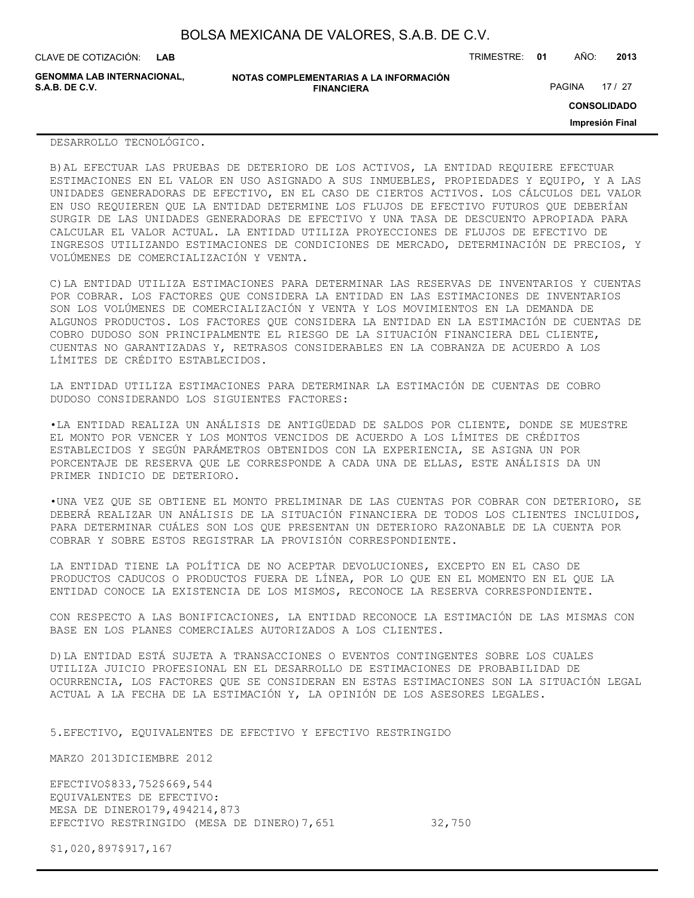DESARROLLO TECNOLÓGICO.

B)AL EFECTUAR LAS PRUEBAS DE DETERIORO DE LOS ACTIVOS, LA ENTIDAD REQUIERE EFECTUAR ESTIMACIONES EN EL VALOR EN USO ASIGNADO A SUS INMUEBLES, PROPIEDADES Y EQUIPO, Y A LAS UNIDADES GENERADORAS DE EFECTIVO, EN EL CASO DE CIERTOS ACTIVOS. LOS CÁLCULOS DEL VALOR EN USO REQUIEREN QUE LA ENTIDAD DETERMINE LOS FLUJOS DE EFECTIVO FUTUROS QUE DEBERÍAN SURGIR DE LAS UNIDADES GENERADORAS DE EFECTIVO Y UNA TASA DE DESCUENTO APROPIADA PARA CALCULAR EL VALOR ACTUAL. LA ENTIDAD UTILIZA PROYECCIONES DE FLUJOS DE EFECTIVO DE INGRESOS UTILIZANDO ESTIMACIONES DE CONDICIONES DE MERCADO, DETERMINACIÓN DE PRECIOS, Y VOLÚMENES DE COMERCIALIZACIÓN Y VENTA.

C)LA ENTIDAD UTILIZA ESTIMACIONES PARA DETERMINAR LAS RESERVAS DE INVENTARIOS Y CUENTAS POR COBRAR. LOS FACTORES QUE CONSIDERA LA ENTIDAD EN LAS ESTIMACIONES DE INVENTARIOS SON LOS VOLÚMENES DE COMERCIALIZACIÓN Y VENTA Y LOS MOVIMIENTOS EN LA DEMANDA DE ALGUNOS PRODUCTOS. LOS FACTORES QUE CONSIDERA LA ENTIDAD EN LA ESTIMACIÓN DE CUENTAS DE COBRO DUDOSO SON PRINCIPALMENTE EL RIESGO DE LA SITUACIÓN FINANCIERA DEL CLIENTE, CUENTAS NO GARANTIZADAS Y, RETRASOS CONSIDERABLES EN LA COBRANZA DE ACUERDO A LOS LÍMITES DE CRÉDITO ESTABLECIDOS.

LA ENTIDAD UTILIZA ESTIMACIONES PARA DETERMINAR LA ESTIMACIÓN DE CUENTAS DE COBRO DUDOSO CONSIDERANDO LOS SIGUIENTES FACTORES:

•LA ENTIDAD REALIZA UN ANÁLISIS DE ANTIGÜEDAD DE SALDOS POR CLIENTE, DONDE SE MUESTRE EL MONTO POR VENCER Y LOS MONTOS VENCIDOS DE ACUERDO A LOS LÍMITES DE CRÉDITOS ESTABLECIDOS Y SEGÚN PARÁMETROS OBTENIDOS CON LA EXPERIENCIA, SE ASIGNA UN POR PORCENTAJE DE RESERVA QUE LE CORRESPONDE A CADA UNA DE ELLAS, ESTE ANÁLISIS DA UN PRIMER INDICIO DE DETERIORO.

•UNA VEZ QUE SE OBTIENE EL MONTO PRELIMINAR DE LAS CUENTAS POR COBRAR CON DETERIORO, SE DEBERÁ REALIZAR UN ANÁLISIS DE LA SITUACIÓN FINANCIERA DE TODOS LOS CLIENTES INCLUIDOS, PARA DETERMINAR CUÁLES SON LOS QUE PRESENTAN UN DETERIORO RAZONABLE DE LA CUENTA POR COBRAR Y SOBRE ESTOS REGISTRAR LA PROVISIÓN CORRESPONDIENTE.

LA ENTIDAD TIENE LA POLÍTICA DE NO ACEPTAR DEVOLUCIONES, EXCEPTO EN EL CASO DE PRODUCTOS CADUCOS O PRODUCTOS FUERA DE LÍNEA, POR LO QUE EN EL MOMENTO EN EL QUE LA ENTIDAD CONOCE LA EXISTENCIA DE LOS MISMOS, RECONOCE LA RESERVA CORRESPONDIENTE.

CON RESPECTO A LAS BONIFICACIONES, LA ENTIDAD RECONOCE LA ESTIMACIÓN DE LAS MISMAS CON BASE EN LOS PLANES COMERCIALES AUTORIZADOS A LOS CLIENTES.

D)LA ENTIDAD ESTÁ SUJETA A TRANSACCIONES O EVENTOS CONTINGENTES SOBRE LOS CUALES UTILIZA JUICIO PROFESIONAL EN EL DESARROLLO DE ESTIMACIONES DE PROBABILIDAD DE OCURRENCIA, LOS FACTORES QUE SE CONSIDERAN EN ESTAS ESTIMACIONES SON LA SITUACIÓN LEGAL ACTUAL A LA FECHA DE LA ESTIMACIÓN Y, LA OPINIÓN DE LOS ASESORES LEGALES.

## 5.EFECTIVO, EQUIVALENTES DE EFECTIVO Y EFECTIVO RESTRINGIDO

| | MARZO 2013 | DICIEMBRE 2012 |
|---|---|---|
| EFECTIVO | $833,752 | $669,544 |
| EQUIVALENTES DE EFECTIVO: | | |
| MESA DE DINERO | 179,494 | 214,873 |
| EFECTIVO RESTRINGIDO (MESA DE DINERO) | 7,651 | 32,750 |
| | $1,020,897 | $917,167 |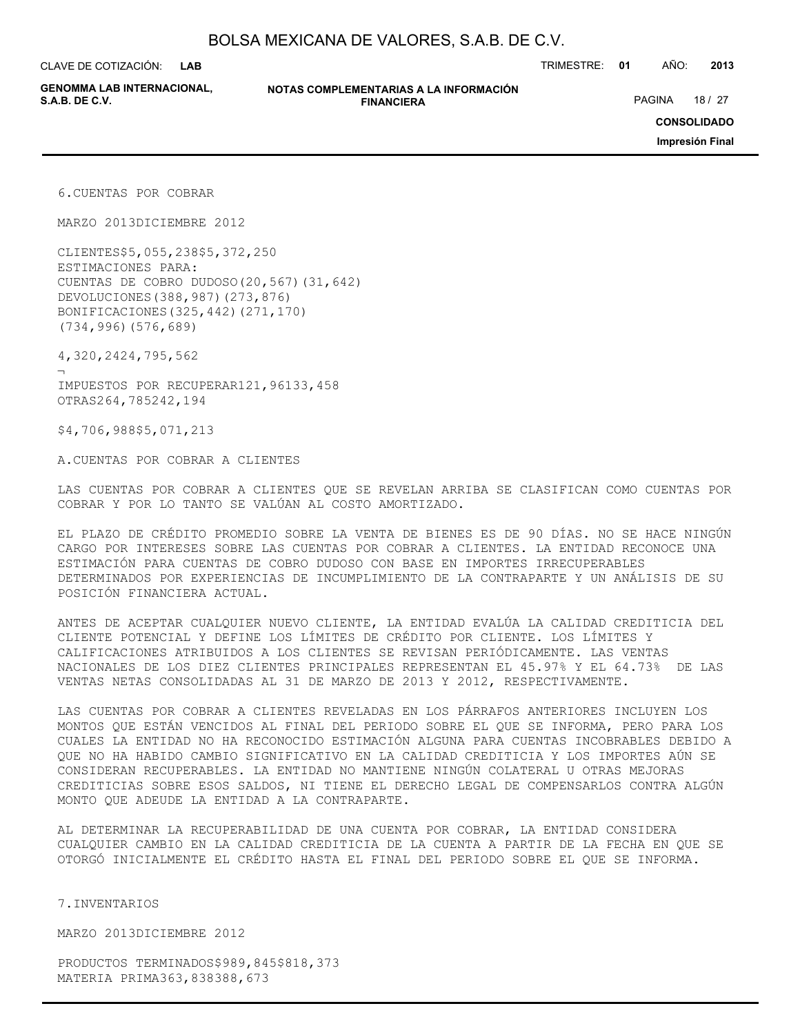## 6. CUENTAS POR COBRAR

| | MARZO 2013 | DICIEMBRE 2012 |
|---|---|---|
| CLIENTES | $5,055,238 | $5,372,250 |
| ESTIMACIONES PARA: | | |
| CUENTAS DE COBRO DUDOSO | (20,567) | (31,642) |
| DEVOLUCIONES | (388,987) | (273,876) |
| BONIFICACIONES | (325,442) | (271,170) |
| | (734,996) | (576,689) |
| | 4,320,242 | 4,795,562 |
| IMPUESTOS POR RECUPERAR | 121,961 | 33,458 |
| OTRAS | 264,785 | 242,194 |
| | $4,706,988 | $5,071,213 |

### A. CUENTAS POR COBRAR A CLIENTES

LAS CUENTAS POR COBRAR A CLIENTES QUE SE REVELAN ARRIBA SE CLASIFICAN COMO CUENTAS POR COBRAR Y POR LO TANTO SE VALÚAN AL COSTO AMORTIZADO.

EL PLAZO DE CRÉDITO PROMEDIO SOBRE LA VENTA DE BIENES ES DE 90 DÍAS. NO SE HACE NINGÚN CARGO POR INTERESES SOBRE LAS CUENTAS POR COBRAR A CLIENTES. LA ENTIDAD RECONOCE UNA ESTIMACIÓN PARA CUENTAS DE COBRO DUDOSO CON BASE EN IMPORTES IRRECUPERABLES DETERMINADOS POR EXPERIENCIAS DE INCUMPLIMIENTO DE LA CONTRAPARTE Y UN ANÁLISIS DE SU POSICIÓN FINANCIERA ACTUAL.

ANTES DE ACEPTAR CUALQUIER NUEVO CLIENTE, LA ENTIDAD EVALÚA LA CALIDAD CREDITICIA DEL CLIENTE POTENCIAL Y DEFINE LOS LÍMITES DE CRÉDITO POR CLIENTE. LOS LÍMITES Y CALIFICACIONES ATRIBUIDOS A LOS CLIENTES SE REVISAN PERIÓDICAMENTE. LAS VENTAS NACIONALES DE LOS DIEZ CLIENTES PRINCIPALES REPRESENTAN EL 45.97% Y EL 64.73% DE LAS VENTAS NETAS CONSOLIDADAS AL 31 DE MARZO DE 2013 Y 2012, RESPECTIVAMENTE.

LAS CUENTAS POR COBRAR A CLIENTES REVELADAS EN LOS PÁRRAFOS ANTERIORES INCLUYEN LOS MONTOS QUE ESTÁN VENCIDOS AL FINAL DEL PERIODO SOBRE EL QUE SE INFORMA, PERO PARA LOS CUALES LA ENTIDAD NO HA RECONOCIDO ESTIMACIÓN ALGUNA PARA CUENTAS INCOBRABLES DEBIDO A QUE NO HA HABIDO CAMBIO SIGNIFICATIVO EN LA CALIDAD CREDITICIA Y LOS IMPORTES AÚN SE CONSIDERAN RECUPERABLES. LA ENTIDAD NO MANTIENE NINGÚN COLATERAL U OTRAS MEJORAS CREDITICIAS SOBRE ESOS SALDOS, NI TIENE EL DERECHO LEGAL DE COMPENSARLOS CONTRA ALGÚN MONTO QUE ADEUDE LA ENTIDAD A LA CONTRAPARTE.

AL DETERMINAR LA RECUPERABILIDAD DE UNA CUENTA POR COBRAR, LA ENTIDAD CONSIDERA CUALQUIER CAMBIO EN LA CALIDAD CREDITICIA DE LA CUENTA A PARTIR DE LA FECHA EN QUE SE OTORGÓ INICIALMENTE EL CRÉDITO HASTA EL FINAL DEL PERIODO SOBRE EL QUE SE INFORMA.

## 7. INVENTARIOS

| | MARZO 2013 | DICIEMBRE 2012 |
|---|---|---|
| PRODUCTOS TERMINADOS | $989,845 | $818,373 |
| MATERIA PRIMA | 363,838 | 388,673 |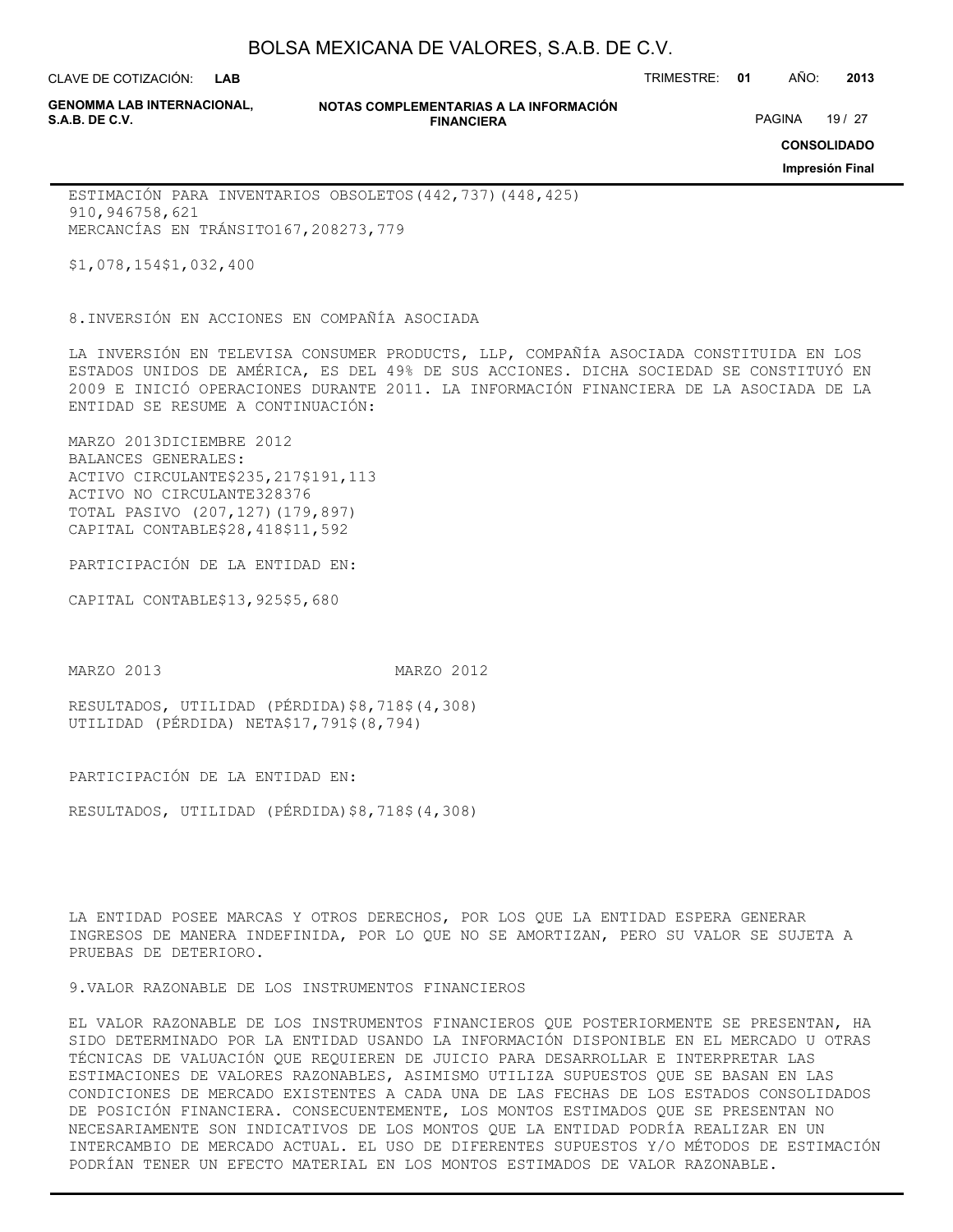| | | |
|---|---|---|
| ESTIMACIÓN PARA INVENTARIOS OBSOLETOS | (442,737) | (448,425) |
| | 910,946 | 758,621 |
| MERCANCÍAS EN TRÁNSITO | 167,208 | 273,779 |
| | $1,078,154 | $1,032,400 |

## 8. INVERSIÓN EN ACCIONES EN COMPAÑÍA ASOCIADA

LA INVERSIÓN EN TELEVISA CONSUMER PRODUCTS, LLP, COMPAÑÍA ASOCIADA CONSTITUIDA EN LOS ESTADOS UNIDOS DE AMÉRICA, ES DEL 49% DE SUS ACCIONES. DICHA SOCIEDAD SE CONSTITUYÓ EN 2009 E INICIÓ OPERACIONES DURANTE 2011. LA INFORMACIÓN FINANCIERA DE LA ASOCIADA DE LA ENTIDAD SE RESUME A CONTINUACIÓN:

| | MARZO 2013 | DICIEMBRE 2012 |
|---|---|---|
| BALANCES GENERALES: | | |
| ACTIVO CIRCULANTE | $235,217 | $191,113 |
| ACTIVO NO CIRCULANTE | 328 | 376 |
| TOTAL PASIVO | (207,127) | (179,897) |
| CAPITAL CONTABLE | $28,418 | $11,592 |
| PARTICIPACIÓN DE LA ENTIDAD EN: | | |
| CAPITAL CONTABLE | $13,925 | $5,680 |

| | MARZO 2013 | MARZO 2012 |
|---|---|---|
| RESULTADOS, UTILIDAD (PÉRDIDA) | $8,718 | $(4,308) |
| UTILIDAD (PÉRDIDA) NETA | $17,791 | $(8,794) |
| PARTICIPACIÓN DE LA ENTIDAD EN: | | |
| RESULTADOS, UTILIDAD (PÉRDIDA) | $8,718 | $(4,308) |

LA ENTIDAD POSEE MARCAS Y OTROS DERECHOS, POR LOS QUE LA ENTIDAD ESPERA GENERAR INGRESOS DE MANERA INDEFINIDA, POR LO QUE NO SE AMORTIZAN, PERO SU VALOR SE SUJETA A PRUEBAS DE DETERIORO.

## 9. VALOR RAZONABLE DE LOS INSTRUMENTOS FINANCIEROS

EL VALOR RAZONABLE DE LOS INSTRUMENTOS FINANCIEROS QUE POSTERIORMENTE SE PRESENTAN, HA SIDO DETERMINADO POR LA ENTIDAD USANDO LA INFORMACIÓN DISPONIBLE EN EL MERCADO U OTRAS TÉCNICAS DE VALUACIÓN QUE REQUIEREN DE JUICIO PARA DESARROLLAR E INTERPRETAR LAS ESTIMACIONES DE VALORES RAZONABLES, ASIMISMO UTILIZA SUPUESTOS QUE SE BASAN EN LAS CONDICIONES DE MERCADO EXISTENTES A CADA UNA DE LAS FECHAS DE LOS ESTADOS CONSOLIDADOS DE POSICIÓN FINANCIERA. CONSECUENTEMENTE, LOS MONTOS ESTIMADOS QUE SE PRESENTAN NO NECESARIAMENTE SON INDICATIVOS DE LOS MONTOS QUE LA ENTIDAD PODRÍA REALIZAR EN UN INTERCAMBIO DE MERCADO ACTUAL. EL USO DE DIFERENTES SUPUESTOS Y/O MÉTODOS DE ESTIMACIÓN PODRÍAN TENER UN EFECTO MATERIAL EN LOS MONTOS ESTIMADOS DE VALOR RAZONABLE.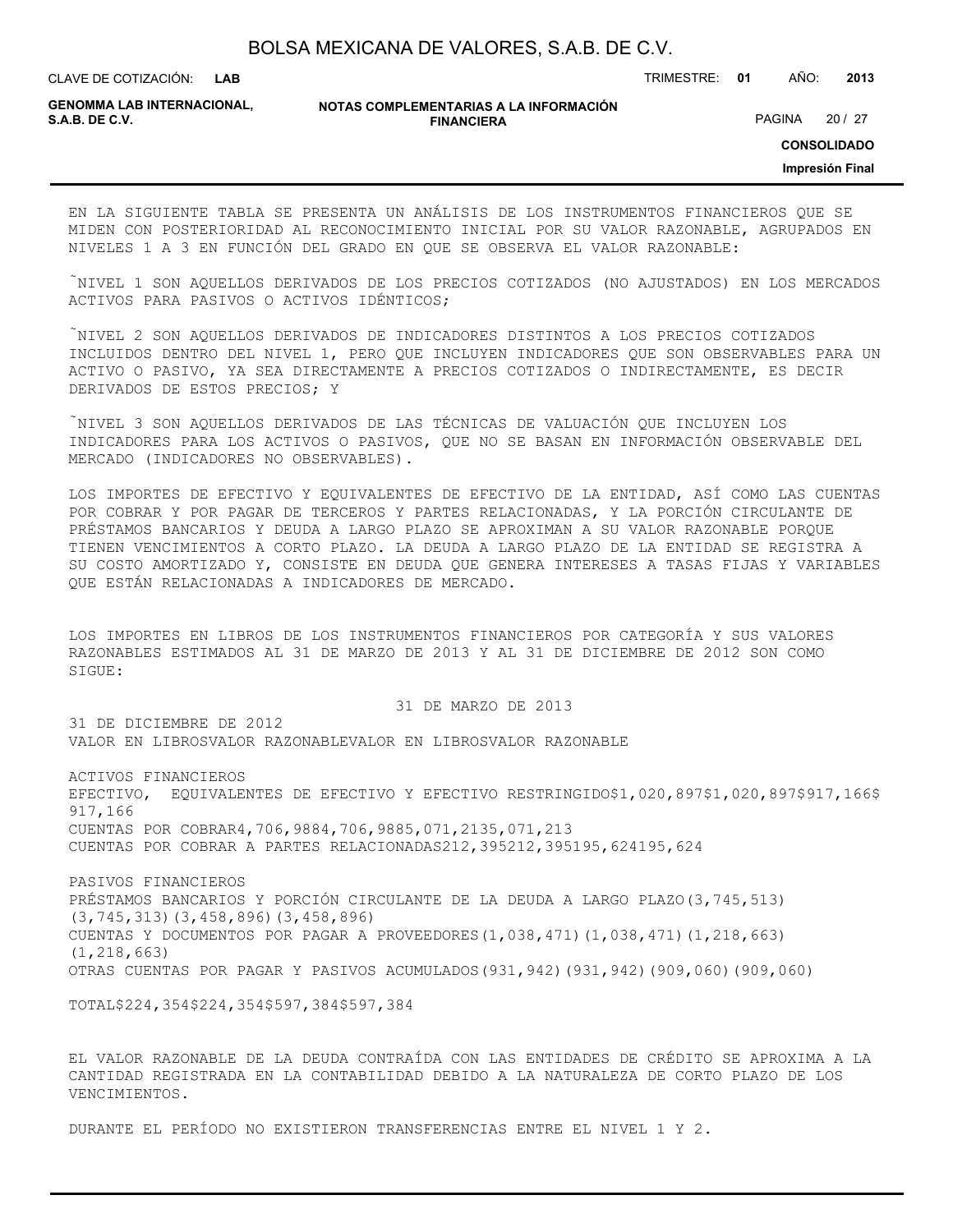EN LA SIGUIENTE TABLA SE PRESENTA UN ANÁLISIS DE LOS INSTRUMENTOS FINANCIEROS QUE SE MIDEN CON POSTERIORIDAD AL RECONOCIMIENTO INICIAL POR SU VALOR RAZONABLE, AGRUPADOS EN NIVELES 1 A 3 EN FUNCIÓN DEL GRADO EN QUE SE OBSERVA EL VALOR RAZONABLE:

˜NIVEL 1 SON AQUELLOS DERIVADOS DE LOS PRECIOS COTIZADOS (NO AJUSTADOS) EN LOS MERCADOS ACTIVOS PARA PASIVOS O ACTIVOS IDÉNTICOS;

˜NIVEL 2 SON AQUELLOS DERIVADOS DE INDICADORES DISTINTOS A LOS PRECIOS COTIZADOS INCLUIDOS DENTRO DEL NIVEL 1, PERO QUE INCLUYEN INDICADORES QUE SON OBSERVABLES PARA UN ACTIVO O PASIVO, YA SEA DIRECTAMENTE A PRECIOS COTIZADOS O INDIRECTAMENTE, ES DECIR DERIVADOS DE ESTOS PRECIOS; Y

˜NIVEL 3 SON AQUELLOS DERIVADOS DE LAS TÉCNICAS DE VALUACIÓN QUE INCLUYEN LOS INDICADORES PARA LOS ACTIVOS O PASIVOS, QUE NO SE BASAN EN INFORMACIÓN OBSERVABLE DEL MERCADO (INDICADORES NO OBSERVABLES).

LOS IMPORTES DE EFECTIVO Y EQUIVALENTES DE EFECTIVO DE LA ENTIDAD, ASÍ COMO LAS CUENTAS POR COBRAR Y POR PAGAR DE TERCEROS Y PARTES RELACIONADAS, Y LA PORCIÓN CIRCULANTE DE PRÉSTAMOS BANCARIOS Y DEUDA A LARGO PLAZO SE APROXIMAN A SU VALOR RAZONABLE PORQUE TIENEN VENCIMIENTOS A CORTO PLAZO. LA DEUDA A LARGO PLAZO DE LA ENTIDAD SE REGISTRA A SU COSTO AMORTIZADO Y, CONSISTE EN DEUDA QUE GENERA INTERESES A TASAS FIJAS Y VARIABLES QUE ESTÁN RELACIONADAS A INDICADORES DE MERCADO.

LOS IMPORTES EN LIBROS DE LOS INSTRUMENTOS FINANCIEROS POR CATEGORÍA Y SUS VALORES RAZONABLES ESTIMADOS AL 31 DE MARZO DE 2013 Y AL 31 DE DICIEMBRE DE 2012 SON COMO SIGUE:

| | 31 DE MARZO DE 2013 | | 31 DE DICIEMBRE DE 2012 | |
|---|---|---|---|---|
| | VALOR EN LIBROS | VALOR RAZONABLE | VALOR EN LIBROS | VALOR RAZONABLE |
| ACTIVOS FINANCIEROS | | | | |
| EFECTIVO, EQUIVALENTES DE EFECTIVO Y EFECTIVO RESTRINGIDO | $1,020,897 | $1,020,897 | $917,166 | $917,166 |
| CUENTAS POR COBRAR | 4,706,988 | 4,706,988 | 5,071,213 | 5,071,213 |
| CUENTAS POR COBRAR A PARTES RELACIONADAS | 212,395 | 212,395 | 195,624 | 195,624 |
| PASIVOS FINANCIEROS | | | | |
| PRÉSTAMOS BANCARIOS Y PORCIÓN CIRCULANTE DE LA DEUDA A LARGO PLAZO | (3,745,513) | (3,745,313) | (3,458,896) | (3,458,896) |
| CUENTAS Y DOCUMENTOS POR PAGAR A PROVEEDORES | (1,038,471) | (1,038,471) | (1,218,663) | (1,218,663) |
| OTRAS CUENTAS POR PAGAR Y PASIVOS ACUMULADOS | (931,942) | (931,942) | (909,060) | (909,060) |
| TOTAL | $224,354 | $224,354 | $597,384 | $597,384 |

EL VALOR RAZONABLE DE LA DEUDA CONTRAÍDA CON LAS ENTIDADES DE CRÉDITO SE APROXIMA A LA CANTIDAD REGISTRADA EN LA CONTABILIDAD DEBIDO A LA NATURALEZA DE CORTO PLAZO DE LOS VENCIMIENTOS.

DURANTE EL PERÍODO NO EXISTIERON TRANSFERENCIAS ENTRE EL NIVEL 1 Y 2.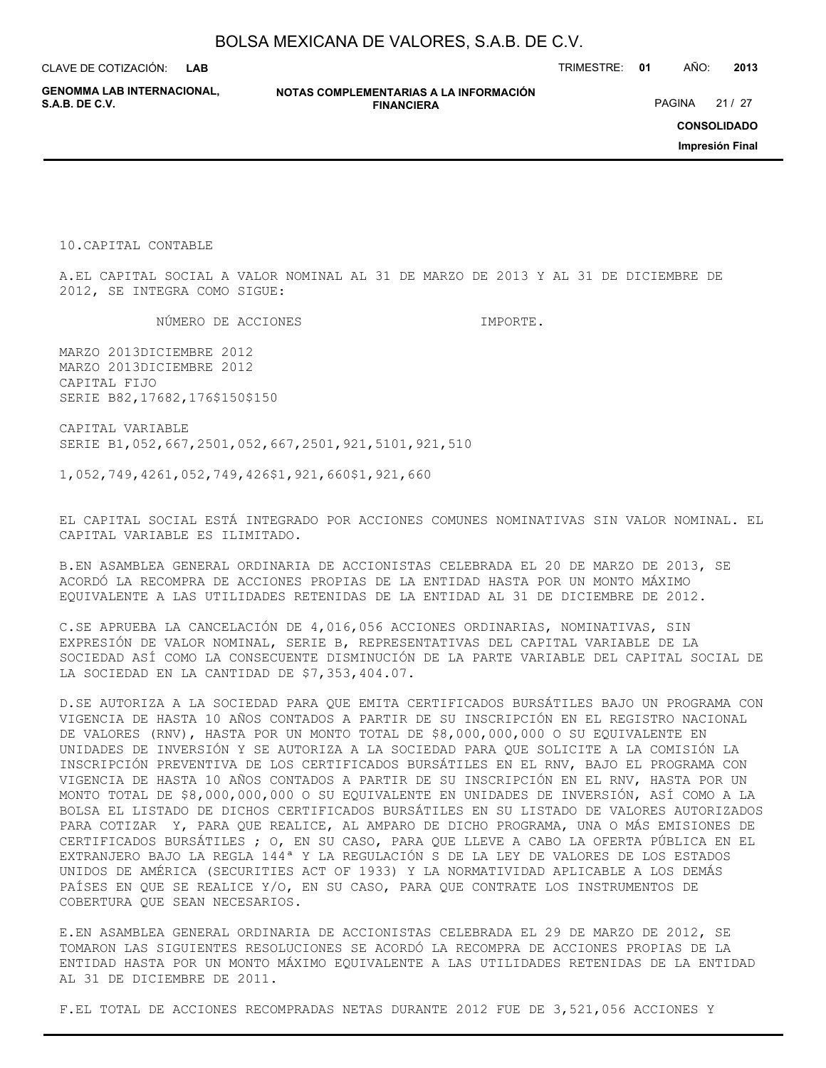10.CAPITAL CONTABLE

A.EL CAPITAL SOCIAL A VALOR NOMINAL AL 31 DE MARZO DE 2013 Y AL 31 DE DICIEMBRE DE 2012, SE INTEGRA COMO SIGUE:

| | NÚMERO DE ACCIONES | | IMPORTE. | |
|---|---|---|---|---|
| | MARZO 2013 | DICIEMBRE 2012 | MARZO 2013 | DICIEMBRE 2012 |
| CAPITAL FIJO | | | | |
| SERIE B | 82,176 | 82,176 | $150 | $150 |
| CAPITAL VARIABLE | | | | |
| SERIE B | 1,052,667,250 | 1,052,667,250 | 1,921,510 | 1,921,510 |
| | 1,052,749,426 | 1,052,749,426 | $1,921,660 | $1,921,660 |

EL CAPITAL SOCIAL ESTÁ INTEGRADO POR ACCIONES COMUNES NOMINATIVAS SIN VALOR NOMINAL. EL CAPITAL VARIABLE ES ILIMITADO.

B.EN ASAMBLEA GENERAL ORDINARIA DE ACCIONISTAS CELEBRADA EL 20 DE MARZO DE 2013, SE ACORDÓ LA RECOMPRA DE ACCIONES PROPIAS DE LA ENTIDAD HASTA POR UN MONTO MÁXIMO EQUIVALENTE A LAS UTILIDADES RETENIDAS DE LA ENTIDAD AL 31 DE DICIEMBRE DE 2012.

C.SE APRUEBA LA CANCELACIÓN DE 4,016,056 ACCIONES ORDINARIAS, NOMINATIVAS, SIN EXPRESIÓN DE VALOR NOMINAL, SERIE B, REPRESENTATIVAS DEL CAPITAL VARIABLE DE LA SOCIEDAD ASÍ COMO LA CONSECUENTE DISMINUCIÓN DE LA PARTE VARIABLE DEL CAPITAL SOCIAL DE LA SOCIEDAD EN LA CANTIDAD DE $7,353,404.07.

D.SE AUTORIZA A LA SOCIEDAD PARA QUE EMITA CERTIFICADOS BURSÁTILES BAJO UN PROGRAMA CON VIGENCIA DE HASTA 10 AÑOS CONTADOS A PARTIR DE SU INSCRIPCIÓN EN EL REGISTRO NACIONAL DE VALORES (RNV), HASTA POR UN MONTO TOTAL DE $8,000,000,000 O SU EQUIVALENTE EN UNIDADES DE INVERSIÓN Y SE AUTORIZA A LA SOCIEDAD PARA QUE SOLICITE A LA COMISIÓN LA INSCRIPCIÓN PREVENTIVA DE LOS CERTIFICADOS BURSÁTILES EN EL RNV, BAJO EL PROGRAMA CON VIGENCIA DE HASTA 10 AÑOS CONTADOS A PARTIR DE SU INSCRIPCIÓN EN EL RNV, HASTA POR UN MONTO TOTAL DE $8,000,000,000 O SU EQUIVALENTE EN UNIDADES DE INVERSIÓN, ASÍ COMO A LA BOLSA EL LISTADO DE DICHOS CERTIFICADOS BURSÁTILES EN SU LISTADO DE VALORES AUTORIZADOS PARA COTIZAR Y, PARA QUE REALICE, AL AMPARO DE DICHO PROGRAMA, UNA O MÁS EMISIONES DE CERTIFICADOS BURSÁTILES ; O, EN SU CASO, PARA QUE LLEVE A CABO LA OFERTA PÚBLICA EN EL EXTRANJERO BAJO LA REGLA 144ª Y LA REGULACIÓN S DE LA LEY DE VALORES DE LOS ESTADOS UNIDOS DE AMÉRICA (SECURITIES ACT OF 1933) Y LA NORMATIVIDAD APLICABLE A LOS DEMÁS PAÍSES EN QUE SE REALICE Y/O, EN SU CASO, PARA QUE CONTRATE LOS INSTRUMENTOS DE COBERTURA QUE SEAN NECESARIOS.

E.EN ASAMBLEA GENERAL ORDINARIA DE ACCIONISTAS CELEBRADA EL 29 DE MARZO DE 2012, SE TOMARON LAS SIGUIENTES RESOLUCIONES SE ACORDÓ LA RECOMPRA DE ACCIONES PROPIAS DE LA ENTIDAD HASTA POR UN MONTO MÁXIMO EQUIVALENTE A LAS UTILIDADES RETENIDAS DE LA ENTIDAD AL 31 DE DICIEMBRE DE 2011.

F.EL TOTAL DE ACCIONES RECOMPRADAS NETAS DURANTE 2012 FUE DE 3,521,056 ACCIONES Y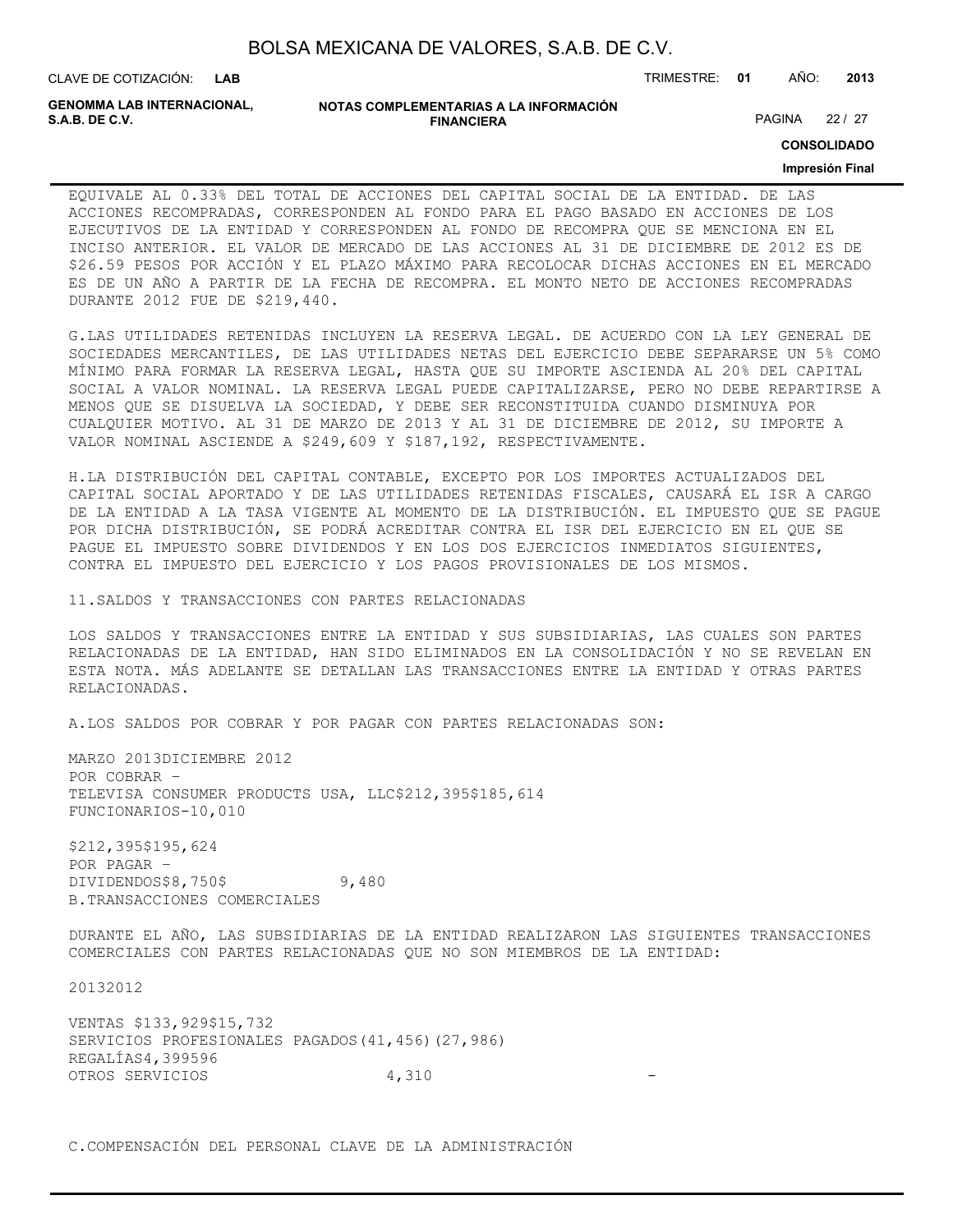EQUIVALE AL 0.33% DEL TOTAL DE ACCIONES DEL CAPITAL SOCIAL DE LA ENTIDAD. DE LAS ACCIONES RECOMPRADAS, CORRESPONDEN AL FONDO PARA EL PAGO BASADO EN ACCIONES DE LOS EJECUTIVOS DE LA ENTIDAD Y CORRESPONDEN AL FONDO DE RECOMPRA QUE SE MENCIONA EN EL INCISO ANTERIOR. EL VALOR DE MERCADO DE LAS ACCIONES AL 31 DE DICIEMBRE DE 2012 ES DE $26.59 PESOS POR ACCIÓN Y EL PLAZO MÁXIMO PARA RECOLOCAR DICHAS ACCIONES EN EL MERCADO ES DE UN AÑO A PARTIR DE LA FECHA DE RECOMPRA. EL MONTO NETO DE ACCIONES RECOMPRADAS DURANTE 2012 FUE DE $219,440.

G.LAS UTILIDADES RETENIDAS INCLUYEN LA RESERVA LEGAL. DE ACUERDO CON LA LEY GENERAL DE SOCIEDADES MERCANTILES, DE LAS UTILIDADES NETAS DEL EJERCICIO DEBE SEPARARSE UN 5% COMO MÍNIMO PARA FORMAR LA RESERVA LEGAL, HASTA QUE SU IMPORTE ASCIENDA AL 20% DEL CAPITAL SOCIAL A VALOR NOMINAL. LA RESERVA LEGAL PUEDE CAPITALIZARSE, PERO NO DEBE REPARTIRSE A MENOS QUE SE DISUELVA LA SOCIEDAD, Y DEBE SER RECONSTITUIDA CUANDO DISMINUYA POR CUALQUIER MOTIVO. AL 31 DE MARZO DE 2013 Y AL 31 DE DICIEMBRE DE 2012, SU IMPORTE A VALOR NOMINAL ASCIENDE A $249,609 Y $187,192, RESPECTIVAMENTE.

H.LA DISTRIBUCIÓN DEL CAPITAL CONTABLE, EXCEPTO POR LOS IMPORTES ACTUALIZADOS DEL CAPITAL SOCIAL APORTADO Y DE LAS UTILIDADES RETENIDAS FISCALES, CAUSARÁ EL ISR A CARGO DE LA ENTIDAD A LA TASA VIGENTE AL MOMENTO DE LA DISTRIBUCIÓN. EL IMPUESTO QUE SE PAGUE POR DICHA DISTRIBUCIÓN, SE PODRÁ ACREDITAR CONTRA EL ISR DEL EJERCICIO EN EL QUE SE PAGUE EL IMPUESTO SOBRE DIVIDENDOS Y EN LOS DOS EJERCICIOS INMEDIATOS SIGUIENTES, CONTRA EL IMPUESTO DEL EJERCICIO Y LOS PAGOS PROVISIONALES DE LOS MISMOS.

11.SALDOS Y TRANSACCIONES CON PARTES RELACIONADAS

LOS SALDOS Y TRANSACCIONES ENTRE LA ENTIDAD Y SUS SUBSIDIARIAS, LAS CUALES SON PARTES RELACIONADAS DE LA ENTIDAD, HAN SIDO ELIMINADOS EN LA CONSOLIDACIÓN Y NO SE REVELAN EN ESTA NOTA. MÁS ADELANTE SE DETALLAN LAS TRANSACCIONES ENTRE LA ENTIDAD Y OTRAS PARTES RELACIONADAS.

A.LOS SALDOS POR COBRAR Y POR PAGAR CON PARTES RELACIONADAS SON:

| | MARZO 2013 | DICIEMBRE 2012 |
|---|---|---|
| POR COBRAR - | | |
| TELEVISA CONSUMER PRODUCTS USA, LLC | $212,395 | $185,614 |
| FUNCIONARIOS | - | 10,010 |
| | $212,395 | $195,624 |
| POR PAGAR - | | |
| DIVIDENDOS | $8,750 | $ 9,480 |

B.TRANSACCIONES COMERCIALES

DURANTE EL AÑO, LAS SUBSIDIARIAS DE LA ENTIDAD REALIZARON LAS SIGUIENTES TRANSACCIONES COMERCIALES CON PARTES RELACIONADAS QUE NO SON MIEMBROS DE LA ENTIDAD:

| | 2013 | 2012 |
|---|---|---|
| VENTAS | $133,929 | $15,732 |
| SERVICIOS PROFESIONALES PAGADOS | (41,456) | (27,986) |
| REGALÍAS | 4,399 | 596 |
| OTROS SERVICIOS | 4,310 | - |

C.COMPENSACIÓN DEL PERSONAL CLAVE DE LA ADMINISTRACIÓN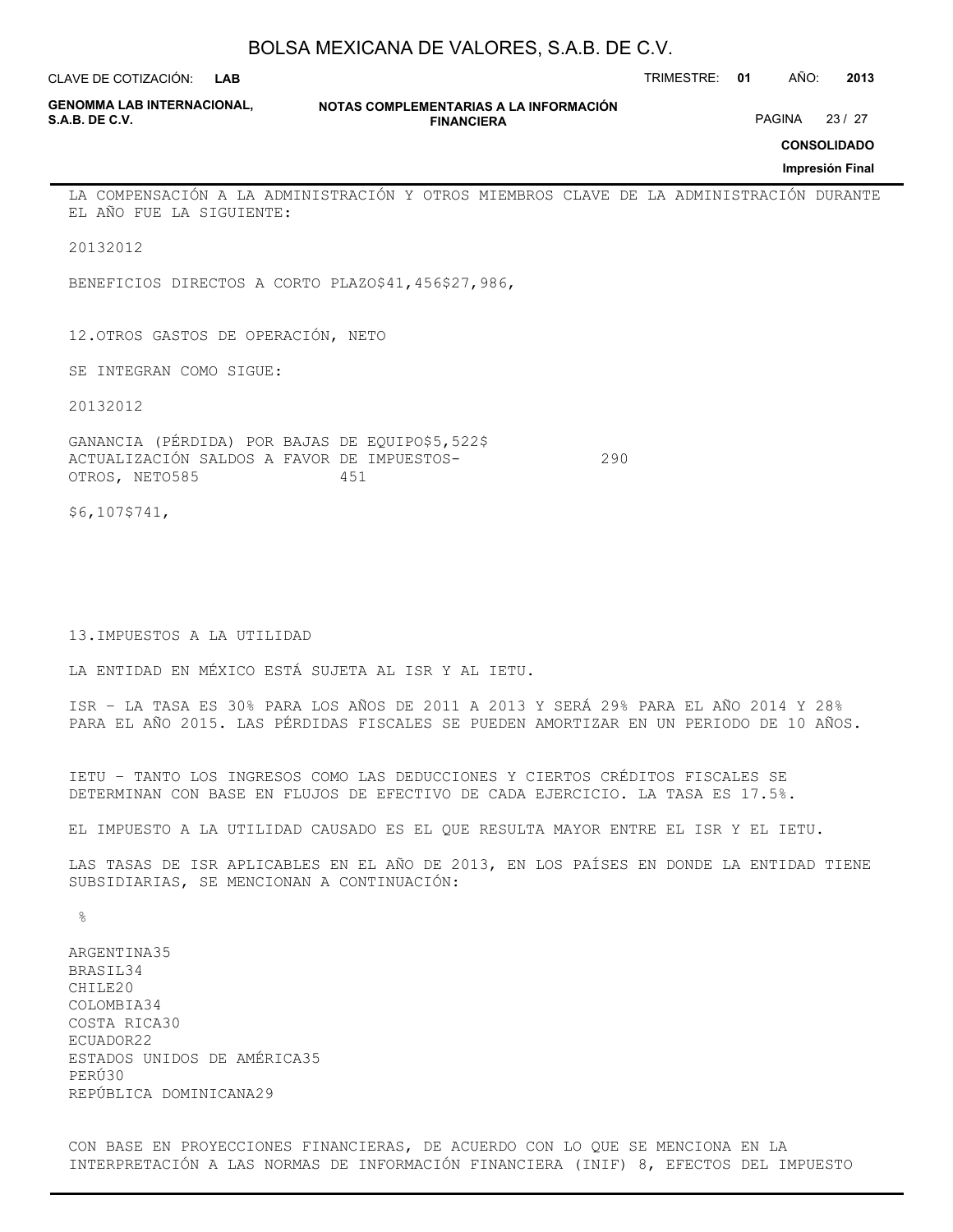LA COMPENSACIÓN A LA ADMINISTRACIÓN Y OTROS MIEMBROS CLAVE DE LA ADMINISTRACIÓN DURANTE EL AÑO FUE LA SIGUIENTE:

| | 2013 | 2012 |
|---|---|---|
| BENEFICIOS DIRECTOS A CORTO PLAZO | $41,456 | $27,986, |

## 12. OTROS GASTOS DE OPERACIÓN, NETO

SE INTEGRAN COMO SIGUE:

| | 2013 | 2012 |
|---|---|---|
| GANANCIA (PÉRDIDA) POR BAJAS DE EQUIPO | $5,522 | $ |
| ACTUALIZACIÓN SALDOS A FAVOR DE IMPUESTOS | - | 290 |
| OTROS, NETO | 585 | 451 |
| | $6,107 | $741, |

## 13. IMPUESTOS A LA UTILIDAD

LA ENTIDAD EN MÉXICO ESTÁ SUJETA AL ISR Y AL IETU.

ISR – LA TASA ES 30% PARA LOS AÑOS DE 2011 A 2013 Y SERÁ 29% PARA EL AÑO 2014 Y 28% PARA EL AÑO 2015. LAS PÉRDIDAS FISCALES SE PUEDEN AMORTIZAR EN UN PERIODO DE 10 AÑOS.

IETU – TANTO LOS INGRESOS COMO LAS DEDUCCIONES Y CIERTOS CRÉDITOS FISCALES SE DETERMINAN CON BASE EN FLUJOS DE EFECTIVO DE CADA EJERCICIO. LA TASA ES 17.5%.

EL IMPUESTO A LA UTILIDAD CAUSADO ES EL QUE RESULTA MAYOR ENTRE EL ISR Y EL IETU.

LAS TASAS DE ISR APLICABLES EN EL AÑO DE 2013, EN LOS PAÍSES EN DONDE LA ENTIDAD TIENE SUBSIDIARIAS, SE MENCIONAN A CONTINUACIÓN:

| | % |
|---|---|
| ARGENTINA | 35 |
| BRASIL | 34 |
| CHILE | 20 |
| COLOMBIA | 34 |
| COSTA RICA | 30 |
| ECUADOR | 22 |
| ESTADOS UNIDOS DE AMÉRICA | 35 |
| PERÚ | 30 |
| REPÚBLICA DOMINICANA | 29 |

CON BASE EN PROYECCIONES FINANCIERAS, DE ACUERDO CON LO QUE SE MENCIONA EN LA INTERPRETACIÓN A LAS NORMAS DE INFORMACIÓN FINANCIERA (INIF) 8, EFECTOS DEL IMPUESTO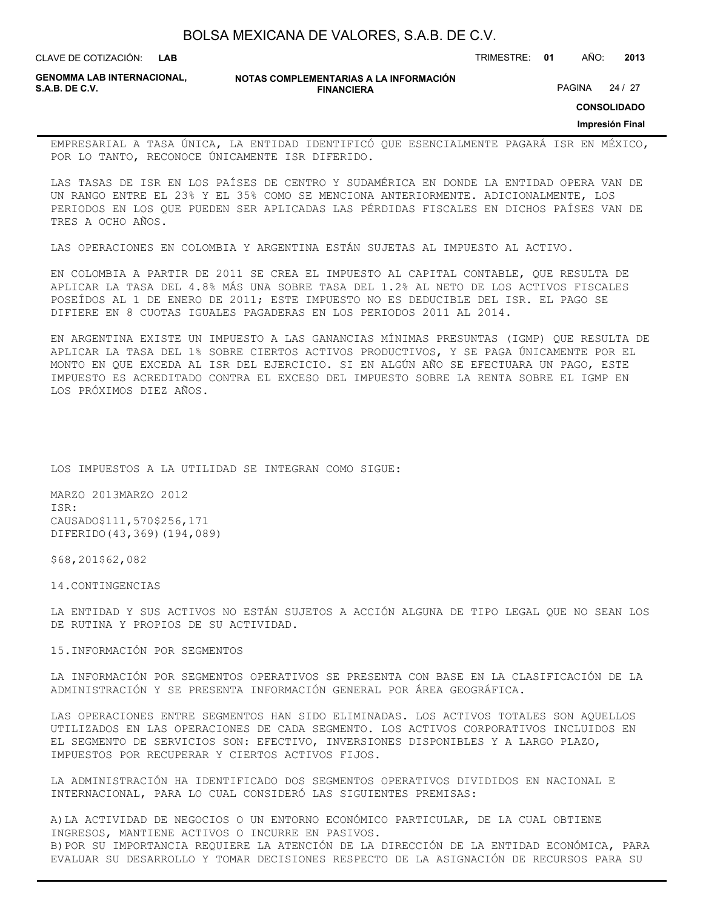EMPRESARIAL A TASA ÚNICA, LA ENTIDAD IDENTIFICÓ QUE ESENCIALMENTE PAGARÁ ISR EN MÉXICO, POR LO TANTO, RECONOCE ÚNICAMENTE ISR DIFERIDO.

LAS TASAS DE ISR EN LOS PAÍSES DE CENTRO Y SUDAMÉRICA EN DONDE LA ENTIDAD OPERA VAN DE UN RANGO ENTRE EL 23% Y EL 35% COMO SE MENCIONA ANTERIORMENTE. ADICIONALMENTE, LOS PERIODOS EN LOS QUE PUEDEN SER APLICADAS LAS PÉRDIDAS FISCALES EN DICHOS PAÍSES VAN DE TRES A OCHO AÑOS.

LAS OPERACIONES EN COLOMBIA Y ARGENTINA ESTÁN SUJETAS AL IMPUESTO AL ACTIVO.

EN COLOMBIA A PARTIR DE 2011 SE CREA EL IMPUESTO AL CAPITAL CONTABLE, QUE RESULTA DE APLICAR LA TASA DEL 4.8% MÁS UNA SOBRE TASA DEL 1.2% AL NETO DE LOS ACTIVOS FISCALES POSEÍDOS AL 1 DE ENERO DE 2011; ESTE IMPUESTO NO ES DEDUCIBLE DEL ISR. EL PAGO SE DIFIERE EN 8 CUOTAS IGUALES PAGADERAS EN LOS PERIODOS 2011 AL 2014.

EN ARGENTINA EXISTE UN IMPUESTO A LAS GANANCIAS MÍNIMAS PRESUNTAS (IGMP) QUE RESULTA DE APLICAR LA TASA DEL 1% SOBRE CIERTOS ACTIVOS PRODUCTIVOS, Y SE PAGA ÚNICAMENTE POR EL MONTO EN QUE EXCEDA AL ISR DEL EJERCICIO. SI EN ALGÚN AÑO SE EFECTUARA UN PAGO, ESTE IMPUESTO ES ACREDITADO CONTRA EL EXCESO DEL IMPUESTO SOBRE LA RENTA SOBRE EL IGMP EN LOS PRÓXIMOS DIEZ AÑOS.

LOS IMPUESTOS A LA UTILIDAD SE INTEGRAN COMO SIGUE:

| | MARZO 2013 | MARZO 2012 |
|---|---|---|
| ISR: | | |
| CAUSADO | $111,570 | $256,171 |
| DIFERIDO | (43,369) | (194,089) |
| | $68,201 | $62,082 |

14.CONTINGENCIAS

LA ENTIDAD Y SUS ACTIVOS NO ESTÁN SUJETOS A ACCIÓN ALGUNA DE TIPO LEGAL QUE NO SEAN LOS DE RUTINA Y PROPIOS DE SU ACTIVIDAD.

15.INFORMACIÓN POR SEGMENTOS

LA INFORMACIÓN POR SEGMENTOS OPERATIVOS SE PRESENTA CON BASE EN LA CLASIFICACIÓN DE LA ADMINISTRACIÓN Y SE PRESENTA INFORMACIÓN GENERAL POR ÁREA GEOGRÁFICA.

LAS OPERACIONES ENTRE SEGMENTOS HAN SIDO ELIMINADAS. LOS ACTIVOS TOTALES SON AQUELLOS UTILIZADOS EN LAS OPERACIONES DE CADA SEGMENTO. LOS ACTIVOS CORPORATIVOS INCLUIDOS EN EL SEGMENTO DE SERVICIOS SON: EFECTIVO, INVERSIONES DISPONIBLES Y A LARGO PLAZO, IMPUESTOS POR RECUPERAR Y CIERTOS ACTIVOS FIJOS.

LA ADMINISTRACIÓN HA IDENTIFICADO DOS SEGMENTOS OPERATIVOS DIVIDIDOS EN NACIONAL E INTERNACIONAL, PARA LO CUAL CONSIDERÓ LAS SIGUIENTES PREMISAS:

A)LA ACTIVIDAD DE NEGOCIOS O UN ENTORNO ECONÓMICO PARTICULAR, DE LA CUAL OBTIENE INGRESOS, MANTIENE ACTIVOS O INCURRE EN PASIVOS.
B)POR SU IMPORTANCIA REQUIERE LA ATENCIÓN DE LA DIRECCIÓN DE LA ENTIDAD ECONÓMICA, PARA EVALUAR SU DESARROLLO Y TOMAR DECISIONES RESPECTO DE LA ASIGNACIÓN DE RECURSOS PARA SU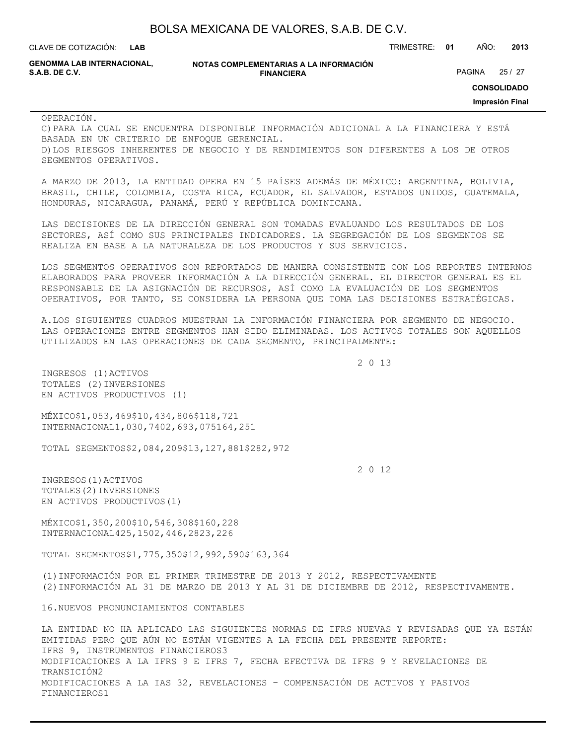OPERACIÓN.
C) PARA LA CUAL SE ENCUENTRA DISPONIBLE INFORMACIÓN ADICIONAL A LA FINANCIERA Y ESTÁ BASADA EN UN CRITERIO DE ENFOQUE GERENCIAL.
D) LOS RIESGOS INHERENTES DE NEGOCIO Y DE RENDIMIENTOS SON DIFERENTES A LOS DE OTROS SEGMENTOS OPERATIVOS.

A MARZO DE 2013, LA ENTIDAD OPERA EN 15 PAÍSES ADEMÁS DE MÉXICO: ARGENTINA, BOLIVIA, BRASIL, CHILE, COLOMBIA, COSTA RICA, ECUADOR, EL SALVADOR, ESTADOS UNIDOS, GUATEMALA, HONDURAS, NICARAGUA, PANAMÁ, PERÚ Y REPÚBLICA DOMINICANA.

LAS DECISIONES DE LA DIRECCIÓN GENERAL SON TOMADAS EVALUANDO LOS RESULTADOS DE LOS SECTORES, ASÍ COMO SUS PRINCIPALES INDICADORES. LA SEGREGACIÓN DE LOS SEGMENTOS SE REALIZA EN BASE A LA NATURALEZA DE LOS PRODUCTOS Y SUS SERVICIOS.

LOS SEGMENTOS OPERATIVOS SON REPORTADOS DE MANERA CONSISTENTE CON LOS REPORTES INTERNOS ELABORADOS PARA PROVEER INFORMACIÓN A LA DIRECCIÓN GENERAL. EL DIRECTOR GENERAL ES EL RESPONSABLE DE LA ASIGNACIÓN DE RECURSOS, ASÍ COMO LA EVALUACIÓN DE LOS SEGMENTOS OPERATIVOS, POR TANTO, SE CONSIDERA LA PERSONA QUE TOMA LAS DECISIONES ESTRATÉGICAS.

A. LOS SIGUIENTES CUADROS MUESTRAN LA INFORMACIÓN FINANCIERA POR SEGMENTO DE NEGOCIO. LAS OPERACIONES ENTRE SEGMENTOS HAN SIDO ELIMINADAS. LOS ACTIVOS TOTALES SON AQUELLOS UTILIZADOS EN LAS OPERACIONES DE CADA SEGMENTO, PRINCIPALMENTE:

**2013**

| | INGRESOS (1) | ACTIVOS TOTALES (2) | INVERSIONES EN ACTIVOS PRODUCTIVOS (1) |
|---|---|---|---|
| MÉXICO | $1,053,469 | $10,434,806 | $118,721 |
| INTERNACIONAL | 1,030,740 | 2,693,075 | 164,251 |
| TOTAL SEGMENTOS | $2,084,209 | $13,127,881 | $282,972 |

**2012**

| | INGRESOS (1) | ACTIVOS TOTALES (2) | INVERSIONES EN ACTIVOS PRODUCTIVOS (1) |
|---|---|---|---|
| MÉXICO | $1,350,200 | $10,546,308 | $160,228 |
| INTERNACIONAL | 425,150 | 2,446,282 | 3,226 |
| TOTAL SEGMENTOS | $1,775,350 | $12,992,590 | $163,364 |

(1) INFORMACIÓN POR EL PRIMER TRIMESTRE DE 2013 Y 2012, RESPECTIVAMENTE
(2) INFORMACIÓN AL 31 DE MARZO DE 2013 Y AL 31 DE DICIEMBRE DE 2012, RESPECTIVAMENTE.

## 16. NUEVOS PRONUNCIAMIENTOS CONTABLES

LA ENTIDAD NO HA APLICADO LAS SIGUIENTES NORMAS DE IFRS NUEVAS Y REVISADAS QUE YA ESTÁN EMITIDAS PERO QUE AÚN NO ESTÁN VIGENTES A LA FECHA DEL PRESENTE REPORTE:
IFRS 9, INSTRUMENTOS FINANCIEROS[3]
MODIFICACIONES A LA IFRS 9 E IFRS 7, FECHA EFECTIVA DE IFRS 9 Y REVELACIONES DE TRANSICIÓN[2]
MODIFICACIONES A LA IAS 32, REVELACIONES – COMPENSACIÓN DE ACTIVOS Y PASIVOS FINANCIEROS[1]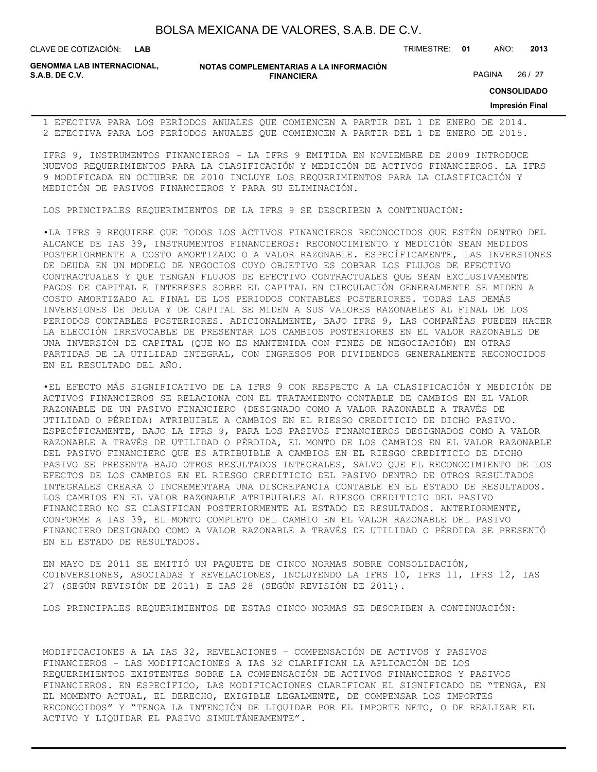1 EFECTIVA PARA LOS PERÍODOS ANUALES QUE COMIENCEN A PARTIR DEL 1 DE ENERO DE 2014.
2 EFECTIVA PARA LOS PERÍODOS ANUALES QUE COMIENCEN A PARTIR DEL 1 DE ENERO DE 2015.

IFRS 9, INSTRUMENTOS FINANCIEROS - LA IFRS 9 EMITIDA EN NOVIEMBRE DE 2009 INTRODUCE NUEVOS REQUERIMIENTOS PARA LA CLASIFICACIÓN Y MEDICIÓN DE ACTIVOS FINANCIEROS. LA IFRS 9 MODIFICADA EN OCTUBRE DE 2010 INCLUYE LOS REQUERIMIENTOS PARA LA CLASIFICACIÓN Y MEDICIÓN DE PASIVOS FINANCIEROS Y PARA SU ELIMINACIÓN.

LOS PRINCIPALES REQUERIMIENTOS DE LA IFRS 9 SE DESCRIBEN A CONTINUACIÓN:

•LA IFRS 9 REQUIERE QUE TODOS LOS ACTIVOS FINANCIEROS RECONOCIDOS QUE ESTÉN DENTRO DEL ALCANCE DE IAS 39, INSTRUMENTOS FINANCIEROS: RECONOCIMIENTO Y MEDICIÓN SEAN MEDIDOS POSTERIORMENTE A COSTO AMORTIZADO O A VALOR RAZONABLE. ESPECÍFICAMENTE, LAS INVERSIONES DE DEUDA EN UN MODELO DE NEGOCIOS CUYO OBJETIVO ES COBRAR LOS FLUJOS DE EFECTIVO CONTRACTUALES Y QUE TENGAN FLUJOS DE EFECTIVO CONTRACTUALES QUE SEAN EXCLUSIVAMENTE PAGOS DE CAPITAL E INTERESES SOBRE EL CAPITAL EN CIRCULACIÓN GENERALMENTE SE MIDEN A COSTO AMORTIZADO AL FINAL DE LOS PERIODOS CONTABLES POSTERIORES. TODAS LAS DEMÁS INVERSIONES DE DEUDA Y DE CAPITAL SE MIDEN A SUS VALORES RAZONABLES AL FINAL DE LOS PERIODOS CONTABLES POSTERIORES. ADICIONALMENTE, BAJO IFRS 9, LAS COMPAÑÍAS PUEDEN HACER LA ELECCIÓN IRREVOCABLE DE PRESENTAR LOS CAMBIOS POSTERIORES EN EL VALOR RAZONABLE DE UNA INVERSIÓN DE CAPITAL (QUE NO ES MANTENIDA CON FINES DE NEGOCIACIÓN) EN OTRAS PARTIDAS DE LA UTILIDAD INTEGRAL, CON INGRESOS POR DIVIDENDOS GENERALMENTE RECONOCIDOS EN EL RESULTADO DEL AÑO.

•EL EFECTO MÁS SIGNIFICATIVO DE LA IFRS 9 CON RESPECTO A LA CLASIFICACIÓN Y MEDICIÓN DE ACTIVOS FINANCIEROS SE RELACIONA CON EL TRATAMIENTO CONTABLE DE CAMBIOS EN EL VALOR RAZONABLE DE UN PASIVO FINANCIERO (DESIGNADO COMO A VALOR RAZONABLE A TRAVÉS DE UTILIDAD O PÉRDIDA) ATRIBUIBLE A CAMBIOS EN EL RIESGO CREDITICIO DE DICHO PASIVO. ESPECÍFICAMENTE, BAJO LA IFRS 9, PARA LOS PASIVOS FINANCIEROS DESIGNADOS COMO A VALOR RAZONABLE A TRAVÉS DE UTILIDAD O PÉRDIDA, EL MONTO DE LOS CAMBIOS EN EL VALOR RAZONABLE DEL PASIVO FINANCIERO QUE ES ATRIBUIBLE A CAMBIOS EN EL RIESGO CREDITICIO DE DICHO PASIVO SE PRESENTA BAJO OTROS RESULTADOS INTEGRALES, SALVO QUE EL RECONOCIMIENTO DE LOS EFECTOS DE LOS CAMBIOS EN EL RIESGO CREDITICIO DEL PASIVO DENTRO DE OTROS RESULTADOS INTEGRALES CREARA O INCREMENTARA UNA DISCREPANCIA CONTABLE EN EL ESTADO DE RESULTADOS. LOS CAMBIOS EN EL VALOR RAZONABLE ATRIBUIBLES AL RIESGO CREDITICIO DEL PASIVO FINANCIERO NO SE CLASIFICAN POSTERIORMENTE AL ESTADO DE RESULTADOS. ANTERIORMENTE, CONFORME A IAS 39, EL MONTO COMPLETO DEL CAMBIO EN EL VALOR RAZONABLE DEL PASIVO FINANCIERO DESIGNADO COMO A VALOR RAZONABLE A TRAVÉS DE UTILIDAD O PÉRDIDA SE PRESENTÓ EN EL ESTADO DE RESULTADOS.

EN MAYO DE 2011 SE EMITIÓ UN PAQUETE DE CINCO NORMAS SOBRE CONSOLIDACIÓN, COINVERSIONES, ASOCIADAS Y REVELACIONES, INCLUYENDO LA IFRS 10, IFRS 11, IFRS 12, IAS 27 (SEGÚN REVISIÓN DE 2011) E IAS 28 (SEGÚN REVISIÓN DE 2011).

LOS PRINCIPALES REQUERIMIENTOS DE ESTAS CINCO NORMAS SE DESCRIBEN A CONTINUACIÓN:

MODIFICACIONES A LA IAS 32, REVELACIONES – COMPENSACIÓN DE ACTIVOS Y PASIVOS FINANCIEROS - LAS MODIFICACIONES A IAS 32 CLARIFICAN LA APLICACIÓN DE LOS REQUERIMIENTOS EXISTENTES SOBRE LA COMPENSACIÓN DE ACTIVOS FINANCIEROS Y PASIVOS FINANCIEROS. EN ESPECÍFICO, LAS MODIFICACIONES CLARIFICAN EL SIGNIFICADO DE "TENGA, EN EL MOMENTO ACTUAL, EL DERECHO, EXIGIBLE LEGALMENTE, DE COMPENSAR LOS IMPORTES RECONOCIDOS" Y "TENGA LA INTENCIÓN DE LIQUIDAR POR EL IMPORTE NETO, O DE REALIZAR EL ACTIVO Y LIQUIDAR EL PASIVO SIMULTÁNEAMENTE".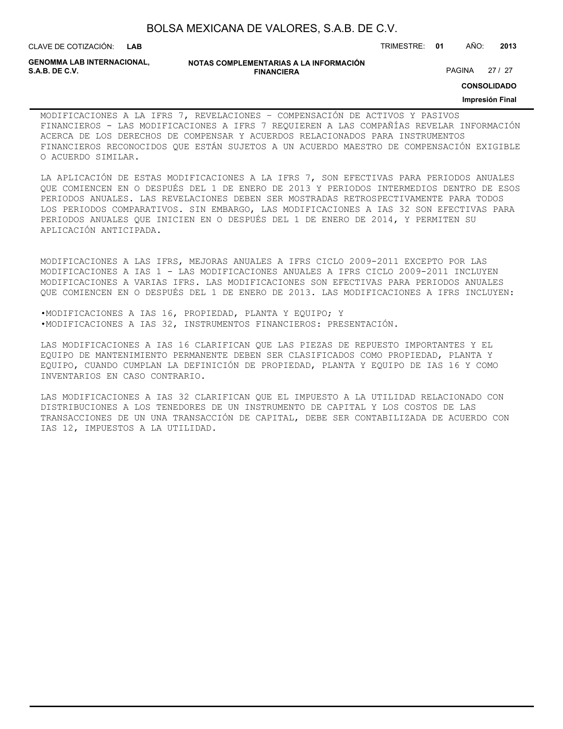MODIFICACIONES A LA IFRS 7, REVELACIONES – COMPENSACIÓN DE ACTIVOS Y PASIVOS FINANCIEROS - LAS MODIFICACIONES A IFRS 7 REQUIEREN A LAS COMPAÑÍAS REVELAR INFORMACIÓN ACERCA DE LOS DERECHOS DE COMPENSAR Y ACUERDOS RELACIONADOS PARA INSTRUMENTOS FINANCIEROS RECONOCIDOS QUE ESTÁN SUJETOS A UN ACUERDO MAESTRO DE COMPENSACIÓN EXIGIBLE O ACUERDO SIMILAR.

LA APLICACIÓN DE ESTAS MODIFICACIONES A LA IFRS 7, SON EFECTIVAS PARA PERIODOS ANUALES QUE COMIENCEN EN O DESPUÉS DEL 1 DE ENERO DE 2013 Y PERIODOS INTERMEDIOS DENTRO DE ESOS PERIODOS ANUALES. LAS REVELACIONES DEBEN SER MOSTRADAS RETROSPECTIVAMENTE PARA TODOS LOS PERIODOS COMPARATIVOS. SIN EMBARGO, LAS MODIFICACIONES A IAS 32 SON EFECTIVAS PARA PERIODOS ANUALES QUE INICIEN EN O DESPUÉS DEL 1 DE ENERO DE 2014, Y PERMITEN SU APLICACIÓN ANTICIPADA.

MODIFICACIONES A LAS IFRS, MEJORAS ANUALES A IFRS CICLO 2009-2011 EXCEPTO POR LAS MODIFICACIONES A IAS 1 - LAS MODIFICACIONES ANUALES A IFRS CICLO 2009-2011 INCLUYEN MODIFICACIONES A VARIAS IFRS. LAS MODIFICACIONES SON EFECTIVAS PARA PERIODOS ANUALES QUE COMIENCEN EN O DESPUÉS DEL 1 DE ENERO DE 2013. LAS MODIFICACIONES A IFRS INCLUYEN:

- MODIFICACIONES A IAS 16, PROPIEDAD, PLANTA Y EQUIPO; Y
- MODIFICACIONES A IAS 32, INSTRUMENTOS FINANCIEROS: PRESENTACIÓN.

LAS MODIFICACIONES A IAS 16 CLARIFICAN QUE LAS PIEZAS DE REPUESTO IMPORTANTES Y EL EQUIPO DE MANTENIMIENTO PERMANENTE DEBEN SER CLASIFICADOS COMO PROPIEDAD, PLANTA Y EQUIPO, CUANDO CUMPLAN LA DEFINICIÓN DE PROPIEDAD, PLANTA Y EQUIPO DE IAS 16 Y COMO INVENTARIOS EN CASO CONTRARIO.

LAS MODIFICACIONES A IAS 32 CLARIFICAN QUE EL IMPUESTO A LA UTILIDAD RELACIONADO CON DISTRIBUCIONES A LOS TENEDORES DE UN INSTRUMENTO DE CAPITAL Y LOS COSTOS DE LAS TRANSACCIONES DE UN UNA TRANSACCIÓN DE CAPITAL, DEBE SER CONTABILIZADA DE ACUERDO CON IAS 12, IMPUESTOS A LA UTILIDAD.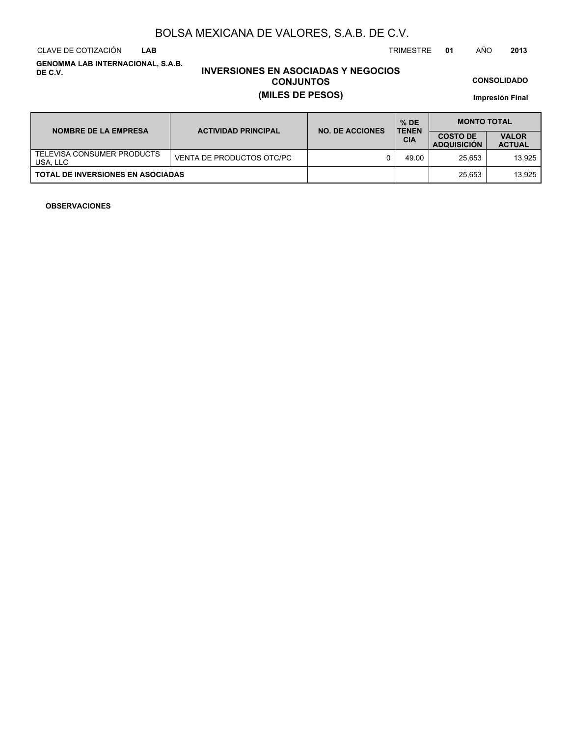# BOLSA MEXICANA DE VALORES, S.A.B. DE C.V.

CLAVE DE COTIZACIÓN **LAB** TRIMESTRE **01** AÑO **2013**

**GENOMMA LAB INTERNACIONAL, S.A.B. DE C.V.**

## INVERSIONES EN ASOCIADAS Y NEGOCIOS CONJUNTOS

## (MILES DE PESOS)

**CONSOLIDADO**

**Impresión Final**

| NOMBRE DE LA EMPRESA | ACTIVIDAD PRINCIPAL | NO. DE ACCIONES | % DE TENENCIA | MONTO TOTAL | |
|---|---|---|---|---|---|
| | | | | COSTO DE ADQUISICIÓN | VALOR ACTUAL |
| TELEVISA CONSUMER PRODUCTS USA, LLC | VENTA DE PRODUCTOS OTC/PC | 0 | 49.00 | 25,653 | 13,925 |
| **TOTAL DE INVERSIONES EN ASOCIADAS** | | | | 25,653 | 13,925 |

**OBSERVACIONES**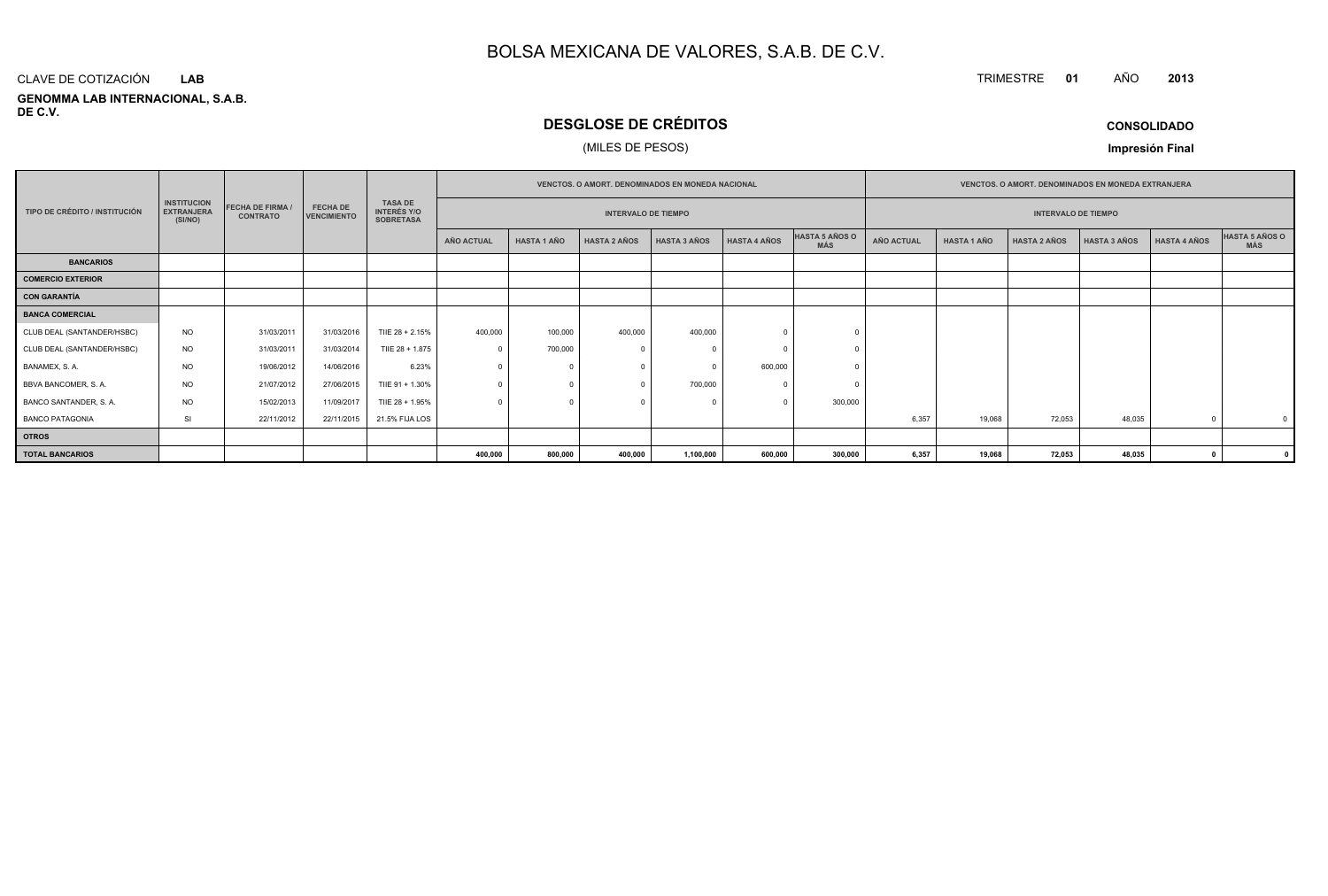# BOLSA MEXICANA DE VALORES, S.A.B. DE C.V.

CLAVE DE COTIZACIÓN **LAB**

**GENOMMA LAB INTERNACIONAL, S.A.B. DE C.V.**

TRIMESTRE **01** AÑO **2013**

## DESGLOSE DE CRÉDITOS

(MILES DE PESOS)

**CONSOLIDADO**

**Impresión Final**

| TIPO DE CRÉDITO / INSTITUCIÓN | INSTITUCION EXTRANJERA (SI/NO) | FECHA DE FIRMA / CONTRATO | FECHA DE VENCIMIENTO | TASA DE INTERÉS Y/O SOBRETASA | VENCTOS. O AMORT. DENOMINADOS EN MONEDA NACIONAL | | | | | | VENCTOS. O AMORT. DENOMINADOS EN MONEDA EXTRANJERA | | | | | |
|---|---|---|---|---|---|---|---|---|---|---|---|---|---|---|---|---|
| | | | | | INTERVALO DE TIEMPO | | | | | | INTERVALO DE TIEMPO | | | | | |
| | | | | | AÑO ACTUAL | HASTA 1 AÑO | HASTA 2 AÑOS | HASTA 3 AÑOS | HASTA 4 AÑOS | HASTA 5 AÑOS O MÁS | AÑO ACTUAL | HASTA 1 AÑO | HASTA 2 AÑOS | HASTA 3 AÑOS | HASTA 4 AÑOS | HASTA 5 AÑOS O MÁS |
| **BANCARIOS** | | | | | | | | | | | | | | | | |
| **COMERCIO EXTERIOR** | | | | | | | | | | | | | | | | |
| **CON GARANTÍA** | | | | | | | | | | | | | | | | |
| **BANCA COMERCIAL** | | | | | | | | | | | | | | | | |
| CLUB DEAL (SANTANDER/HSBC) | NO | 31/03/2011 | 31/03/2016 | TIIE 28 + 2.15% | 400,000 | 100,000 | 400,000 | 400,000 | 0 | 0 | | | | | | |
| CLUB DEAL (SANTANDER/HSBC) | NO | 31/03/2011 | 31/03/2014 | TIIE 28 + 1.875 | 0 | 700,000 | 0 | 0 | 0 | 0 | | | | | | |
| BANAMEX, S. A. | NO | 19/06/2012 | 14/06/2016 | 6.23% | 0 | 0 | 0 | 0 | 600,000 | 0 | | | | | | |
| BBVA BANCOMER, S. A. | NO | 21/07/2012 | 27/06/2015 | TIIE 91 + 1.30% | 0 | 0 | 0 | 700,000 | 0 | 0 | | | | | | |
| BANCO SANTANDER, S. A. | NO | 15/02/2013 | 11/09/2017 | TIIE 28 + 1.95% | 0 | 0 | 0 | 0 | 0 | 300,000 | | | | | | |
| BANCO PATAGONIA | SI | 22/11/2012 | 22/11/2015 | 21.5% FIJA LOS | | | | | | | 6,357 | 19,068 | 72,053 | 48,035 | 0 | 0 |
| **OTROS** | | | | | | | | | | | | | | | | |
| **TOTAL BANCARIOS** | | | | | **400,000** | **800,000** | **400,000** | **1,100,000** | **600,000** | **300,000** | **6,357** | **19,068** | **72,053** | **48,035** | **0** | **0** |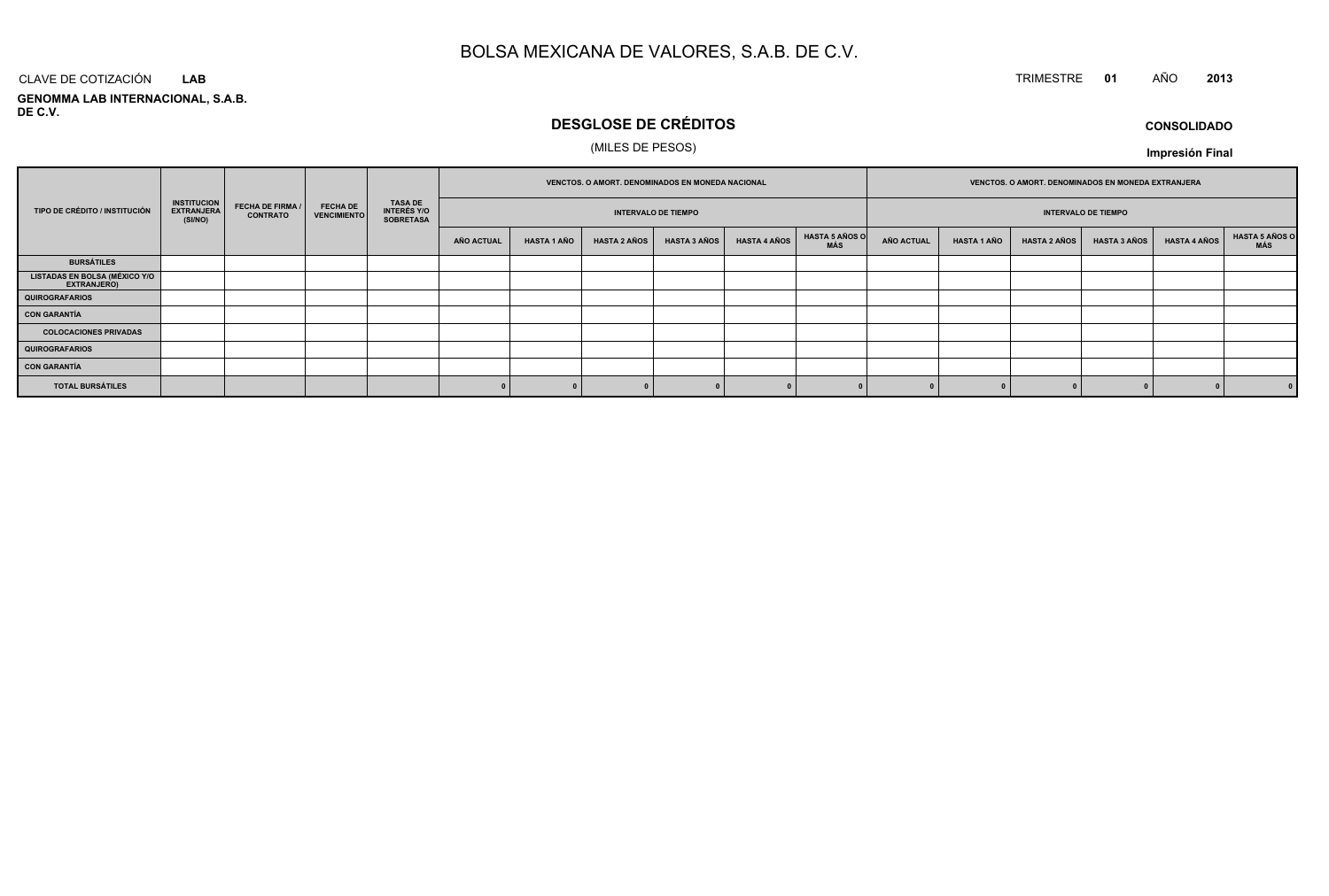# BOLSA MEXICANA DE VALORES, S.A.B. DE C.V.

CLAVE DE COTIZACIÓN **LAB**

**GENOMMA LAB INTERNACIONAL, S.A.B. DE C.V.**

TRIMESTRE **01** AÑO **2013**

## DESGLOSE DE CRÉDITOS

(MILES DE PESOS)

**CONSOLIDADO**

**Impresión Final**

| TIPO DE CRÉDITO / INSTITUCIÓN | INSTITUCION EXTRANJERA (SI/NO) | FECHA DE FIRMA / CONTRATO | FECHA DE VENCIMIENTO | TASA DE INTERÉS Y/O SOBRETASA | VENCTOS. O AMORT. DENOMINADOS EN MONEDA NACIONAL | | | | | | VENCTOS. O AMORT. DENOMINADOS EN MONEDA EXTRANJERA | | | | | |
|---|---|---|---|---|---|---|---|---|---|---|---|---|---|---|---|---|
| | | | | | INTERVALO DE TIEMPO | | | | | | INTERVALO DE TIEMPO | | | | | |
| | | | | | AÑO ACTUAL | HASTA 1 AÑO | HASTA 2 AÑOS | HASTA 3 AÑOS | HASTA 4 AÑOS | HASTA 5 AÑOS O MÁS | AÑO ACTUAL | HASTA 1 AÑO | HASTA 2 AÑOS | HASTA 3 AÑOS | HASTA 4 AÑOS | HASTA 5 AÑOS O MÁS |
| BURSÁTILES | | | | | | | | | | | | | | | | |
| LISTADAS EN BOLSA (MÉXICO Y/O EXTRANJERO) | | | | | | | | | | | | | | | | |
| QUIROGRAFARIOS | | | | | | | | | | | | | | | | |
| CON GARANTÍA | | | | | | | | | | | | | | | | |
| COLOCACIONES PRIVADAS | | | | | | | | | | | | | | | | |
| QUIROGRAFARIOS | | | | | | | | | | | | | | | | |
| CON GARANTÍA | | | | | | | | | | | | | | | | |
| TOTAL BURSÁTILES | | | | | 0 | 0 | 0 | 0 | 0 | 0 | 0 | 0 | 0 | 0 | 0 | 0 |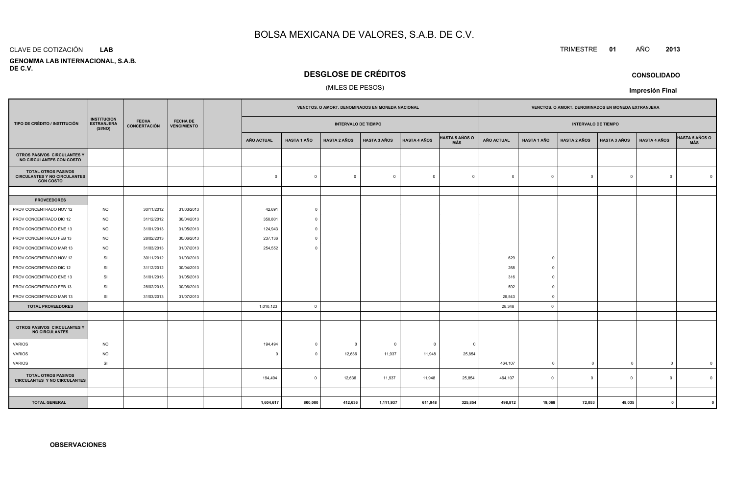# BOLSA MEXICANA DE VALORES, S.A.B. DE C.V.

CLAVE DE COTIZACIÓN **LAB**

TRIMESTRE **01** AÑO **2013**

**GENOMMA LAB INTERNACIONAL, S.A.B. DE C.V.**

## DESGLOSE DE CRÉDITOS

(MILES DE PESOS)

**CONSOLIDADO**

**Impresión Final**

| TIPO DE CRÉDITO / INSTITUCIÓN | INSTITUCION EXTRANJERA (SI/NO) | FECHA CONCERTACIÓN | FECHA DE VENCIMIENTO | | VENCTOS. O AMORT. DENOMINADOS EN MONEDA NACIONAL | | | | | | VENCTOS. O AMORT. DENOMINADOS EN MONEDA EXTRANJERA | | | | | |
|---|---|---|---|---|---|---|---|---|---|---|---|---|---|---|---|---|
| | | | | | INTERVALO DE TIEMPO | | | | | | INTERVALO DE TIEMPO | | | | | |
| | | | | | AÑO ACTUAL | HASTA 1 AÑO | HASTA 2 AÑOS | HASTA 3 AÑOS | HASTA 4 AÑOS | HASTA 5 AÑOS O MÁS | AÑO ACTUAL | HASTA 1 AÑO | HASTA 2 AÑOS | HASTA 3 AÑOS | HASTA 4 AÑOS | HASTA 5 AÑOS O MÁS |
| **OTROS PASIVOS CIRCULANTES Y NO CIRCULANTES CON COSTO** | | | | | | | | | | | | | | | | |
| **TOTAL OTROS PASIVOS CIRCULANTES Y NO CIRCULANTES CON COSTO** | | | | | 0 | 0 | 0 | 0 | 0 | 0 | 0 | 0 | 0 | 0 | 0 | 0 |
| | | | | | | | | | | | | | | | | |
| **PROVEEDORES** | | | | | | | | | | | | | | | | |
| PROV CONCENTRADO NOV 12 | NO | 30/11/2012 | 31/03/2013 | | 42,691 | 0 | | | | | | | | | | |
| PROV CONCENTRADO DIC 12 | NO | 31/12/2012 | 30/04/2013 | | 350,801 | 0 | | | | | | | | | | |
| PROV CONCENTRADO ENE 13 | NO | 31/01/2013 | 31/05/2013 | | 124,943 | 0 | | | | | | | | | | |
| PROV CONCENTRADO FEB 13 | NO | 28/02/2013 | 30/06/2013 | | 237,136 | 0 | | | | | | | | | | |
| PROV CONCENTRADO MAR 13 | NO | 31/03/2013 | 31/07/2013 | | 254,552 | 0 | | | | | | | | | | |
| PROV CONCENTRADO NOV 12 | SI | 30/11/2012 | 31/03/2013 | | | | | | | | 629 | 0 | | | | |
| PROV CONCENTRADO DIC 12 | SI | 31/12/2012 | 30/04/2013 | | | | | | | | 268 | 0 | | | | |
| PROV CONCENTRADO ENE 13 | SI | 31/01/2013 | 31/05/2013 | | | | | | | | 316 | 0 | | | | |
| PROV CONCENTRADO FEB 13 | SI | 28/02/2013 | 30/06/2013 | | | | | | | | 592 | 0 | | | | |
| PROV CONCENTRADO MAR 13 | SI | 31/03/2013 | 31/07/2013 | | | | | | | | 26,543 | 0 | | | | |
| **TOTAL PROVEEDORES** | | | | | 1,010,123 | 0 | | | | | 28,348 | 0 | | | | |
| | | | | | | | | | | | | | | | | |
| **OTROS PASIVOS CIRCULANTES Y NO CIRCULANTES** | | | | | | | | | | | | | | | | |
| VARIOS | NO | | | | 194,494 | 0 | 0 | 0 | 0 | 0 | | | | | | |
| VARIOS | NO | | | | 0 | 0 | 12,636 | 11,937 | 11,948 | 25,854 | | | | | | |
| VARIOS | SI | | | | | | | | | | 464,107 | 0 | 0 | 0 | 0 | 0 |
| **TOTAL OTROS PASIVOS CIRCULANTES Y NO CIRCULANTES** | | | | | 194,494 | 0 | 12,636 | 11,937 | 11,948 | 25,854 | 464,107 | 0 | 0 | 0 | 0 | 0 |
| | | | | | | | | | | | | | | | | |
| **TOTAL GENERAL** | | | | | **1,604,617** | **800,000** | **412,636** | **1,111,937** | **611,948** | **325,854** | **498,812** | **19,068** | **72,053** | **48,035** | **0** | **0** |

**OBSERVACIONES**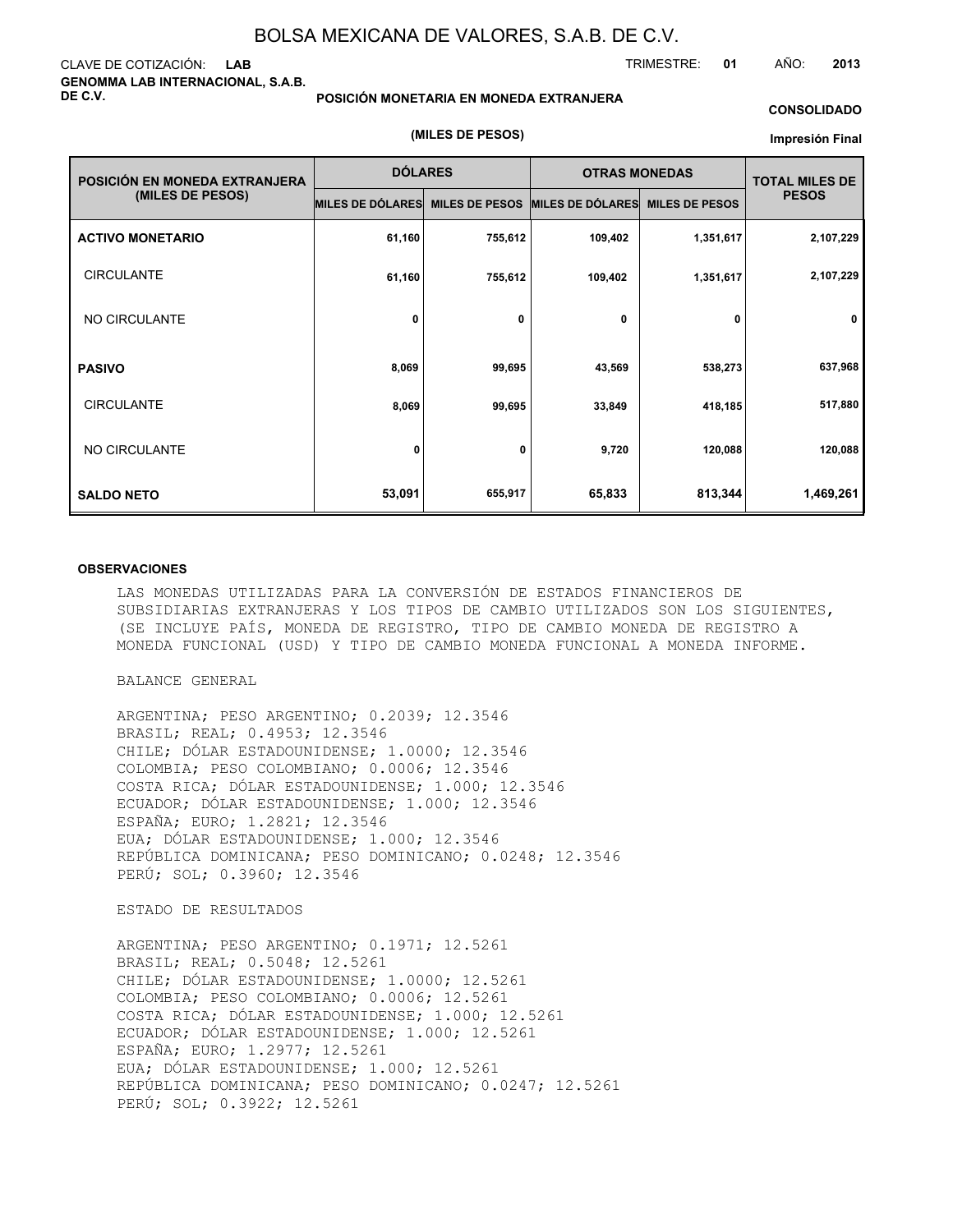# BOLSA MEXICANA DE VALORES, S.A.B. DE C.V.

CLAVE DE COTIZACIÓN: **LAB**

**GENOMMA LAB INTERNACIONAL, S.A.B. DE C.V.**

TRIMESTRE: **01** AÑO: **2013**

**POSICIÓN MONETARIA EN MONEDA EXTRANJERA**

**(MILES DE PESOS)**

**CONSOLIDADO**

**Impresión Final**

| POSICIÓN EN MONEDA EXTRANJERA (MILES DE PESOS) | DÓLARES | | OTRAS MONEDAS | | TOTAL MILES DE PESOS |
|---|---|---|---|---|---|
| | MILES DE DÓLARES | MILES DE PESOS | MILES DE DÓLARES | MILES DE PESOS | |
| **ACTIVO MONETARIO** | 61,160 | 755,612 | 109,402 | 1,351,617 | 2,107,229 |
| CIRCULANTE | 61,160 | 755,612 | 109,402 | 1,351,617 | 2,107,229 |
| NO CIRCULANTE | 0 | 0 | 0 | 0 | 0 |
| **PASIVO** | 8,069 | 99,695 | 43,569 | 538,273 | 637,968 |
| CIRCULANTE | 8,069 | 99,695 | 33,849 | 418,185 | 517,880 |
| NO CIRCULANTE | 0 | 0 | 9,720 | 120,088 | 120,088 |
| **SALDO NETO** | 53,091 | 655,917 | 65,833 | 813,344 | 1,469,261 |

**OBSERVACIONES**

LAS MONEDAS UTILIZADAS PARA LA CONVERSIÓN DE ESTADOS FINANCIEROS DE SUBSIDIARIAS EXTRANJERAS Y LOS TIPOS DE CAMBIO UTILIZADOS SON LOS SIGUIENTES, (SE INCLUYE PAÍS, MONEDA DE REGISTRO, TIPO DE CAMBIO MONEDA DE REGISTRO A MONEDA FUNCIONAL (USD) Y TIPO DE CAMBIO MONEDA FUNCIONAL A MONEDA INFORME.

BALANCE GENERAL

ARGENTINA; PESO ARGENTINO; 0.2039; 12.3546
BRASIL; REAL; 0.4953; 12.3546
CHILE; DÓLAR ESTADOUNIDENSE; 1.0000; 12.3546
COLOMBIA; PESO COLOMBIANO; 0.0006; 12.3546
COSTA RICA; DÓLAR ESTADOUNIDENSE; 1.000; 12.3546
ECUADOR; DÓLAR ESTADOUNIDENSE; 1.000; 12.3546
ESPAÑA; EURO; 1.2821; 12.3546
EUA; DÓLAR ESTADOUNIDENSE; 1.000; 12.3546
REPÚBLICA DOMINICANA; PESO DOMINICANO; 0.0248; 12.3546
PERÚ; SOL; 0.3960; 12.3546

ESTADO DE RESULTADOS

ARGENTINA; PESO ARGENTINO; 0.1971; 12.5261
BRASIL; REAL; 0.5048; 12.5261
CHILE; DÓLAR ESTADOUNIDENSE; 1.0000; 12.5261
COLOMBIA; PESO COLOMBIANO; 0.0006; 12.5261
COSTA RICA; DÓLAR ESTADOUNIDENSE; 1.000; 12.5261
ECUADOR; DÓLAR ESTADOUNIDENSE; 1.000; 12.5261
ESPAÑA; EURO; 1.2977; 12.5261
EUA; DÓLAR ESTADOUNIDENSE; 1.000; 12.5261
REPÚBLICA DOMINICANA; PESO DOMINICANO; 0.0247; 12.5261
PERÚ; SOL; 0.3922; 12.5261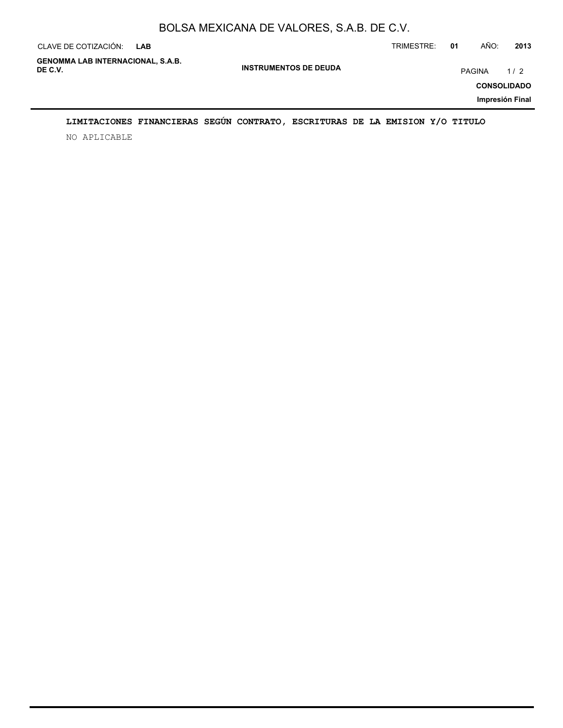## LIMITACIONES FINANCIERAS SEGÚN CONTRATO, ESCRITURAS DE LA EMISION Y/O TITULO

NO APLICABLE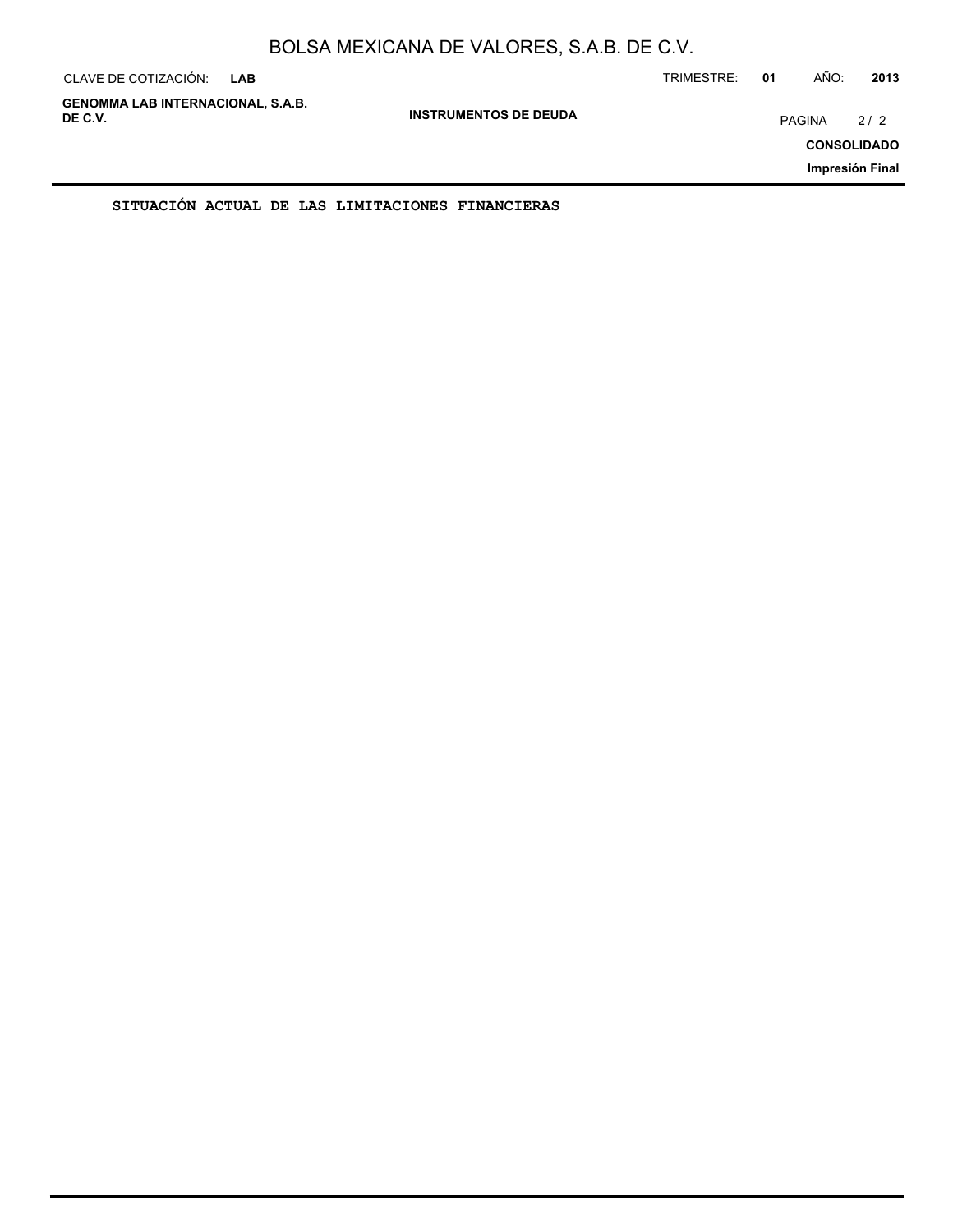SITUACIÓN ACTUAL DE LAS LIMITACIONES FINANCIERAS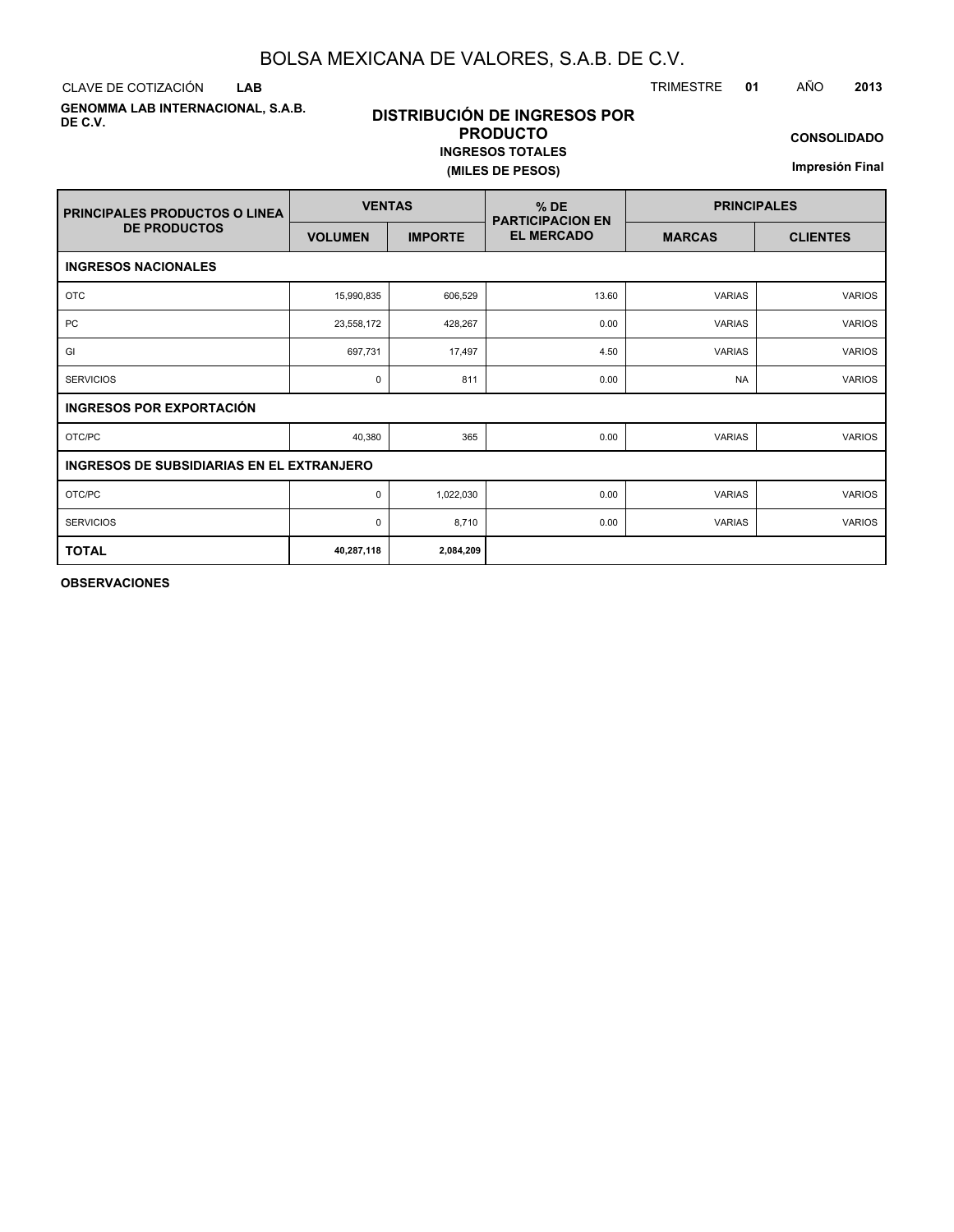# BOLSA MEXICANA DE VALORES, S.A.B. DE C.V.

CLAVE DE COTIZACIÓN **LAB**

TRIMESTRE **01** AÑO **2013**

**GENOMMA LAB INTERNACIONAL, S.A.B. DE C.V.**

## DISTRIBUCIÓN DE INGRESOS POR PRODUCTO

**INGRESOS TOTALES**

**(MILES DE PESOS)**

**CONSOLIDADO**

**Impresión Final**

| PRINCIPALES PRODUCTOS O LINEA DE PRODUCTOS | VENTAS | | % DE PARTICIPACION EN EL MERCADO | PRINCIPALES | |
|---|---|---|---|---|---|
| | VOLUMEN | IMPORTE | | MARCAS | CLIENTES |
| **INGRESOS NACIONALES** | | | | | |
| OTC | 15,990,835 | 606,529 | 13.60 | VARIAS | VARIOS |
| PC | 23,558,172 | 428,267 | 0.00 | VARIAS | VARIOS |
| GI | 697,731 | 17,497 | 4.50 | VARIAS | VARIOS |
| SERVICIOS | 0 | 811 | 0.00 | NA | VARIOS |
| **INGRESOS POR EXPORTACIÓN** | | | | | |
| OTC/PC | 40,380 | 365 | 0.00 | VARIAS | VARIOS |
| **INGRESOS DE SUBSIDIARIAS EN EL EXTRANJERO** | | | | | |
| OTC/PC | 0 | 1,022,030 | 0.00 | VARIAS | VARIOS |
| SERVICIOS | 0 | 8,710 | 0.00 | VARIAS | VARIOS |
| **TOTAL** | **40,287,118** | **2,084,209** | | | |

**OBSERVACIONES**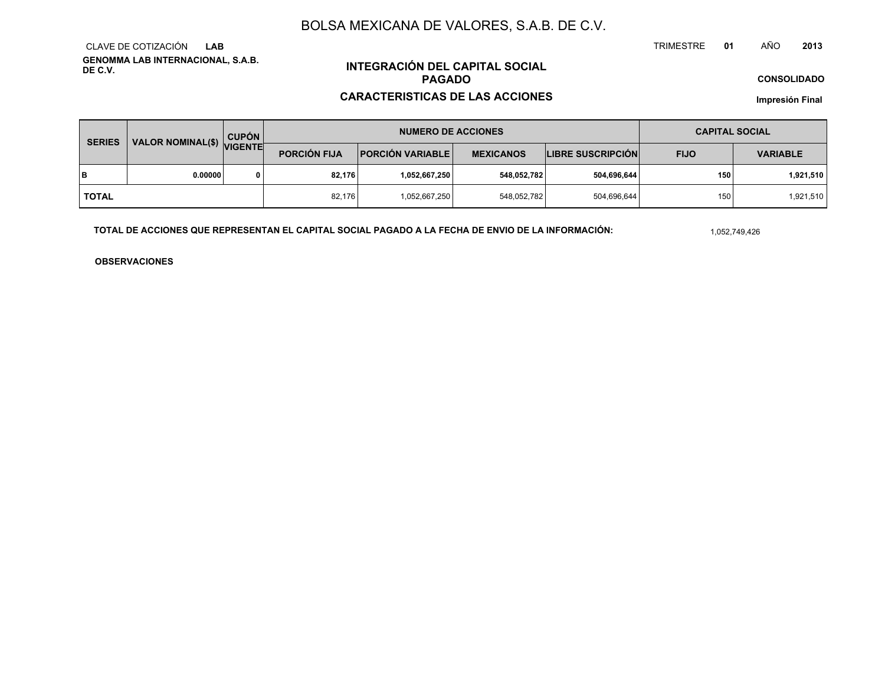# BOLSA MEXICANA DE VALORES, S.A.B. DE C.V.

CLAVE DE COTIZACIÓN **LAB**

**GENOMMA LAB INTERNACIONAL, S.A.B. DE C.V.**

TRIMESTRE **01** AÑO **2013**

## INTEGRACIÓN DEL CAPITAL SOCIAL PAGADO

## CARACTERISTICAS DE LAS ACCIONES

**CONSOLIDADO**

**Impresión Final**

| SERIES | VALOR NOMINAL($) | CUPÓN VIGENTE | NUMERO DE ACCIONES | | | | CAPITAL SOCIAL | |
|---|---|---|---|---|---|---|---|---|
| | | | PORCIÓN FIJA | PORCIÓN VARIABLE | MEXICANOS | LIBRE SUSCRIPCIÓN | FIJO | VARIABLE |
| **B** | **0.00000** | **0** | **82,176** | **1,052,667,250** | **548,052,782** | **504,696,644** | **150** | **1,921,510** |
| **TOTAL** | | | 82,176 | 1,052,667,250 | 548,052,782 | 504,696,644 | 150 | 1,921,510 |

**TOTAL DE ACCIONES QUE REPRESENTAN EL CAPITAL SOCIAL PAGADO A LA FECHA DE ENVIO DE LA INFORMACIÓN:** 1,052,749,426

**OBSERVACIONES**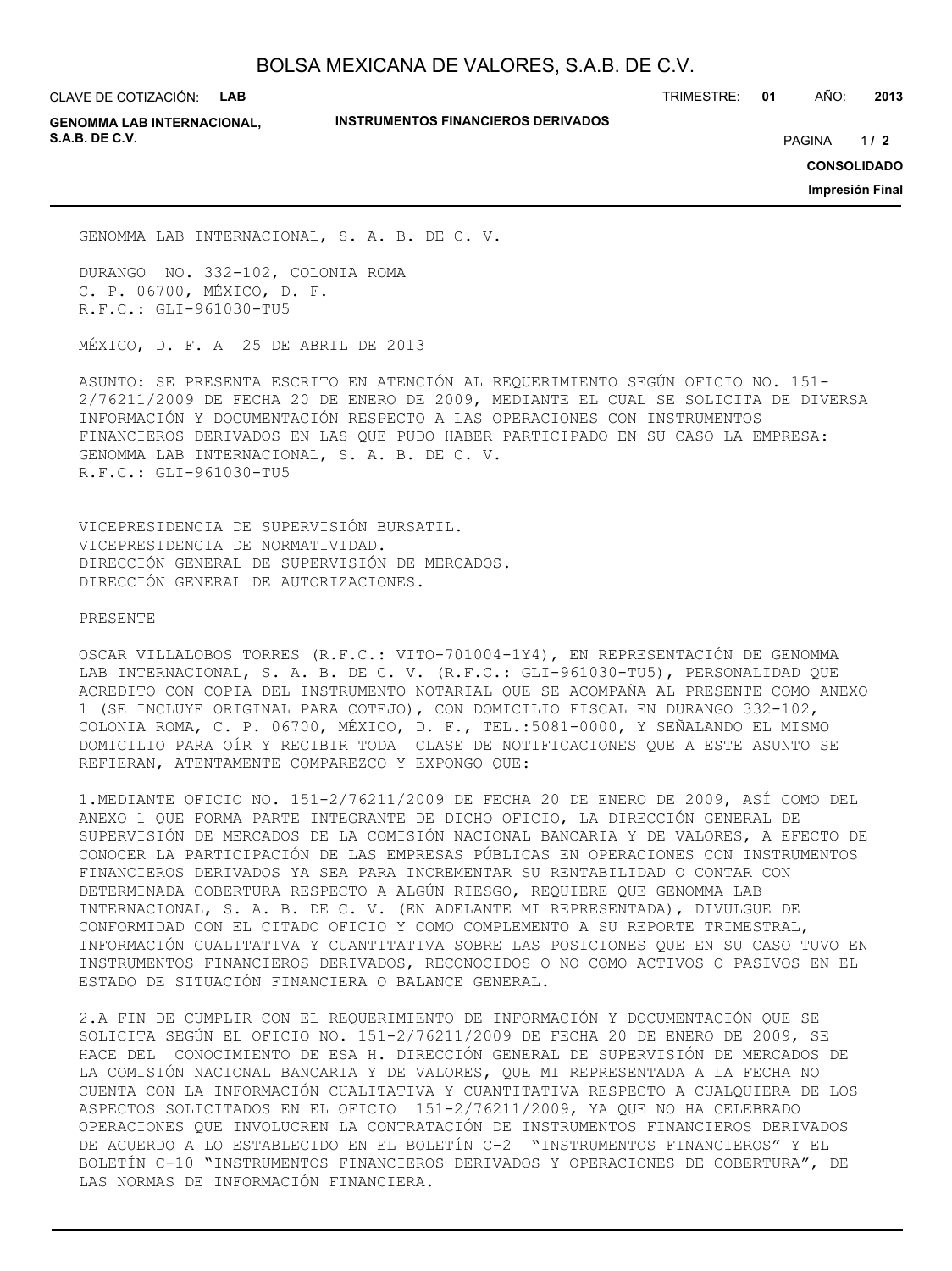GENOMMA LAB INTERNACIONAL, S. A. B. DE C. V.

DURANGO NO. 332-102, COLONIA ROMA
C. P. 06700, MÉXICO, D. F.
R.F.C.: GLI-961030-TU5

MÉXICO, D. F. A 25 DE ABRIL DE 2013

ASUNTO: SE PRESENTA ESCRITO EN ATENCIÓN AL REQUERIMIENTO SEGÚN OFICIO NO. 151-2/76211/2009 DE FECHA 20 DE ENERO DE 2009, MEDIANTE EL CUAL SE SOLICITA DE DIVERSA INFORMACIÓN Y DOCUMENTACIÓN RESPECTO A LAS OPERACIONES CON INSTRUMENTOS FINANCIEROS DERIVADOS EN LAS QUE PUDO HABER PARTICIPADO EN SU CASO LA EMPRESA: GENOMMA LAB INTERNACIONAL, S. A. B. DE C. V.
R.F.C.: GLI-961030-TU5

VICEPRESIDENCIA DE SUPERVISIÓN BURSATIL.
VICEPRESIDENCIA DE NORMATIVIDAD.
DIRECCIÓN GENERAL DE SUPERVISIÓN DE MERCADOS.
DIRECCIÓN GENERAL DE AUTORIZACIONES.

PRESENTE

OSCAR VILLALOBOS TORRES (R.F.C.: VITO-701004-1Y4), EN REPRESENTACIÓN DE GENOMMA LAB INTERNACIONAL, S. A. B. DE C. V. (R.F.C.: GLI-961030-TU5), PERSONALIDAD QUE ACREDITO CON COPIA DEL INSTRUMENTO NOTARIAL QUE SE ACOMPAÑA AL PRESENTE COMO ANEXO 1 (SE INCLUYE ORIGINAL PARA COTEJO), CON DOMICILIO FISCAL EN DURANGO 332-102, COLONIA ROMA, C. P. 06700, MÉXICO, D. F., TEL.:5081-0000, Y SEÑALANDO EL MISMO DOMICILIO PARA OÍR Y RECIBIR TODA CLASE DE NOTIFICACIONES QUE A ESTE ASUNTO SE REFIERAN, ATENTAMENTE COMPAREZCO Y EXPONGO QUE:

1.MEDIANTE OFICIO NO. 151-2/76211/2009 DE FECHA 20 DE ENERO DE 2009, ASÍ COMO DEL ANEXO 1 QUE FORMA PARTE INTEGRANTE DE DICHO OFICIO, LA DIRECCIÓN GENERAL DE SUPERVISIÓN DE MERCADOS DE LA COMISIÓN NACIONAL BANCARIA Y DE VALORES, A EFECTO DE CONOCER LA PARTICIPACIÓN DE LAS EMPRESAS PÚBLICAS EN OPERACIONES CON INSTRUMENTOS FINANCIEROS DERIVADOS YA SEA PARA INCREMENTAR SU RENTABILIDAD O CONTAR CON DETERMINADA COBERTURA RESPECTO A ALGÚN RIESGO, REQUIERE QUE GENOMMA LAB INTERNACIONAL, S. A. B. DE C. V. (EN ADELANTE MI REPRESENTADA), DIVULGUE DE CONFORMIDAD CON EL CITADO OFICIO Y COMO COMPLEMENTO A SU REPORTE TRIMESTRAL, INFORMACIÓN CUALITATIVA Y CUANTITATIVA SOBRE LAS POSICIONES QUE EN SU CASO TUVO EN INSTRUMENTOS FINANCIEROS DERIVADOS, RECONOCIDOS O NO COMO ACTIVOS O PASIVOS EN EL ESTADO DE SITUACIÓN FINANCIERA O BALANCE GENERAL.

2.A FIN DE CUMPLIR CON EL REQUERIMIENTO DE INFORMACIÓN Y DOCUMENTACIÓN QUE SE SOLICITA SEGÚN EL OFICIO NO. 151-2/76211/2009 DE FECHA 20 DE ENERO DE 2009, SE HACE DEL CONOCIMIENTO DE ESA H. DIRECCIÓN GENERAL DE SUPERVISIÓN DE MERCADOS DE LA COMISIÓN NACIONAL BANCARIA Y DE VALORES, QUE MI REPRESENTADA A LA FECHA NO CUENTA CON LA INFORMACIÓN CUALITATIVA Y CUANTITATIVA RESPECTO A CUALQUIERA DE LOS ASPECTOS SOLICITADOS EN EL OFICIO 151-2/76211/2009, YA QUE NO HA CELEBRADO OPERACIONES QUE INVOLUCREN LA CONTRATACIÓN DE INSTRUMENTOS FINANCIEROS DERIVADOS DE ACUERDO A LO ESTABLECIDO EN EL BOLETÍN C-2 "INSTRUMENTOS FINANCIEROS" Y EL BOLETÍN C-10 "INSTRUMENTOS FINANCIEROS DERIVADOS Y OPERACIONES DE COBERTURA", DE LAS NORMAS DE INFORMACIÓN FINANCIERA.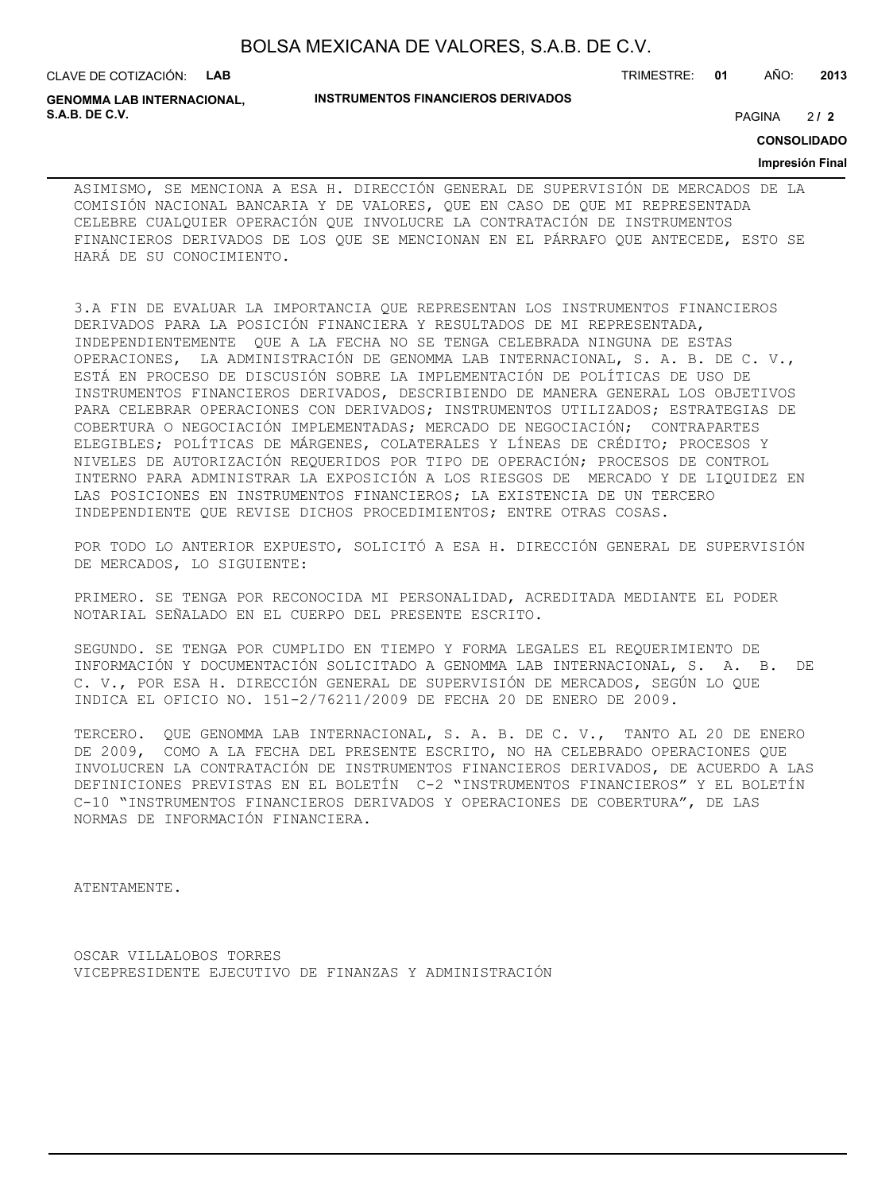ASIMISMO, SE MENCIONA A ESA H. DIRECCIÓN GENERAL DE SUPERVISIÓN DE MERCADOS DE LA COMISIÓN NACIONAL BANCARIA Y DE VALORES, QUE EN CASO DE QUE MI REPRESENTADA CELEBRE CUALQUIER OPERACIÓN QUE INVOLUCRE LA CONTRATACIÓN DE INSTRUMENTOS FINANCIEROS DERIVADOS DE LOS QUE SE MENCIONAN EN EL PÁRRAFO QUE ANTECEDE, ESTO SE HARÁ DE SU CONOCIMIENTO.

3.A FIN DE EVALUAR LA IMPORTANCIA QUE REPRESENTAN LOS INSTRUMENTOS FINANCIEROS DERIVADOS PARA LA POSICIÓN FINANCIERA Y RESULTADOS DE MI REPRESENTADA, INDEPENDIENTEMENTE QUE A LA FECHA NO SE TENGA CELEBRADA NINGUNA DE ESTAS OPERACIONES, LA ADMINISTRACIÓN DE GENOMMA LAB INTERNACIONAL, S. A. B. DE C. V., ESTÁ EN PROCESO DE DISCUSIÓN SOBRE LA IMPLEMENTACIÓN DE POLÍTICAS DE USO DE INSTRUMENTOS FINANCIEROS DERIVADOS, DESCRIBIENDO DE MANERA GENERAL LOS OBJETIVOS PARA CELEBRAR OPERACIONES CON DERIVADOS; INSTRUMENTOS UTILIZADOS; ESTRATEGIAS DE COBERTURA O NEGOCIACIÓN IMPLEMENTADAS; MERCADO DE NEGOCIACIÓN; CONTRAPARTES ELEGIBLES; POLÍTICAS DE MÁRGENES, COLATERALES Y LÍNEAS DE CRÉDITO; PROCESOS Y NIVELES DE AUTORIZACIÓN REQUERIDOS POR TIPO DE OPERACIÓN; PROCESOS DE CONTROL INTERNO PARA ADMINISTRAR LA EXPOSICIÓN A LOS RIESGOS DE MERCADO Y DE LIQUIDEZ EN LAS POSICIONES EN INSTRUMENTOS FINANCIEROS; LA EXISTENCIA DE UN TERCERO INDEPENDIENTE QUE REVISE DICHOS PROCEDIMIENTOS; ENTRE OTRAS COSAS.

POR TODO LO ANTERIOR EXPUESTO, SOLICITÓ A ESA H. DIRECCIÓN GENERAL DE SUPERVISIÓN DE MERCADOS, LO SIGUIENTE:

PRIMERO. SE TENGA POR RECONOCIDA MI PERSONALIDAD, ACREDITADA MEDIANTE EL PODER NOTARIAL SEÑALADO EN EL CUERPO DEL PRESENTE ESCRITO.

SEGUNDO. SE TENGA POR CUMPLIDO EN TIEMPO Y FORMA LEGALES EL REQUERIMIENTO DE INFORMACIÓN Y DOCUMENTACIÓN SOLICITADO A GENOMMA LAB INTERNACIONAL, S. A. B. DE C. V., POR ESA H. DIRECCIÓN GENERAL DE SUPERVISIÓN DE MERCADOS, SEGÚN LO QUE INDICA EL OFICIO NO. 151-2/76211/2009 DE FECHA 20 DE ENERO DE 2009.

TERCERO. QUE GENOMMA LAB INTERNACIONAL, S. A. B. DE C. V., TANTO AL 20 DE ENERO DE 2009, COMO A LA FECHA DEL PRESENTE ESCRITO, NO HA CELEBRADO OPERACIONES QUE INVOLUCREN LA CONTRATACIÓN DE INSTRUMENTOS FINANCIEROS DERIVADOS, DE ACUERDO A LAS DEFINICIONES PREVISTAS EN EL BOLETÍN C-2 "INSTRUMENTOS FINANCIEROS" Y EL BOLETÍN C-10 "INSTRUMENTOS FINANCIEROS DERIVADOS Y OPERACIONES DE COBERTURA", DE LAS NORMAS DE INFORMACIÓN FINANCIERA.

ATENTAMENTE.

OSCAR VILLALOBOS TORRES
VICEPRESIDENTE EJECUTIVO DE FINANZAS Y ADMINISTRACIÓN